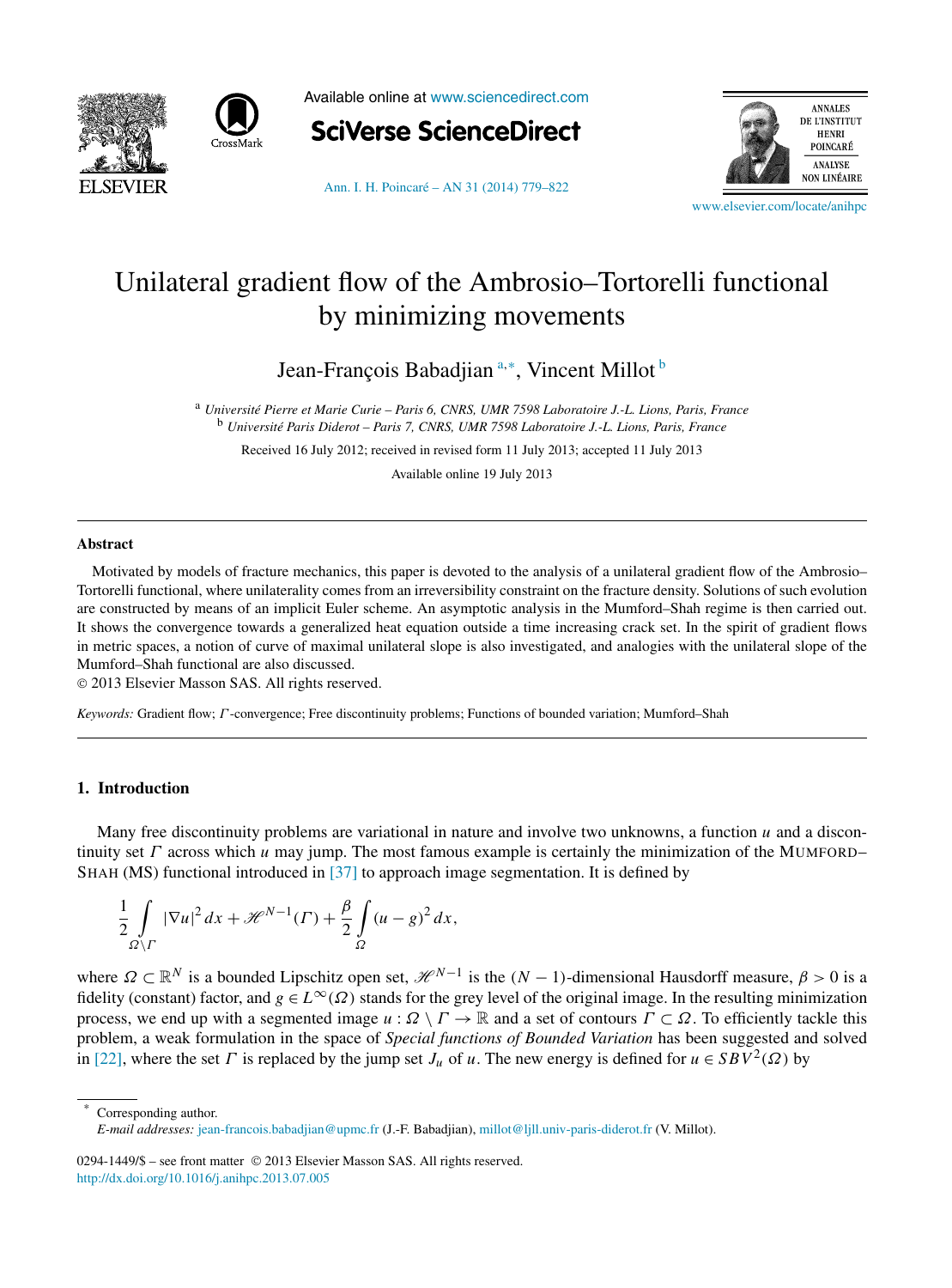# Unilateral gradient flow of the Ambrosio–Tortorelli functional by minimizing movements

Jean-François Babadjian [a,*], Vincent Millot [b]

[a] *Université Pierre et Marie Curie – Paris 6, CNRS, UMR 7598 Laboratoire J.-L. Lions, Paris, France*
[b] *Université Paris Diderot – Paris 7, CNRS, UMR 7598 Laboratoire J.-L. Lions, Paris, France*

Received 16 July 2012; received in revised form 11 July 2013; accepted 11 July 2013

Available online 19 July 2013

## Abstract

Motivated by models of fracture mechanics, this paper is devoted to the analysis of a unilateral gradient flow of the Ambrosio–Tortorelli functional, where unilaterality comes from an irreversibility constraint on the fracture density. Solutions of such evolution are constructed by means of an implicit Euler scheme. An asymptotic analysis in the Mumford–Shah regime is then carried out. It shows the convergence towards a generalized heat equation outside a time increasing crack set. In the spirit of gradient flows in metric spaces, a notion of curve of maximal unilateral slope is also investigated, and analogies with the unilateral slope of the Mumford–Shah functional are also discussed.

© 2013 Elsevier Masson SAS. All rights reserved.

*Keywords:* Gradient flow; $\Gamma$-convergence; Free discontinuity problems; Functions of bounded variation; Mumford–Shah

## 1. Introduction

Many free discontinuity problems are variational in nature and involve two unknowns, a function $u$ and a discontinuity set $\Gamma$ across which $u$ may jump. The most famous example is certainly the minimization of the Mumford–Shah (MS) functional introduced in [37] to approach image segmentation. It is defined by

$$\frac{1}{2}\int_{\Omega\setminus\Gamma} |\nabla u|^2\,dx + \mathscr{H}^{N-1}(\Gamma) + \frac{\beta}{2}\int_{\Omega} (u-g)^2\,dx,$$

where $\Omega \subset \mathbb{R}^N$ is a bounded Lipschitz open set, $\mathscr{H}^{N-1}$ is the $(N-1)$-dimensional Hausdorff measure, $\beta > 0$ is a fidelity (constant) factor, and $g \in L^\infty(\Omega)$ stands for the grey level of the original image. In the resulting minimization process, we end up with a segmented image $u : \Omega \setminus \Gamma \to \mathbb{R}$ and a set of contours $\Gamma \subset \Omega$. To efficiently tackle this problem, a weak formulation in the space of *Special functions of Bounded Variation* has been suggested and solved in [22], where the set $\Gamma$ is replaced by the jump set $J_u$ of $u$. The new energy is defined for $u \in SBV^2(\Omega)$ by

---

* Corresponding author.
*E-mail addresses:* jean-francois.babadjian@upmc.fr (J.-F. Babadjian), millot@ljll.univ-paris-diderot.fr (V. Millot).

0294-1449/$ – see front matter © 2013 Elsevier Masson SAS. All rights reserved.
http://dx.doi.org/10.1016/j.anihpc.2013.07.005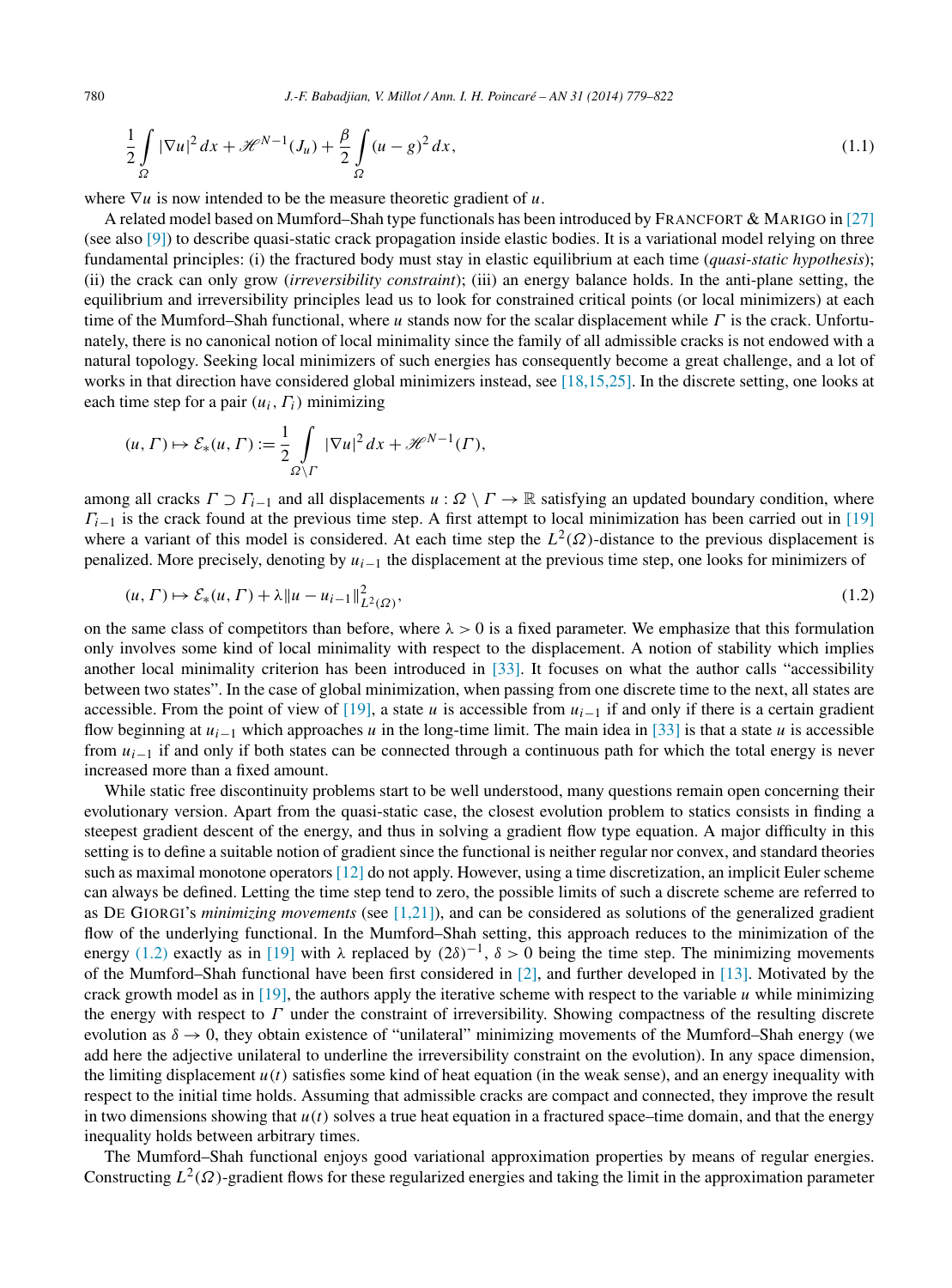$$\frac{1}{2}\int_{\Omega} |\nabla u|^2\,dx + \mathscr{H}^{N-1}(J_u) + \frac{\beta}{2}\int_{\Omega} (u-g)^2\,dx, \tag{1.1}$$

where $\nabla u$ is now intended to be the measure theoretic gradient of $u$.

A related model based on Mumford–Shah type functionals has been introduced by FRANCFORT & MARIGO in [27] (see also [9]) to describe quasi-static crack propagation inside elastic bodies. It is a variational model relying on three fundamental principles: (i) the fractured body must stay in elastic equilibrium at each time (*quasi-static hypothesis*); (ii) the crack can only grow (*irreversibility constraint*); (iii) an energy balance holds. In the anti-plane setting, the equilibrium and irreversibility principles lead us to look for constrained critical points (or local minimizers) at each time of the Mumford–Shah functional, where $u$ stands now for the scalar displacement while $\Gamma$ is the crack. Unfortunately, there is no canonical notion of local minimality since the family of all admissible cracks is not endowed with a natural topology. Seeking local minimizers of such energies has consequently become a great challenge, and a lot of works in that direction have considered global minimizers instead, see [18,15,25]. In the discrete setting, one looks at each time step for a pair $(u_i, \Gamma_i)$ minimizing

$$(u,\Gamma) \mapsto \mathcal{E}_*(u,\Gamma) := \frac{1}{2}\int_{\Omega\setminus\Gamma} |\nabla u|^2\,dx + \mathscr{H}^{N-1}(\Gamma),$$

among all cracks $\Gamma \supset \Gamma_{i-1}$ and all displacements $u : \Omega \setminus \Gamma \to \mathbb{R}$ satisfying an updated boundary condition, where $\Gamma_{i-1}$ is the crack found at the previous time step. A first attempt to local minimization has been carried out in [19] where a variant of this model is considered. At each time step the $L^2(\Omega)$-distance to the previous displacement is penalized. More precisely, denoting by $u_{i-1}$ the displacement at the previous time step, one looks for minimizers of

$$(u,\Gamma) \mapsto \mathcal{E}_*(u,\Gamma) + \lambda\|u - u_{i-1}\|^2_{L^2(\Omega)}, \tag{1.2}$$

on the same class of competitors than before, where $\lambda > 0$ is a fixed parameter. We emphasize that this formulation only involves some kind of local minimality with respect to the displacement. A notion of stability which implies another local minimality criterion has been introduced in [33]. It focuses on what the author calls "accessibility between two states". In the case of global minimization, when passing from one discrete time to the next, all states are accessible. From the point of view of [19], a state $u$ is accessible from $u_{i-1}$ if and only if there is a certain gradient flow beginning at $u_{i-1}$ which approaches $u$ in the long-time limit. The main idea in [33] is that a state $u$ is accessible from $u_{i-1}$ if and only if both states can be connected through a continuous path for which the total energy is never increased more than a fixed amount.

While static free discontinuity problems start to be well understood, many questions remain open concerning their evolutionary version. Apart from the quasi-static case, the closest evolution problem to statics consists in finding a steepest gradient descent of the energy, and thus in solving a gradient flow type equation. A major difficulty in this setting is to define a suitable notion of gradient since the functional is neither regular nor convex, and standard theories such as maximal monotone operators [12] do not apply. However, using a time discretization, an implicit Euler scheme can always be defined. Letting the time step tend to zero, the possible limits of such a discrete scheme are referred to as DE GIORGI's *minimizing movements* (see [1,21]), and can be considered as solutions of the generalized gradient flow of the underlying functional. In the Mumford–Shah setting, this approach reduces to the minimization of the energy (1.2) exactly as in [19] with $\lambda$ replaced by $(2\delta)^{-1}$, $\delta > 0$ being the time step. The minimizing movements of the Mumford–Shah functional have been first considered in [2], and further developed in [13]. Motivated by the crack growth model as in [19], the authors apply the iterative scheme with respect to the variable $u$ while minimizing the energy with respect to $\Gamma$ under the constraint of irreversibility. Showing compactness of the resulting discrete evolution as $\delta \to 0$, they obtain existence of "unilateral" minimizing movements of the Mumford–Shah energy (we add here the adjective unilateral to underline the irreversibility constraint on the evolution). In any space dimension, the limiting displacement $u(t)$ satisfies some kind of heat equation (in the weak sense), and an energy inequality with respect to the initial time holds. Assuming that admissible cracks are compact and connected, they improve the result in two dimensions showing that $u(t)$ solves a true heat equation in a fractured space–time domain, and that the energy inequality holds between arbitrary times.

The Mumford–Shah functional enjoys good variational approximation properties by means of regular energies. Constructing $L^2(\Omega)$-gradient flows for these regularized energies and taking the limit in the approximation parameter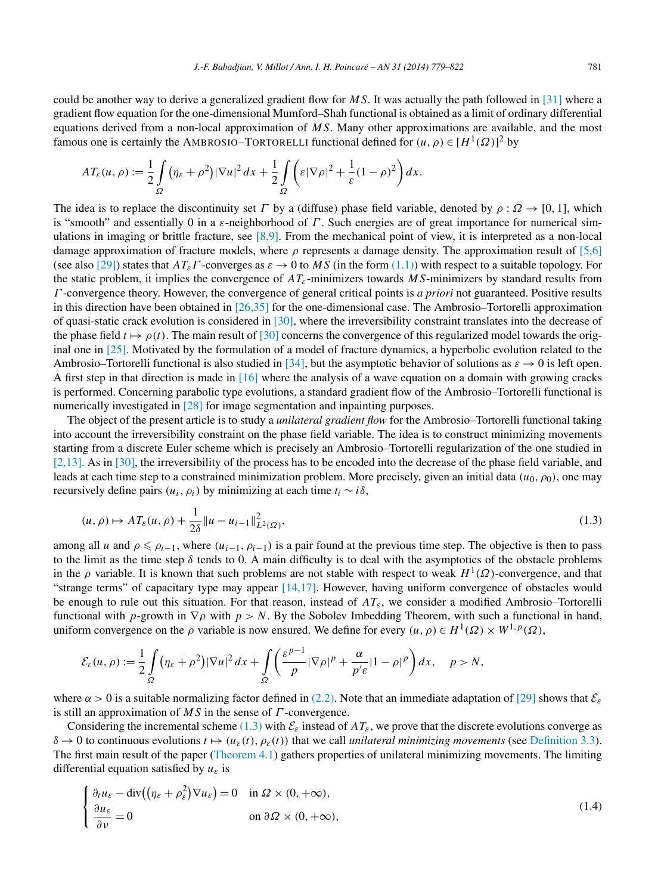could be another way to derive a generalized gradient flow for $MS$. It was actually the path followed in [31] where a gradient flow equation for the one-dimensional Mumford–Shah functional is obtained as a limit of ordinary differential equations derived from a non-local approximation of $MS$. Many other approximations are available, and the most famous one is certainly the AMBROSIO–TORTORELLI functional defined for $(u,\rho) \in [H^1(\Omega)]^2$ by

$$AT_\varepsilon(u,\rho) := \frac{1}{2}\int_\Omega \left(\eta_\varepsilon + \rho^2\right)|\nabla u|^2\,dx + \frac{1}{2}\int_\Omega \left(\varepsilon|\nabla\rho|^2 + \frac{1}{\varepsilon}(1-\rho)^2\right)dx.$$

The idea is to replace the discontinuity set $\Gamma$ by a (diffuse) phase field variable, denoted by $\rho : \Omega \to [0,1]$, which is "smooth" and essentially 0 in a $\varepsilon$-neighborhood of $\Gamma$. Such energies are of great importance for numerical simulations in imaging or brittle fracture, see [8,9]. From the mechanical point of view, it is interpreted as a non-local damage approximation of fracture models, where $\rho$ represents a damage density. The approximation result of [5,6] (see also [29]) states that $AT_\varepsilon$ $\Gamma$-converges as $\varepsilon \to 0$ to $MS$ (in the form (1.1)) with respect to a suitable topology. For the static problem, it implies the convergence of $AT_\varepsilon$-minimizers towards $MS$-minimizers by standard results from $\Gamma$-convergence theory. However, the convergence of general critical points is *a priori* not guaranteed. Positive results in this direction have been obtained in [26,35] for the one-dimensional case. The Ambrosio–Tortorelli approximation of quasi-static crack evolution is considered in [30], where the irreversibility constraint translates into the decrease of the phase field $t \mapsto \rho(t)$. The main result of [30] concerns the convergence of this regularized model towards the original one in [25]. Motivated by the formulation of a model of fracture dynamics, a hyperbolic evolution related to the Ambrosio–Tortorelli functional is also studied in [34], but the asymptotic behavior of solutions as $\varepsilon \to 0$ is left open. A first step in that direction is made in [16] where the analysis of a wave equation on a domain with growing cracks is performed. Concerning parabolic type evolutions, a standard gradient flow of the Ambrosio–Tortorelli functional is numerically investigated in [28] for image segmentation and inpainting purposes.

The object of the present article is to study a *unilateral gradient flow* for the Ambrosio–Tortorelli functional taking into account the irreversibility constraint on the phase field variable. The idea is to construct minimizing movements starting from a discrete Euler scheme which is precisely an Ambrosio–Tortorelli regularization of the one studied in [2,13]. As in [30], the irreversibility of the process has to be encoded into the decrease of the phase field variable, and leads at each time step to a constrained minimization problem. More precisely, given an initial data $(u_0,\rho_0)$, one may recursively define pairs $(u_i,\rho_i)$ by minimizing at each time $t_i \sim i\delta$,

$$(u,\rho) \mapsto AT_\varepsilon(u,\rho) + \frac{1}{2\delta}\|u - u_{i-1}\|^2_{L^2(\Omega)}, \tag{1.3}$$

among all $u$ and $\rho \leqslant \rho_{i-1}$, where $(u_{i-1},\rho_{i-1})$ is a pair found at the previous time step. The objective is then to pass to the limit as the time step $\delta$ tends to 0. A main difficulty is to deal with the asymptotics of the obstacle problems in the $\rho$ variable. It is known that such problems are not stable with respect to weak $H^1(\Omega)$-convergence, and that "strange terms" of capacitary type may appear [14,17]. However, having uniform convergence of obstacles would be enough to rule out this situation. For that reason, instead of $AT_\varepsilon$, we consider a modified Ambrosio–Tortorelli functional with $p$-growth in $\nabla\rho$ with $p > N$. By the Sobolev Imbedding Theorem, with such a functional in hand, uniform convergence on the $\rho$ variable is now ensured. We define for every $(u,\rho) \in H^1(\Omega) \times W^{1,p}(\Omega)$,

$$\mathcal{E}_\varepsilon(u,\rho) := \frac{1}{2}\int_\Omega \left(\eta_\varepsilon + \rho^2\right)|\nabla u|^2\,dx + \int_\Omega \left(\frac{\varepsilon^{p-1}}{p}|\nabla\rho|^p + \frac{\alpha}{p'\varepsilon}|1-\rho|^p\right)dx, \quad p > N,$$

where $\alpha > 0$ is a suitable normalizing factor defined in (2.2). Note that an immediate adaptation of [29] shows that $\mathcal{E}_\varepsilon$ is still an approximation of $MS$ in the sense of $\Gamma$-convergence.

Considering the incremental scheme (1.3) with $\mathcal{E}_\varepsilon$ instead of $AT_\varepsilon$, we prove that the discrete evolutions converge as $\delta \to 0$ to continuous evolutions $t \mapsto (u_\varepsilon(t),\rho_\varepsilon(t))$ that we call *unilateral minimizing movements* (see Definition 3.3). The first main result of the paper (Theorem 4.1) gathers properties of unilateral minimizing movements. The limiting differential equation satisfied by $u_\varepsilon$ is

$$\begin{cases} \partial_t u_\varepsilon - \operatorname{div}\left(\left(\eta_\varepsilon + \rho_\varepsilon^2\right)\nabla u_\varepsilon\right) = 0 & \text{in } \Omega \times (0,+\infty), \\ \dfrac{\partial u_\varepsilon}{\partial \nu} = 0 & \text{on } \partial\Omega \times (0,+\infty), \end{cases} \tag{1.4}$$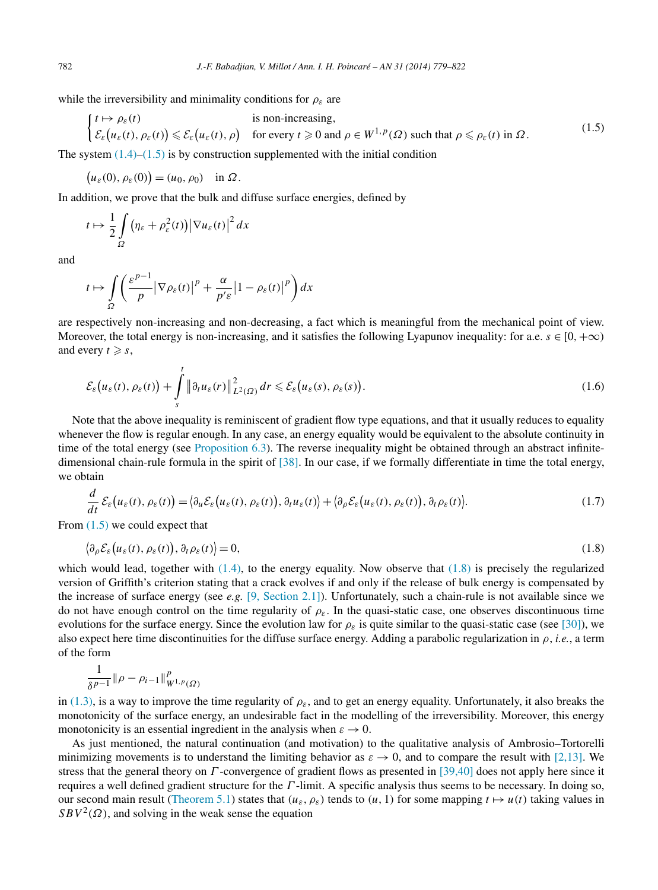while the irreversibility and minimality conditions for $\rho_\varepsilon$ are

$$
\begin{cases} t \mapsto \rho_\varepsilon(t) & \text{is non-increasing,} \\ \mathcal{E}_\varepsilon\big(u_\varepsilon(t), \rho_\varepsilon(t)\big) \leqslant \mathcal{E}_\varepsilon\big(u_\varepsilon(t), \rho\big) & \text{for every } t \geqslant 0 \text{ and } \rho \in W^{1,p}(\Omega) \text{ such that } \rho \leqslant \rho_\varepsilon(t) \text{ in } \Omega. \end{cases} \tag{1.5}
$$

The system (1.4)–(1.5) is by construction supplemented with the initial condition

$$
\big(u_\varepsilon(0), \rho_\varepsilon(0)\big) = (u_0, \rho_0) \quad \text{in } \Omega.
$$

In addition, we prove that the bulk and diffuse surface energies, defined by

$$
t \mapsto \frac{1}{2} \int_\Omega \big(\eta_\varepsilon + \rho_\varepsilon^2(t)\big) \big|\nabla u_\varepsilon(t)\big|^2 \, dx
$$

and

$$
t \mapsto \int_\Omega \left( \frac{\varepsilon^{p-1}}{p} \big|\nabla \rho_\varepsilon(t)\big|^p + \frac{\alpha}{p'\varepsilon} \big|1 - \rho_\varepsilon(t)\big|^p \right) dx
$$

are respectively non-increasing and non-decreasing, a fact which is meaningful from the mechanical point of view. Moreover, the total energy is non-increasing, and it satisfies the following Lyapunov inequality: for a.e. $s \in [0, +\infty)$ and every $t \geqslant s$,

$$
\mathcal{E}_\varepsilon\big(u_\varepsilon(t), \rho_\varepsilon(t)\big) + \int_s^t \big\|\partial_t u_\varepsilon(r)\big\|^2_{L^2(\Omega)} \, dr \leqslant \mathcal{E}_\varepsilon\big(u_\varepsilon(s), \rho_\varepsilon(s)\big). \tag{1.6}
$$

Note that the above inequality is reminiscent of gradient flow type equations, and that it usually reduces to equality whenever the flow is regular enough. In any case, an energy equality would be equivalent to the absolute continuity in time of the total energy (see Proposition 6.3). The reverse inequality might be obtained through an abstract infinite-dimensional chain-rule formula in the spirit of [38]. In our case, if we formally differentiate in time the total energy, we obtain

$$
\frac{d}{dt} \mathcal{E}_\varepsilon\big(u_\varepsilon(t), \rho_\varepsilon(t)\big) = \big\langle \partial_u \mathcal{E}_\varepsilon\big(u_\varepsilon(t), \rho_\varepsilon(t)\big), \partial_t u_\varepsilon(t)\big\rangle + \big\langle \partial_\rho \mathcal{E}_\varepsilon\big(u_\varepsilon(t), \rho_\varepsilon(t)\big), \partial_t \rho_\varepsilon(t)\big\rangle. \tag{1.7}
$$

From (1.5) we could expect that

$$
\big\langle \partial_\rho \mathcal{E}_\varepsilon\big(u_\varepsilon(t), \rho_\varepsilon(t)\big), \partial_t \rho_\varepsilon(t)\big\rangle = 0, \tag{1.8}
$$

which would lead, together with (1.4), to the energy equality. Now observe that (1.8) is precisely the regularized version of Griffith's criterion stating that a crack evolves if and only if the release of bulk energy is compensated by the increase of surface energy (see *e.g.* [9, Section 2.1]). Unfortunately, such a chain-rule is not available since we do not have enough control on the time regularity of $\rho_\varepsilon$. In the quasi-static case, one observes discontinuous time evolutions for the surface energy. Since the evolution law for $\rho_\varepsilon$ is quite similar to the quasi-static case (see [30]), we also expect here time discontinuities for the diffuse surface energy. Adding a parabolic regularization in $\rho$, *i.e.*, a term of the form

$$
\frac{1}{\delta^{p-1}} \|\rho - \rho_{i-1}\|^p_{W^{1,p}(\Omega)}
$$

in (1.3), is a way to improve the time regularity of $\rho_\varepsilon$, and to get an energy equality. Unfortunately, it also breaks the monotonicity of the surface energy, an undesirable fact in the modelling of the irreversibility. Moreover, this energy monotonicity is an essential ingredient in the analysis when $\varepsilon \to 0$.

As just mentioned, the natural continuation (and motivation) to the qualitative analysis of Ambrosio–Tortorelli minimizing movements is to understand the limiting behavior as $\varepsilon \to 0$, and to compare the result with [2,13]. We stress that the general theory on $\Gamma$-convergence of gradient flows as presented in [39,40] does not apply here since it requires a well defined gradient structure for the $\Gamma$-limit. A specific analysis thus seems to be necessary. In doing so, our second main result (Theorem 5.1) states that $(u_\varepsilon, \rho_\varepsilon)$ tends to $(u, 1)$ for some mapping $t \mapsto u(t)$ taking values in $SBV^2(\Omega)$, and solving in the weak sense the equation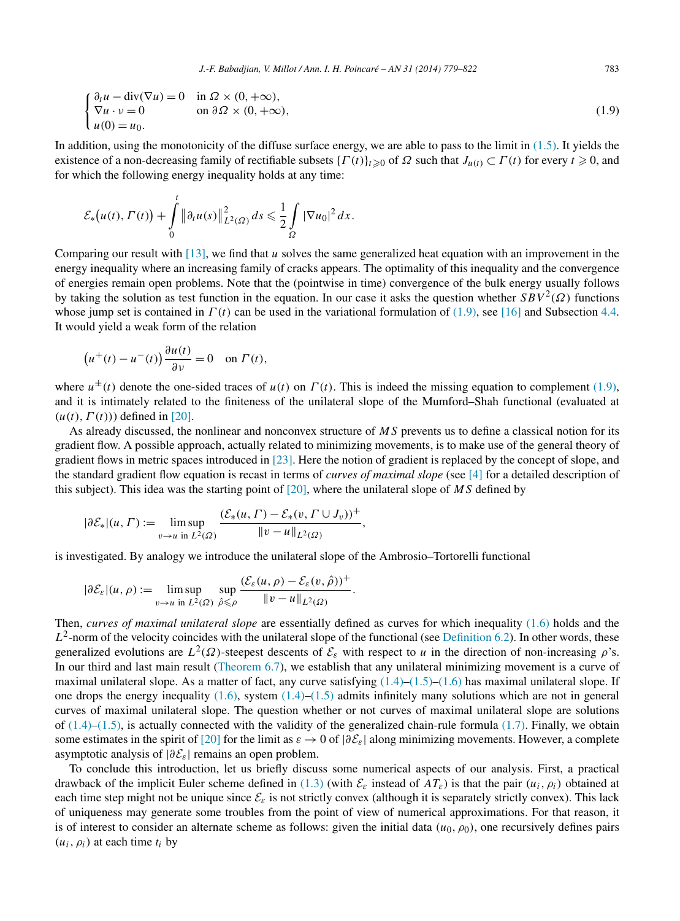$$\begin{cases} \partial_t u - \operatorname{div}(\nabla u) = 0 & \text{in } \Omega \times (0, +\infty), \\ \nabla u \cdot \nu = 0 & \text{on } \partial\Omega \times (0, +\infty), \\ u(0) = u_0. \end{cases} \tag{1.9}$$

In addition, using the monotonicity of the diffuse surface energy, we are able to pass to the limit in (1.5). It yields the existence of a non-decreasing family of rectifiable subsets $\{\Gamma(t)\}_{t \geqslant 0}$ of $\Omega$ such that $J_{u(t)} \subset \Gamma(t)$ for every $t \geqslant 0$, and for which the following energy inequality holds at any time:

$$\mathcal{E}_*\big(u(t), \Gamma(t)\big) + \int_0^t \big\| \partial_t u(s) \big\|^2_{L^2(\Omega)}\, ds \leqslant \frac{1}{2} \int_\Omega |\nabla u_0|^2\, dx.$$

Comparing our result with [13], we find that $u$ solves the same generalized heat equation with an improvement in the energy inequality where an increasing family of cracks appears. The optimality of this inequality and the convergence of energies remain open problems. Note that the (pointwise in time) convergence of the bulk energy usually follows by taking the solution as test function in the equation. In our case it asks the question whether $SBV^2(\Omega)$ functions whose jump set is contained in $\Gamma(t)$ can be used in the variational formulation of (1.9), see [16] and Subsection 4.4. It would yield a weak form of the relation

$$\big(u^+(t) - u^-(t)\big) \frac{\partial u(t)}{\partial \nu} = 0 \quad \text{on } \Gamma(t),$$

where $u^{\pm}(t)$ denote the one-sided traces of $u(t)$ on $\Gamma(t)$. This is indeed the missing equation to complement (1.9), and it is intimately related to the finiteness of the unilateral slope of the Mumford–Shah functional (evaluated at $(u(t), \Gamma(t))$) defined in [20].

As already discussed, the nonlinear and nonconvex structure of $MS$ prevents us to define a classical notion for its gradient flow. A possible approach, actually related to minimizing movements, is to make use of the general theory of gradient flows in metric spaces introduced in [23]. Here the notion of gradient is replaced by the concept of slope, and the standard gradient flow equation is recast in terms of *curves of maximal slope* (see [4] for a detailed description of this subject). This idea was the starting point of [20], where the unilateral slope of $MS$ defined by

$$|\partial \mathcal{E}_*|(u, \Gamma) := \limsup_{v \to u \text{ in } L^2(\Omega)} \frac{(\mathcal{E}_*(u, \Gamma) - \mathcal{E}_*(v, \Gamma \cup J_v))^+}{\|v - u\|_{L^2(\Omega)}},$$

is investigated. By analogy we introduce the unilateral slope of the Ambrosio–Tortorelli functional

$$|\partial \mathcal{E}_\varepsilon|(u, \rho) := \limsup_{v \to u \text{ in } L^2(\Omega)} \sup_{\hat\rho \leqslant \rho} \frac{(\mathcal{E}_\varepsilon(u, \rho) - \mathcal{E}_\varepsilon(v, \hat\rho))^+}{\|v - u\|_{L^2(\Omega)}}.$$

Then, *curves of maximal unilateral slope* are essentially defined as curves for which inequality (1.6) holds and the $L^2$-norm of the velocity coincides with the unilateral slope of the functional (see Definition 6.2). In other words, these generalized evolutions are $L^2(\Omega)$-steepest descents of $\mathcal{E}_\varepsilon$ with respect to $u$ in the direction of non-increasing $\rho$'s. In our third and last main result (Theorem 6.7), we establish that any unilateral minimizing movement is a curve of maximal unilateral slope. As a matter of fact, any curve satisfying (1.4)–(1.5)–(1.6) has maximal unilateral slope. If one drops the energy inequality (1.6), system (1.4)–(1.5) admits infinitely many solutions which are not in general curves of maximal unilateral slope. The question whether or not curves of maximal unilateral slope are solutions of (1.4)–(1.5), is actually connected with the validity of the generalized chain-rule formula (1.7). Finally, we obtain some estimates in the spirit of [20] for the limit as $\varepsilon \to 0$ of $|\partial \mathcal{E}_\varepsilon|$ along minimizing movements. However, a complete asymptotic analysis of $|\partial \mathcal{E}_\varepsilon|$ remains an open problem.

To conclude this introduction, let us briefly discuss some numerical aspects of our analysis. First, a practical drawback of the implicit Euler scheme defined in (1.3) (with $\mathcal{E}_\varepsilon$ instead of $AT_\varepsilon$) is that the pair $(u_i, \rho_i)$ obtained at each time step might not be unique since $\mathcal{E}_\varepsilon$ is not strictly convex (although it is separately strictly convex). This lack of uniqueness may generate some troubles from the point of view of numerical approximations. For that reason, it is of interest to consider an alternate scheme as follows: given the initial data $(u_0, \rho_0)$, one recursively defines pairs $(u_i, \rho_i)$ at each time $t_i$ by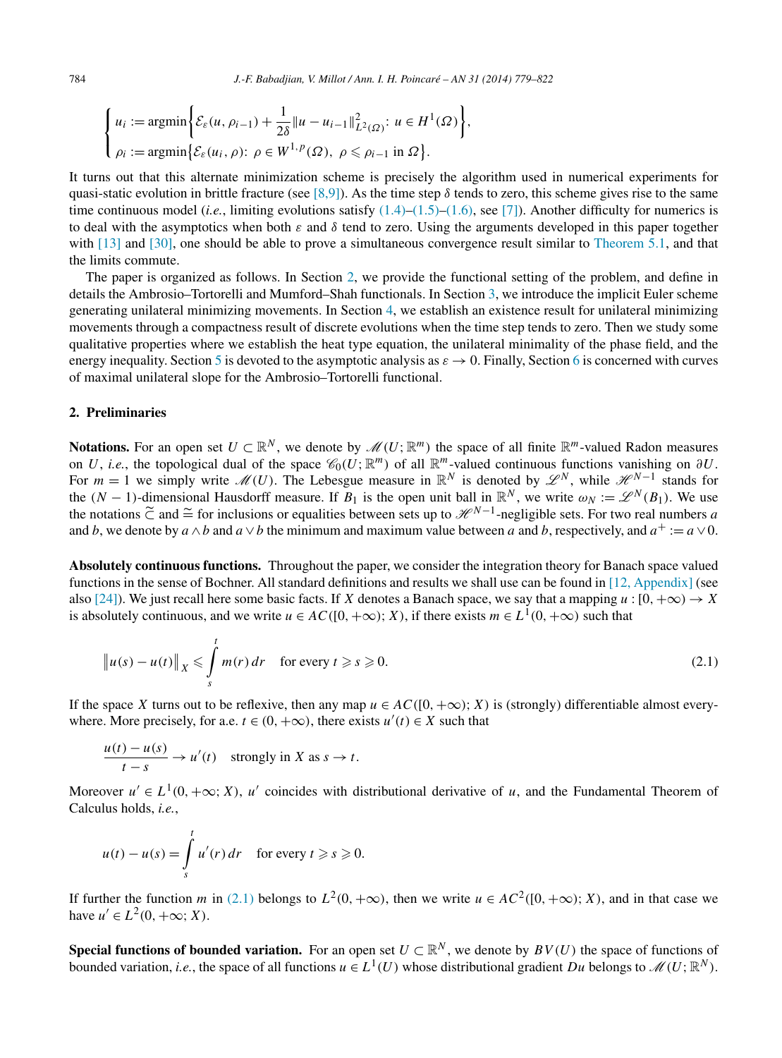$$
\begin{cases} u_i := \operatorname{argmin}\left\{ \mathcal{E}_\varepsilon(u, \rho_{i-1}) + \dfrac{1}{2\delta}\|u - u_{i-1}\|^2_{L^2(\Omega)}:\ u \in H^1(\Omega) \right\}, \\ \rho_i := \operatorname{argmin}\left\{ \mathcal{E}_\varepsilon(u_i, \rho):\ \rho \in W^{1,p}(\Omega),\ \rho \leqslant \rho_{i-1} \text{ in } \Omega \right\}. \end{cases}
$$

It turns out that this alternate minimization scheme is precisely the algorithm used in numerical experiments for quasi-static evolution in brittle fracture (see [8,9]). As the time step $\delta$ tends to zero, this scheme gives rise to the same time continuous model (*i.e.*, limiting evolutions satisfy (1.4)–(1.5)–(1.6), see [7]). Another difficulty for numerics is to deal with the asymptotics when both $\varepsilon$ and $\delta$ tend to zero. Using the arguments developed in this paper together with [13] and [30], one should be able to prove a simultaneous convergence result similar to Theorem 5.1, and that the limits commute.

The paper is organized as follows. In Section 2, we provide the functional setting of the problem, and define in details the Ambrosio–Tortorelli and Mumford–Shah functionals. In Section 3, we introduce the implicit Euler scheme generating unilateral minimizing movements. In Section 4, we establish an existence result for unilateral minimizing movements through a compactness result of discrete evolutions when the time step tends to zero. Then we study some qualitative properties where we establish the heat type equation, the unilateral minimality of the phase field, and the energy inequality. Section 5 is devoted to the asymptotic analysis as $\varepsilon \to 0$. Finally, Section 6 is concerned with curves of maximal unilateral slope for the Ambrosio–Tortorelli functional.

## 2. Preliminaries

**Notations.** For an open set $U \subset \mathbb{R}^N$, we denote by $\mathscr{M}(U;\mathbb{R}^m)$ the space of all finite $\mathbb{R}^m$-valued Radon measures on $U$, *i.e.*, the topological dual of the space $\mathscr{C}_0(U;\mathbb{R}^m)$ of all $\mathbb{R}^m$-valued continuous functions vanishing on $\partial U$. For $m = 1$ we simply write $\mathscr{M}(U)$. The Lebesgue measure in $\mathbb{R}^N$ is denoted by $\mathscr{L}^N$, while $\mathscr{H}^{N-1}$ stands for the $(N-1)$-dimensional Hausdorff measure. If $B_1$ is the open unit ball in $\mathbb{R}^N$, we write $\omega_N := \mathscr{L}^N(B_1)$. We use the notations $\widetilde{\subset}$ and $\widetilde{=}$ for inclusions or equalities between sets up to $\mathscr{H}^{N-1}$-negligible sets. For two real numbers $a$ and $b$, we denote by $a \wedge b$ and $a \vee b$ the minimum and maximum value between $a$ and $b$, respectively, and $a^+ := a \vee 0$.

**Absolutely continuous functions.** Throughout the paper, we consider the integration theory for Banach space valued functions in the sense of Bochner. All standard definitions and results we shall use can be found in [12, Appendix] (see also [24]). We just recall here some basic facts. If $X$ denotes a Banach space, we say that a mapping $u : [0,+\infty) \to X$ is absolutely continuous, and we write $u \in AC([0,+\infty);X)$, if there exists $m \in L^1(0,+\infty)$ such that

$$
\big\|u(s) - u(t)\big\|_X \leqslant \int_s^t m(r)\,dr \quad \text{for every } t \geqslant s \geqslant 0. \tag{2.1}
$$

If the space $X$ turns out to be reflexive, then any map $u \in AC([0,+\infty);X)$ is (strongly) differentiable almost everywhere. More precisely, for a.e. $t \in (0,+\infty)$, there exists $u'(t) \in X$ such that

$$
\frac{u(t) - u(s)}{t - s} \to u'(t) \quad \text{strongly in } X \text{ as } s \to t.
$$

Moreover $u' \in L^1(0,+\infty;X)$, $u'$ coincides with distributional derivative of $u$, and the Fundamental Theorem of Calculus holds, *i.e.*,

$$
u(t) - u(s) = \int_s^t u'(r)\,dr \quad \text{for every } t \geqslant s \geqslant 0.
$$

If further the function $m$ in (2.1) belongs to $L^2(0,+\infty)$, then we write $u \in AC^2([0,+\infty);X)$, and in that case we have $u' \in L^2(0,+\infty;X)$.

**Special functions of bounded variation.** For an open set $U \subset \mathbb{R}^N$, we denote by $BV(U)$ the space of functions of bounded variation, *i.e.*, the space of all functions $u \in L^1(U)$ whose distributional gradient $Du$ belongs to $\mathscr{M}(U;\mathbb{R}^N)$.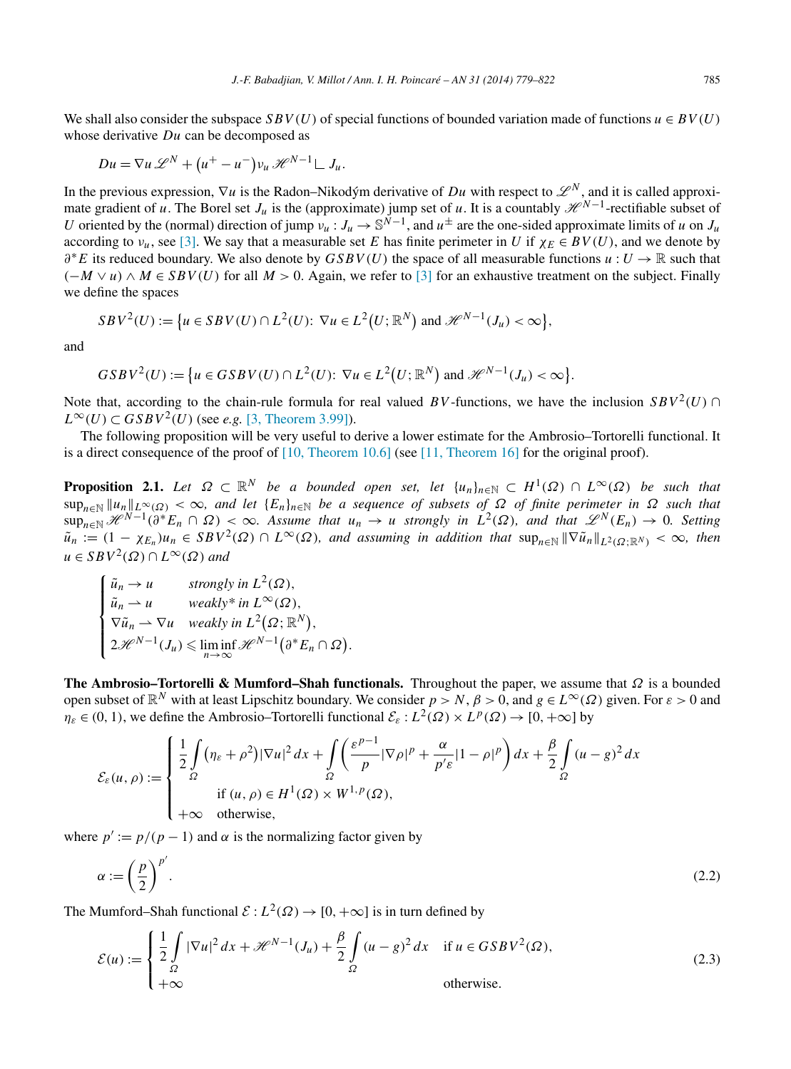We shall also consider the subspace $SBV(U)$ of special functions of bounded variation made of functions $u \in BV(U)$ whose derivative $Du$ can be decomposed as

$$Du = \nabla u \mathscr{L}^N + (u^+ - u^-)\nu_u \mathscr{H}^{N-1} \llcorner J_u.$$

In the previous expression, $\nabla u$ is the Radon–Nikodým derivative of $Du$ with respect to $\mathscr{L}^N$, and it is called approximate gradient of $u$. The Borel set $J_u$ is the (approximate) jump set of $u$. It is a countably $\mathscr{H}^{N-1}$-rectifiable subset of $U$ oriented by the (normal) direction of jump $\nu_u : J_u \to \mathbb{S}^{N-1}$, and $u^\pm$ are the one-sided approximate limits of $u$ on $J_u$ according to $\nu_u$, see [3]. We say that a measurable set $E$ has finite perimeter in $U$ if $\chi_E \in BV(U)$, and we denote by $\partial^* E$ its reduced boundary. We also denote by $GSBV(U)$ the space of all measurable functions $u : U \to \mathbb{R}$ such that $(-M \vee u) \wedge M \in SBV(U)$ for all $M > 0$. Again, we refer to [3] for an exhaustive treatment on the subject. Finally we define the spaces

$$SBV^2(U) := \{u \in SBV(U) \cap L^2(U): \nabla u \in L^2(U; \mathbb{R}^N) \text{ and } \mathscr{H}^{N-1}(J_u) < \infty\},$$

and

$$GSBV^2(U) := \{u \in GSBV(U) \cap L^2(U): \nabla u \in L^2(U; \mathbb{R}^N) \text{ and } \mathscr{H}^{N-1}(J_u) < \infty\}.$$

Note that, according to the chain-rule formula for real valued $BV$-functions, we have the inclusion $SBV^2(U) \cap L^\infty(U) \subset GSBV^2(U)$ (see *e.g.* [3, Theorem 3.99]).

The following proposition will be very useful to derive a lower estimate for the Ambrosio–Tortorelli functional. It is a direct consequence of the proof of [10, Theorem 10.6] (see [11, Theorem 16] for the original proof).

**Proposition 2.1.** *Let $\Omega \subset \mathbb{R}^N$ be a bounded open set, let $\{u_n\}_{n\in\mathbb{N}} \subset H^1(\Omega) \cap L^\infty(\Omega)$ be such that $\sup_{n\in\mathbb{N}} \|u_n\|_{L^\infty(\Omega)} < \infty$, and let $\{E_n\}_{n\in\mathbb{N}}$ be a sequence of subsets of $\Omega$ of finite perimeter in $\Omega$ such that $\sup_{n\in\mathbb{N}} \mathscr{H}^{N-1}(\partial^* E_n \cap \Omega) < \infty$. Assume that $u_n \to u$ strongly in $L^2(\Omega)$, and that $\mathscr{L}^N(E_n) \to 0$. Setting $\tilde{u}_n := (1 - \chi_{E_n})u_n \in SBV^2(\Omega) \cap L^\infty(\Omega)$, and assuming in addition that $\sup_{n\in\mathbb{N}} \|\nabla \tilde{u}_n\|_{L^2(\Omega;\mathbb{R}^N)} < \infty$, then $u \in SBV^2(\Omega) \cap L^\infty(\Omega)$ and*

$$\begin{cases} \tilde{u}_n \to u & \text{strongly in } L^2(\Omega), \\ \tilde{u}_n \rightharpoonup u & \text{weakly* in } L^\infty(\Omega), \\ \nabla \tilde{u}_n \rightharpoonup \nabla u & \text{weakly in } L^2(\Omega; \mathbb{R}^N), \\ 2\mathscr{H}^{N-1}(J_u) \leqslant \liminf\limits_{n\to\infty} \mathscr{H}^{N-1}(\partial^* E_n \cap \Omega). \end{cases}$$

**The Ambrosio–Tortorelli & Mumford–Shah functionals.** Throughout the paper, we assume that $\Omega$ is a bounded open subset of $\mathbb{R}^N$ with at least Lipschitz boundary. We consider $p > N$, $\beta > 0$, and $g \in L^\infty(\Omega)$ given. For $\varepsilon > 0$ and $\eta_\varepsilon \in (0, 1)$, we define the Ambrosio–Tortorelli functional $\mathcal{E}_\varepsilon : L^2(\Omega) \times L^p(\Omega) \to [0, +\infty]$ by

$$\mathcal{E}_\varepsilon(u, \rho) := \begin{cases} \dfrac{1}{2}\displaystyle\int_\Omega (\eta_\varepsilon + \rho^2)|\nabla u|^2\,dx + \displaystyle\int_\Omega \left(\frac{\varepsilon^{p-1}}{p}|\nabla \rho|^p + \frac{\alpha}{p'\varepsilon}|1-\rho|^p\right)dx + \frac{\beta}{2}\displaystyle\int_\Omega (u-g)^2\,dx \\ \qquad \text{if } (u, \rho) \in H^1(\Omega) \times W^{1,p}(\Omega), \\ +\infty \quad \text{otherwise,} \end{cases}$$

where $p' := p/(p-1)$ and $\alpha$ is the normalizing factor given by

$$\alpha := \left(\frac{p}{2}\right)^{p'}. \tag{2.2}$$

The Mumford–Shah functional $\mathcal{E} : L^2(\Omega) \to [0, +\infty]$ is in turn defined by

$$\mathcal{E}(u) := \begin{cases} \dfrac{1}{2}\displaystyle\int_\Omega |\nabla u|^2\,dx + \mathscr{H}^{N-1}(J_u) + \frac{\beta}{2}\displaystyle\int_\Omega (u-g)^2\,dx & \text{if } u \in GSBV^2(\Omega), \\ +\infty & \text{otherwise.} \end{cases} \tag{2.3}$$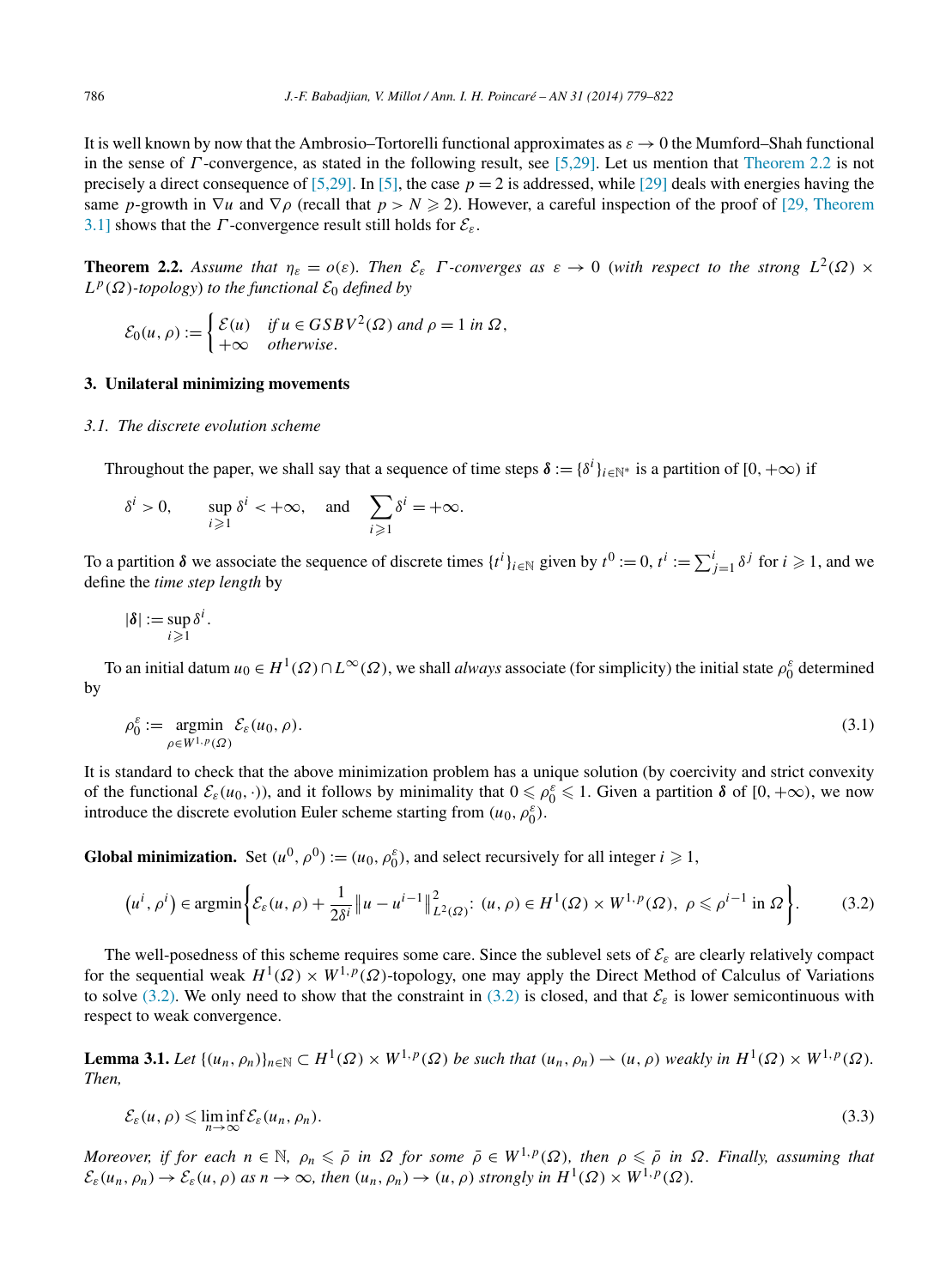It is well known by now that the Ambrosio–Tortorelli functional approximates as $\varepsilon \to 0$ the Mumford–Shah functional in the sense of $\Gamma$-convergence, as stated in the following result, see [5,29]. Let us mention that Theorem 2.2 is not precisely a direct consequence of [5,29]. In [5], the case $p = 2$ is addressed, while [29] deals with energies having the same $p$-growth in $\nabla u$ and $\nabla \rho$ (recall that $p > N \geqslant 2$). However, a careful inspection of the proof of [29, Theorem 3.1] shows that the $\Gamma$-convergence result still holds for $\mathcal{E}_\varepsilon$.

**Theorem 2.2.** *Assume that $\eta_\varepsilon = o(\varepsilon)$. Then $\mathcal{E}_\varepsilon$ $\Gamma$-converges as $\varepsilon \to 0$ (with respect to the strong $L^2(\Omega) \times L^p(\Omega)$-topology) to the functional $\mathcal{E}_0$ defined by*

$$\mathcal{E}_0(u, \rho) := \begin{cases} \mathcal{E}(u) & \text{if } u \in GSBV^2(\Omega) \text{ and } \rho = 1 \text{ in } \Omega, \\ +\infty & \text{otherwise}. \end{cases}$$

## 3. Unilateral minimizing movements

### 3.1. The discrete evolution scheme

Throughout the paper, we shall say that a sequence of time steps $\boldsymbol{\delta} := \{\delta^i\}_{i \in \mathbb{N}^*}$ is a partition of $[0, +\infty)$ if

$$\delta^i > 0, \qquad \sup_{i \geqslant 1} \delta^i < +\infty, \qquad \text{and} \qquad \sum_{i \geqslant 1} \delta^i = +\infty.$$

To a partition $\boldsymbol{\delta}$ we associate the sequence of discrete times $\{t^i\}_{i \in \mathbb{N}}$ given by $t^0 := 0$, $t^i := \sum_{j=1}^{i} \delta^j$ for $i \geqslant 1$, and we define the *time step length* by

$$|\boldsymbol{\delta}| := \sup_{i \geqslant 1} \delta^i.$$

To an initial datum $u_0 \in H^1(\Omega) \cap L^\infty(\Omega)$, we shall *always* associate (for simplicity) the initial state $\rho_0^\varepsilon$ determined by

$$\rho_0^\varepsilon := \operatorname*{argmin}_{\rho \in W^{1,p}(\Omega)} \mathcal{E}_\varepsilon(u_0, \rho). \tag{3.1}$$

It is standard to check that the above minimization problem has a unique solution (by coercivity and strict convexity of the functional $\mathcal{E}_\varepsilon(u_0, \cdot)$), and it follows by minimality that $0 \leqslant \rho_0^\varepsilon \leqslant 1$. Given a partition $\boldsymbol{\delta}$ of $[0, +\infty)$, we now introduce the discrete evolution Euler scheme starting from $(u_0, \rho_0^\varepsilon)$.

**Global minimization.** Set $(u^0, \rho^0) := (u_0, \rho_0^\varepsilon)$, and select recursively for all integer $i \geqslant 1$,

$$\left(u^i, \rho^i\right) \in \operatorname{argmin}\left\{\mathcal{E}_\varepsilon(u, \rho) + \frac{1}{2\delta^i}\left\|u - u^{i-1}\right\|^2_{L^2(\Omega)} \colon (u, \rho) \in H^1(\Omega) \times W^{1,p}(\Omega),\ \rho \leqslant \rho^{i-1} \text{ in } \Omega\right\}. \tag{3.2}$$

The well-posedness of this scheme requires some care. Since the sublevel sets of $\mathcal{E}_\varepsilon$ are clearly relatively compact for the sequential weak $H^1(\Omega) \times W^{1,p}(\Omega)$-topology, one may apply the Direct Method of Calculus of Variations to solve (3.2). We only need to show that the constraint in (3.2) is closed, and that $\mathcal{E}_\varepsilon$ is lower semicontinuous with respect to weak convergence.

**Lemma 3.1.** *Let $\{(u_n, \rho_n)\}_{n \in \mathbb{N}} \subset H^1(\Omega) \times W^{1,p}(\Omega)$ be such that $(u_n, \rho_n) \rightharpoonup (u, \rho)$ weakly in $H^1(\Omega) \times W^{1,p}(\Omega)$. Then,*

$$\mathcal{E}_\varepsilon(u, \rho) \leqslant \liminf_{n \to \infty} \mathcal{E}_\varepsilon(u_n, \rho_n). \tag{3.3}$$

*Moreover, if for each $n \in \mathbb{N}$, $\rho_n \leqslant \bar{\rho}$ in $\Omega$ for some $\bar{\rho} \in W^{1,p}(\Omega)$, then $\rho \leqslant \bar{\rho}$ in $\Omega$. Finally, assuming that $\mathcal{E}_\varepsilon(u_n, \rho_n) \to \mathcal{E}_\varepsilon(u, \rho)$ as $n \to \infty$, then $(u_n, \rho_n) \to (u, \rho)$ strongly in $H^1(\Omega) \times W^{1,p}(\Omega)$.*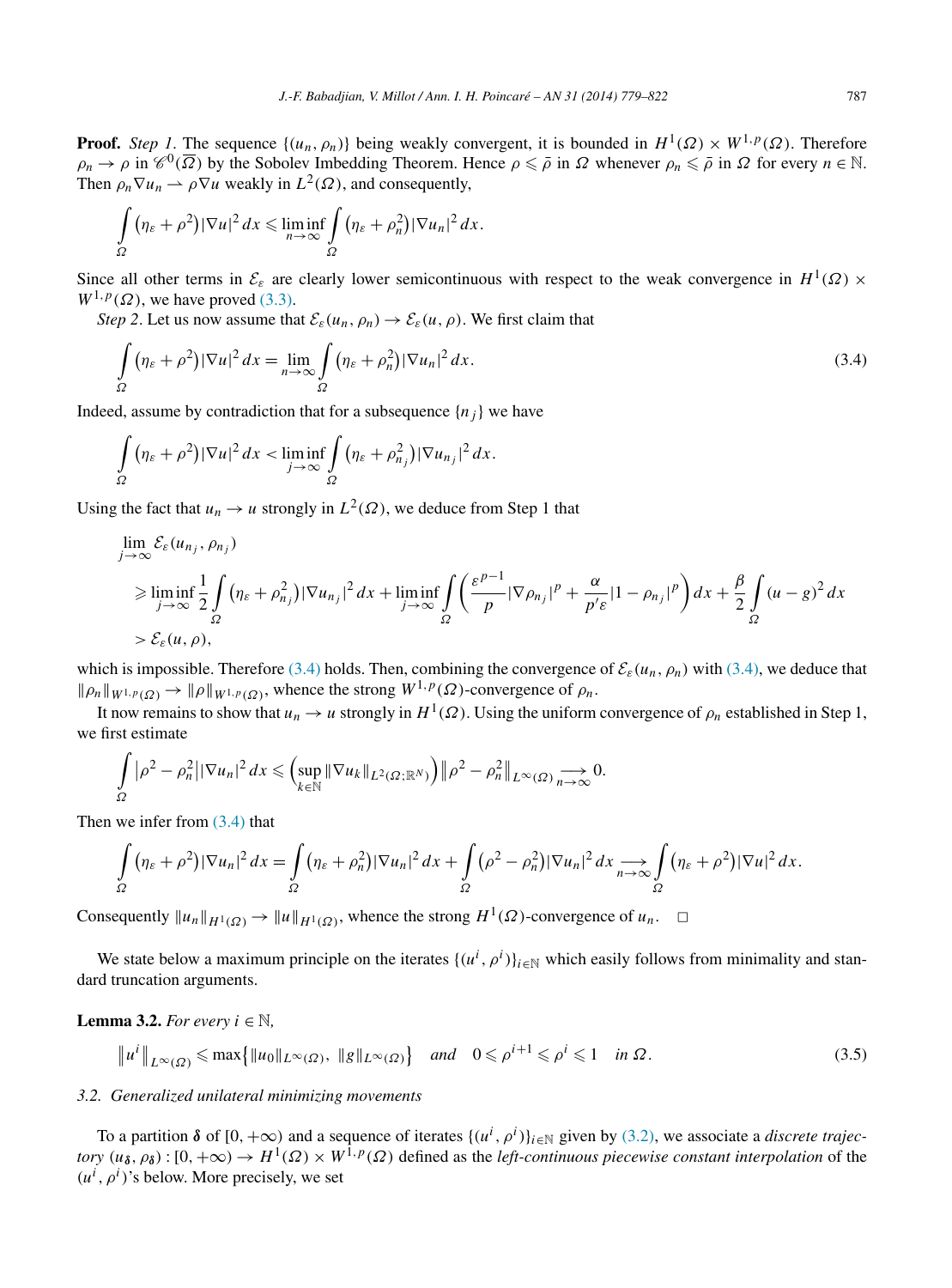**Proof.** *Step 1*. The sequence $\{(u_n, \rho_n)\}$ being weakly convergent, it is bounded in $H^1(\Omega) \times W^{1,p}(\Omega)$. Therefore $\rho_n \to \rho$ in $\mathscr{C}^0(\overline{\Omega})$ by the Sobolev Imbedding Theorem. Hence $\rho \leqslant \bar{\rho}$ in $\Omega$ whenever $\rho_n \leqslant \bar{\rho}$ in $\Omega$ for every $n \in \mathbb{N}$. Then $\rho_n \nabla u_n \rightharpoonup \rho \nabla u$ weakly in $L^2(\Omega)$, and consequently,

$$\int_\Omega (\eta_\varepsilon + \rho^2)|\nabla u|^2 \, dx \leqslant \liminf_{n\to\infty} \int_\Omega (\eta_\varepsilon + \rho_n^2)|\nabla u_n|^2 \, dx.$$

Since all other terms in $\mathcal{E}_\varepsilon$ are clearly lower semicontinuous with respect to the weak convergence in $H^1(\Omega) \times W^{1,p}(\Omega)$, we have proved (3.3).

*Step 2*. Let us now assume that $\mathcal{E}_\varepsilon(u_n, \rho_n) \to \mathcal{E}_\varepsilon(u, \rho)$. We first claim that

$$\int_\Omega (\eta_\varepsilon + \rho^2)|\nabla u|^2 \, dx = \lim_{n\to\infty} \int_\Omega (\eta_\varepsilon + \rho_n^2)|\nabla u_n|^2 \, dx. \tag{3.4}$$

Indeed, assume by contradiction that for a subsequence $\{n_j\}$ we have

$$\int_\Omega (\eta_\varepsilon + \rho^2)|\nabla u|^2 \, dx < \liminf_{j\to\infty} \int_\Omega (\eta_\varepsilon + \rho_{n_j}^2)|\nabla u_{n_j}|^2 \, dx.$$

Using the fact that $u_n \to u$ strongly in $L^2(\Omega)$, we deduce from Step 1 that

$$\begin{aligned}
&\lim_{j\to\infty} \mathcal{E}_\varepsilon(u_{n_j}, \rho_{n_j}) \\
&\quad \geqslant \liminf_{j\to\infty} \frac{1}{2} \int_\Omega (\eta_\varepsilon + \rho_{n_j}^2)|\nabla u_{n_j}|^2 \, dx + \liminf_{j\to\infty} \int_\Omega \left( \frac{\varepsilon^{p-1}}{p} |\nabla \rho_{n_j}|^p + \frac{\alpha}{p'\varepsilon} |1 - \rho_{n_j}|^p \right) dx + \frac{\beta}{2} \int_\Omega (u - g)^2 \, dx \\
&\quad > \mathcal{E}_\varepsilon(u, \rho),
\end{aligned}$$

which is impossible. Therefore (3.4) holds. Then, combining the convergence of $\mathcal{E}_\varepsilon(u_n, \rho_n)$ with (3.4), we deduce that $\|\rho_n\|_{W^{1,p}(\Omega)} \to \|\rho\|_{W^{1,p}(\Omega)}$, whence the strong $W^{1,p}(\Omega)$-convergence of $\rho_n$.

It now remains to show that $u_n \to u$ strongly in $H^1(\Omega)$. Using the uniform convergence of $\rho_n$ established in Step 1, we first estimate

$$\int_\Omega |\rho^2 - \rho_n^2||\nabla u_n|^2 \, dx \leqslant \Big( \sup_{k\in\mathbb{N}} \|\nabla u_k\|_{L^2(\Omega;\mathbb{R}^N)} \Big) \|\rho^2 - \rho_n^2\|_{L^\infty(\Omega)} \xrightarrow[n\to\infty]{} 0.$$

Then we infer from (3.4) that

$$\int_\Omega (\eta_\varepsilon + \rho^2)|\nabla u_n|^2 \, dx = \int_\Omega (\eta_\varepsilon + \rho_n^2)|\nabla u_n|^2 \, dx + \int_\Omega (\rho^2 - \rho_n^2)|\nabla u_n|^2 \, dx \xrightarrow[n\to\infty]{} \int_\Omega (\eta_\varepsilon + \rho^2)|\nabla u|^2 \, dx.$$

Consequently $\|u_n\|_{H^1(\Omega)} \to \|u\|_{H^1(\Omega)}$, whence the strong $H^1(\Omega)$-convergence of $u_n$. $\square$

We state below a maximum principle on the iterates $\{(u^i, \rho^i)\}_{i\in\mathbb{N}}$ which easily follows from minimality and standard truncation arguments.

**Lemma 3.2.** *For every* $i \in \mathbb{N}$,

$$\|u^i\|_{L^\infty(\Omega)} \leqslant \max\{\|u_0\|_{L^\infty(\Omega)}, \|g\|_{L^\infty(\Omega)}\} \quad \textit{and} \quad 0 \leqslant \rho^{i+1} \leqslant \rho^i \leqslant 1 \quad \textit{in } \Omega. \tag{3.5}$$

### *3.2. Generalized unilateral minimizing movements*

To a partition $\boldsymbol{\delta}$ of $[0, +\infty)$ and a sequence of iterates $\{(u^i, \rho^i)\}_{i\in\mathbb{N}}$ given by (3.2), we associate a *discrete trajectory* $(u_{\boldsymbol{\delta}}, \rho_{\boldsymbol{\delta}}) : [0, +\infty) \to H^1(\Omega) \times W^{1,p}(\Omega)$ defined as the *left-continuous piecewise constant interpolation* of the $(u^i, \rho^i)$'s below. More precisely, we set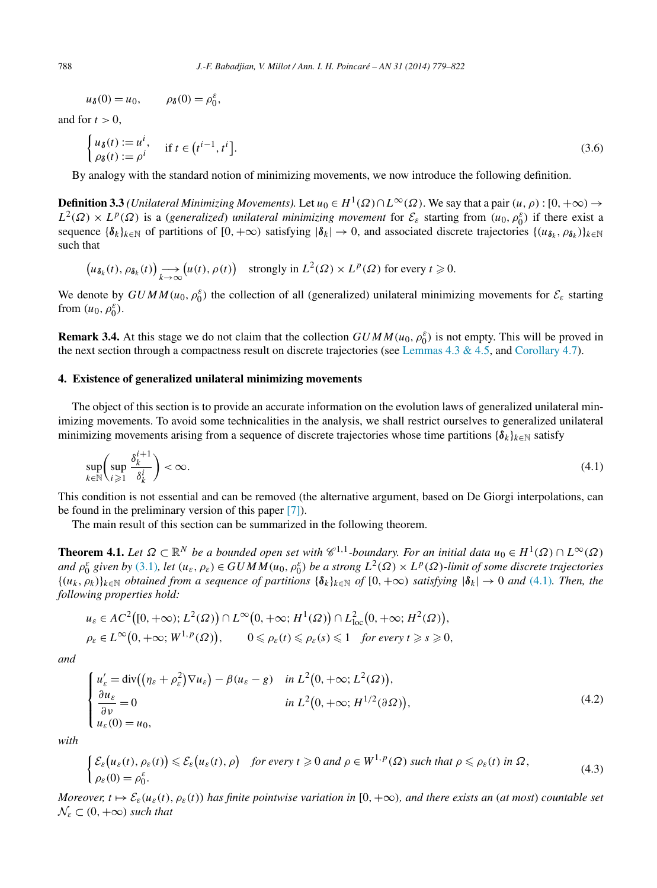$$u_{\boldsymbol\delta}(0) = u_0, \qquad \rho_{\boldsymbol\delta}(0) = \rho_0^\varepsilon,$$

and for $t > 0$,

$$\begin{cases} u_{\boldsymbol\delta}(t) := u^i, \\ \rho_{\boldsymbol\delta}(t) := \rho^i \end{cases} \quad \text{if } t \in \left(t^{i-1}, t^i\right]. \tag{3.6}$$

By analogy with the standard notion of minimizing movements, we now introduce the following definition.

**Definition 3.3** *(Unilateral Minimizing Movements).* Let $u_0 \in H^1(\Omega) \cap L^\infty(\Omega)$. We say that a pair $(u, \rho) : [0, +\infty) \to L^2(\Omega) \times L^p(\Omega)$ is a (*generalized*) *unilateral minimizing movement* for $\mathcal{E}_\varepsilon$ starting from $(u_0, \rho_0^\varepsilon)$ if there exist a sequence $\{\boldsymbol\delta_k\}_{k\in\mathbb{N}}$ of partitions of $[0, +\infty)$ satisfying $|\boldsymbol\delta_k| \to 0$, and associated discrete trajectories $\{(u_{\boldsymbol\delta_k}, \rho_{\boldsymbol\delta_k})\}_{k\in\mathbb{N}}$ such that

$$\left(u_{\boldsymbol\delta_k}(t), \rho_{\boldsymbol\delta_k}(t)\right) \underset{k\to\infty}{\longrightarrow} \left(u(t), \rho(t)\right) \quad \text{strongly in } L^2(\Omega) \times L^p(\Omega) \text{ for every } t \geqslant 0.$$

We denote by $GUMM(u_0, \rho_0^\varepsilon)$ the collection of all (generalized) unilateral minimizing movements for $\mathcal{E}_\varepsilon$ starting from $(u_0, \rho_0^\varepsilon)$.

**Remark 3.4.** At this stage we do not claim that the collection $GUMM(u_0, \rho_0^\varepsilon)$ is not empty. This will be proved in the next section through a compactness result on discrete trajectories (see Lemmas 4.3 & 4.5, and Corollary 4.7).

## 4. Existence of generalized unilateral minimizing movements

The object of this section is to provide an accurate information on the evolution laws of generalized unilateral minimizing movements. To avoid some technicalities in the analysis, we shall restrict ourselves to generalized unilateral minimizing movements arising from a sequence of discrete trajectories whose time partitions $\{\boldsymbol\delta_k\}_{k\in\mathbb{N}}$ satisfy

$$\sup_{k\in\mathbb{N}} \left( \sup_{i\geqslant 1} \frac{\delta_k^{i+1}}{\delta_k^i} \right) < \infty. \tag{4.1}$$

This condition is not essential and can be removed (the alternative argument, based on De Giorgi interpolations, can be found in the preliminary version of this paper [7]).

The main result of this section can be summarized in the following theorem.

**Theorem 4.1.** *Let $\Omega \subset \mathbb{R}^N$ be a bounded open set with $\mathscr{C}^{1,1}$-boundary. For an initial data $u_0 \in H^1(\Omega) \cap L^\infty(\Omega)$ and $\rho_0^\varepsilon$ given by (3.1), let $(u_\varepsilon, \rho_\varepsilon) \in GUMM(u_0, \rho_0^\varepsilon)$ be a strong $L^2(\Omega) \times L^p(\Omega)$-limit of some discrete trajectories $\{(u_k, \rho_k)\}_{k\in\mathbb{N}}$ obtained from a sequence of partitions $\{\boldsymbol\delta_k\}_{k\in\mathbb{N}}$ of $[0, +\infty)$ satisfying $|\boldsymbol\delta_k| \to 0$ and (4.1). Then, the following properties hold:*

$$u_\varepsilon \in AC^2\left([0, +\infty); L^2(\Omega)\right) \cap L^\infty\left(0, +\infty; H^1(\Omega)\right) \cap L^2_{\text{loc}}\left(0, +\infty; H^2(\Omega)\right),$$
$$\rho_\varepsilon \in L^\infty\left(0, +\infty; W^{1,p}(\Omega)\right), \qquad 0 \leqslant \rho_\varepsilon(t) \leqslant \rho_\varepsilon(s) \leqslant 1 \quad \text{for every } t \geqslant s \geqslant 0,$$

*and*

$$\begin{cases} u_\varepsilon' = \operatorname{div}\left((\eta_\varepsilon + \rho_\varepsilon^2)\nabla u_\varepsilon\right) - \beta(u_\varepsilon - g) & \text{in } L^2\left(0, +\infty; L^2(\Omega)\right), \\ \dfrac{\partial u_\varepsilon}{\partial \nu} = 0 & \text{in } L^2\left(0, +\infty; H^{1/2}(\partial\Omega)\right), \\ u_\varepsilon(0) = u_0, \end{cases} \tag{4.2}$$

*with*

$$\begin{cases} \mathcal{E}_\varepsilon\left(u_\varepsilon(t), \rho_\varepsilon(t)\right) \leqslant \mathcal{E}_\varepsilon\left(u_\varepsilon(t), \rho\right) & \text{for every } t \geqslant 0 \text{ and } \rho \in W^{1,p}(\Omega) \text{ such that } \rho \leqslant \rho_\varepsilon(t) \text{ in } \Omega, \\ \rho_\varepsilon(0) = \rho_0^\varepsilon. \end{cases} \tag{4.3}$$

*Moreover, $t \mapsto \mathcal{E}_\varepsilon(u_\varepsilon(t), \rho_\varepsilon(t))$ has finite pointwise variation in $[0, +\infty)$, and there exists an (at most) countable set $\mathcal{N}_\varepsilon \subset (0, +\infty)$ such that*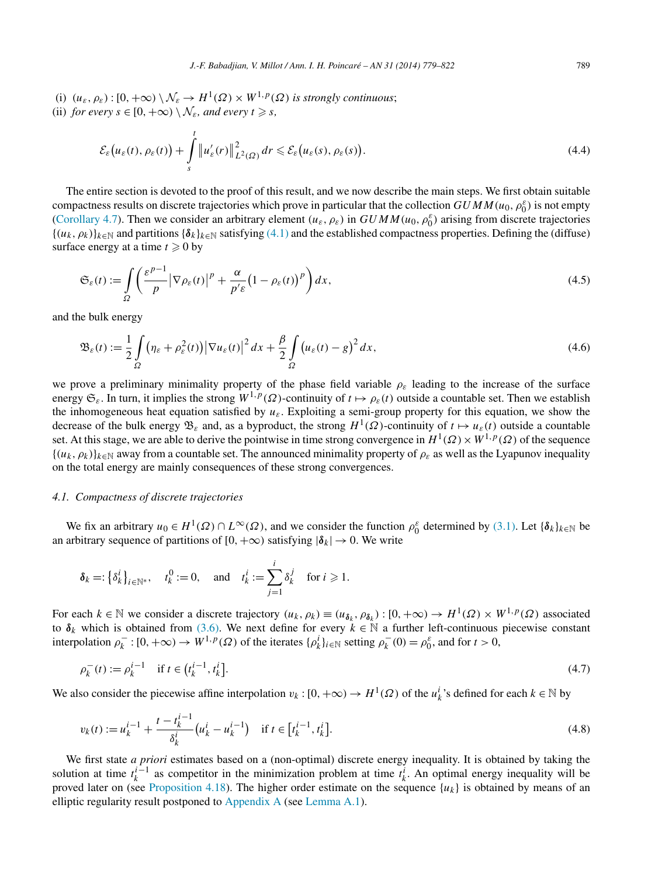(i) $(u_\varepsilon, \rho_\varepsilon) : [0, +\infty) \setminus \mathcal{N}_\varepsilon \to H^1(\Omega) \times W^{1,p}(\Omega)$ *is strongly continuous*;

(ii) *for every* $s \in [0, +\infty) \setminus \mathcal{N}_\varepsilon$, *and every* $t \geqslant s$,

$$\mathcal{E}_\varepsilon\big(u_\varepsilon(t), \rho_\varepsilon(t)\big) + \int_s^t \big\|u_\varepsilon'(r)\big\|^2_{L^2(\Omega)}\, dr \leqslant \mathcal{E}_\varepsilon\big(u_\varepsilon(s), \rho_\varepsilon(s)\big). \tag{4.4}$$

The entire section is devoted to the proof of this result, and we now describe the main steps. We first obtain suitable compactness results on discrete trajectories which prove in particular that the collection $GUMM(u_0, \rho_0^\varepsilon)$ is not empty (Corollary 4.7). Then we consider an arbitrary element $(u_\varepsilon, \rho_\varepsilon)$ in $GUMM(u_0, \rho_0^\varepsilon)$ arising from discrete trajectories $\{(u_k, \rho_k)\}_{k\in\mathbb{N}}$ and partitions $\{\boldsymbol{\delta}_k\}_{k\in\mathbb{N}}$ satisfying (4.1) and the established compactness properties. Defining the (diffuse) surface energy at a time $t \geqslant 0$ by

$$\mathfrak{S}_\varepsilon(t) := \int_\Omega \left( \frac{\varepsilon^{p-1}}{p} \big|\nabla \rho_\varepsilon(t)\big|^p + \frac{\alpha}{p'\varepsilon}\big(1 - \rho_\varepsilon(t)\big)^p \right) dx, \tag{4.5}$$

and the bulk energy

$$\mathfrak{B}_\varepsilon(t) := \frac{1}{2}\int_\Omega \big(\eta_\varepsilon + \rho_\varepsilon^2(t)\big)\big|\nabla u_\varepsilon(t)\big|^2\, dx + \frac{\beta}{2}\int_\Omega \big(u_\varepsilon(t) - g\big)^2\, dx, \tag{4.6}$$

we prove a preliminary minimality property of the phase field variable $\rho_\varepsilon$ leading to the increase of the surface energy $\mathfrak{S}_\varepsilon$. In turn, it implies the strong $W^{1,p}(\Omega)$-continuity of $t \mapsto \rho_\varepsilon(t)$ outside a countable set. Then we establish the inhomogeneous heat equation satisfied by $u_\varepsilon$. Exploiting a semi-group property for this equation, we show the decrease of the bulk energy $\mathfrak{B}_\varepsilon$ and, as a byproduct, the strong $H^1(\Omega)$-continuity of $t \mapsto u_\varepsilon(t)$ outside a countable set. At this stage, we are able to derive the pointwise in time strong convergence in $H^1(\Omega) \times W^{1,p}(\Omega)$ of the sequence $\{(u_k, \rho_k)\}_{k\in\mathbb{N}}$ away from a countable set. The announced minimality property of $\rho_\varepsilon$ as well as the Lyapunov inequality on the total energy are mainly consequences of these strong convergences.

### 4.1. Compactness of discrete trajectories

We fix an arbitrary $u_0 \in H^1(\Omega) \cap L^\infty(\Omega)$, and we consider the function $\rho_0^\varepsilon$ determined by (3.1). Let $\{\boldsymbol{\delta}_k\}_{k\in\mathbb{N}}$ be an arbitrary sequence of partitions of $[0, +\infty)$ satisfying $|\boldsymbol{\delta}_k| \to 0$. We write

$$\boldsymbol{\delta}_k =: \big\{\delta_k^i\big\}_{i\in\mathbb{N}^*}, \quad t_k^0 := 0, \quad \text{and} \quad t_k^i := \sum_{j=1}^i \delta_k^j \quad \text{for } i \geqslant 1.$$

For each $k \in \mathbb{N}$ we consider a discrete trajectory $(u_k, \rho_k) \equiv (u_{\boldsymbol{\delta}_k}, \rho_{\boldsymbol{\delta}_k}) : [0, +\infty) \to H^1(\Omega) \times W^{1,p}(\Omega)$ associated to $\boldsymbol{\delta}_k$ which is obtained from (3.6). We next define for every $k \in \mathbb{N}$ a further left-continuous piecewise constant interpolation $\rho_k^- : [0, +\infty) \to W^{1,p}(\Omega)$ of the iterates $\{\rho_k^i\}_{i\in\mathbb{N}}$ setting $\rho_k^-(0) = \rho_0^\varepsilon$, and for $t > 0$,

$$\rho_k^-(t) := \rho_k^{i-1} \quad \text{if } t \in \big(t_k^{i-1}, t_k^i\big]. \tag{4.7}$$

We also consider the piecewise affine interpolation $v_k : [0, +\infty) \to H^1(\Omega)$ of the $u_k^i$'s defined for each $k \in \mathbb{N}$ by

$$v_k(t) := u_k^{i-1} + \frac{t - t_k^{i-1}}{\delta_k^i}\big(u_k^i - u_k^{i-1}\big) \quad \text{if } t \in \big[t_k^{i-1}, t_k^i\big]. \tag{4.8}$$

We first state *a priori* estimates based on a (non-optimal) discrete energy inequality. It is obtained by taking the solution at time $t_k^{i-1}$ as competitor in the minimization problem at time $t_k^i$. An optimal energy inequality will be proved later on (see Proposition 4.18). The higher order estimate on the sequence $\{u_k\}$ is obtained by means of an elliptic regularity result postponed to Appendix A (see Lemma A.1).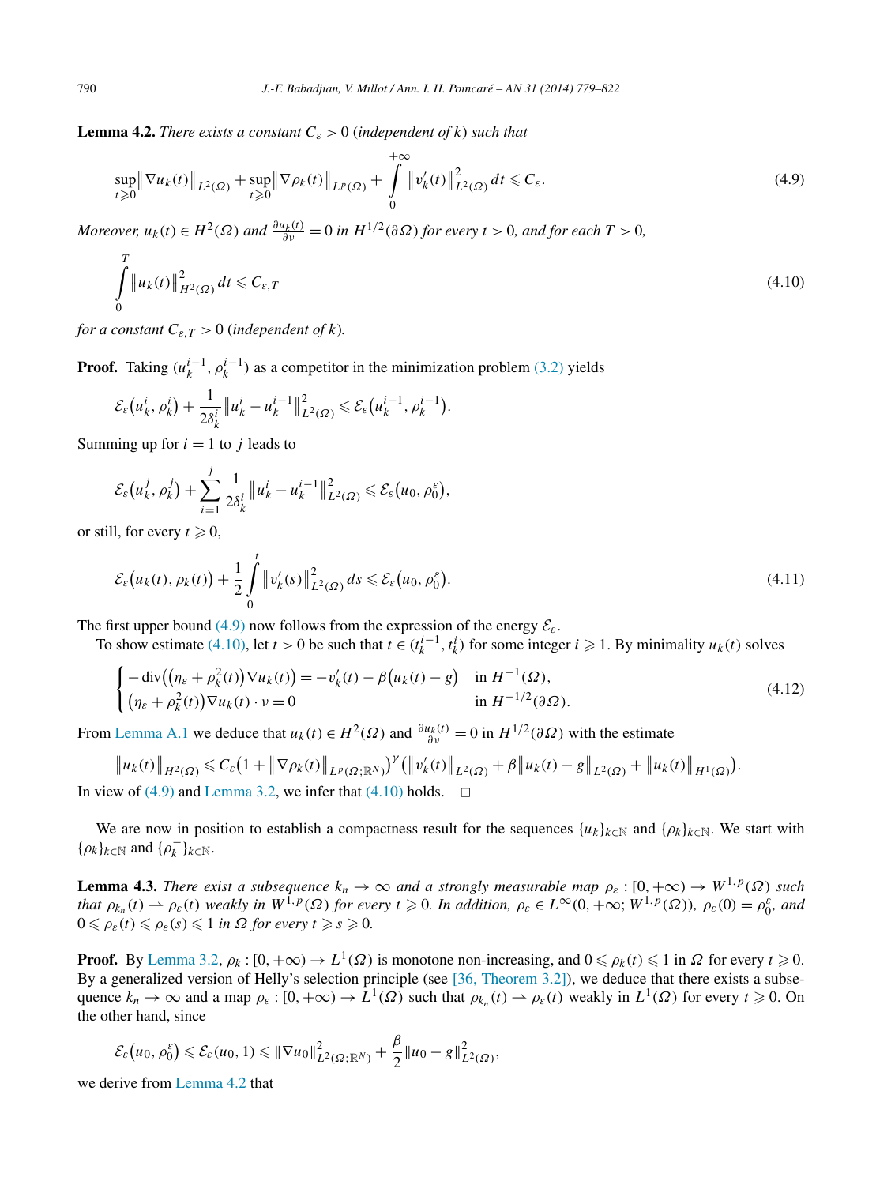**Lemma 4.2.** *There exists a constant $C_\varepsilon > 0$ (independent of $k$) such that*

$$\sup_{t\geqslant 0}\left\|\nabla u_k(t)\right\|_{L^2(\Omega)} + \sup_{t\geqslant 0}\left\|\nabla \rho_k(t)\right\|_{L^p(\Omega)} + \int_0^{+\infty}\left\|v_k'(t)\right\|^2_{L^2(\Omega)}\,dt \leqslant C_\varepsilon. \tag{4.9}$$

*Moreover, $u_k(t) \in H^2(\Omega)$ and $\frac{\partial u_k(t)}{\partial \nu} = 0$ in $H^{1/2}(\partial\Omega)$ for every $t > 0$, and for each $T > 0$,*

$$\int_0^T \left\|u_k(t)\right\|^2_{H^2(\Omega)}\,dt \leqslant C_{\varepsilon,T} \tag{4.10}$$

*for a constant $C_{\varepsilon,T} > 0$ (independent of $k$).*

**Proof.** Taking $(u_k^{i-1}, \rho_k^{i-1})$ as a competitor in the minimization problem (3.2) yields

$$\mathcal{E}_\varepsilon\big(u_k^i, \rho_k^i\big) + \frac{1}{2\delta_k^i}\left\|u_k^i - u_k^{i-1}\right\|^2_{L^2(\Omega)} \leqslant \mathcal{E}_\varepsilon\big(u_k^{i-1}, \rho_k^{i-1}\big).$$

Summing up for $i = 1$ to $j$ leads to

$$\mathcal{E}_\varepsilon\big(u_k^j, \rho_k^j\big) + \sum_{i=1}^{j}\frac{1}{2\delta_k^i}\left\|u_k^i - u_k^{i-1}\right\|^2_{L^2(\Omega)} \leqslant \mathcal{E}_\varepsilon\big(u_0, \rho_0^\varepsilon\big),$$

or still, for every $t \geqslant 0$,

$$\mathcal{E}_\varepsilon\big(u_k(t), \rho_k(t)\big) + \frac{1}{2}\int_0^t \left\|v_k'(s)\right\|^2_{L^2(\Omega)}\,ds \leqslant \mathcal{E}_\varepsilon\big(u_0, \rho_0^\varepsilon\big). \tag{4.11}$$

The first upper bound (4.9) now follows from the expression of the energy $\mathcal{E}_\varepsilon$.

To show estimate (4.10), let $t > 0$ be such that $t \in (t_k^{i-1}, t_k^i)$ for some integer $i \geqslant 1$. By minimality $u_k(t)$ solves

$$\begin{cases} -\operatorname{div}\big(\big(\eta_\varepsilon + \rho_k^2(t)\big)\nabla u_k(t)\big) = -v_k'(t) - \beta\big(u_k(t) - g\big) & \text{in } H^{-1}(\Omega), \\ \big(\eta_\varepsilon + \rho_k^2(t)\big)\nabla u_k(t)\cdot\nu = 0 & \text{in } H^{-1/2}(\partial\Omega). \end{cases} \tag{4.12}$$

From Lemma A.1 we deduce that $u_k(t) \in H^2(\Omega)$ and $\frac{\partial u_k(t)}{\partial \nu} = 0$ in $H^{1/2}(\partial\Omega)$ with the estimate

$$\left\|u_k(t)\right\|_{H^2(\Omega)} \leqslant C_\varepsilon\big(1 + \left\|\nabla\rho_k(t)\right\|_{L^p(\Omega;\mathbb{R}^N)}\big)^\gamma\big(\left\|v_k'(t)\right\|_{L^2(\Omega)} + \beta\left\|u_k(t) - g\right\|_{L^2(\Omega)} + \left\|u_k(t)\right\|_{H^1(\Omega)}\big).$$

In view of (4.9) and Lemma 3.2, we infer that (4.10) holds. $\square$

We are now in position to establish a compactness result for the sequences $\{u_k\}_{k\in\mathbb{N}}$ and $\{\rho_k\}_{k\in\mathbb{N}}$. We start with $\{\rho_k\}_{k\in\mathbb{N}}$ and $\{\rho_k^-\}_{k\in\mathbb{N}}$.

**Lemma 4.3.** *There exist a subsequence $k_n \to \infty$ and a strongly measurable map $\rho_\varepsilon : [0, +\infty) \to W^{1,p}(\Omega)$ such that $\rho_{k_n}(t) \rightharpoonup \rho_\varepsilon(t)$ weakly in $W^{1,p}(\Omega)$ for every $t \geqslant 0$. In addition, $\rho_\varepsilon \in L^\infty(0, +\infty; W^{1,p}(\Omega))$, $\rho_\varepsilon(0) = \rho_0^\varepsilon$, and $0 \leqslant \rho_\varepsilon(t) \leqslant \rho_\varepsilon(s) \leqslant 1$ in $\Omega$ for every $t \geqslant s \geqslant 0$.*

**Proof.** By Lemma 3.2, $\rho_k : [0, +\infty) \to L^1(\Omega)$ is monotone non-increasing, and $0 \leqslant \rho_k(t) \leqslant 1$ in $\Omega$ for every $t \geqslant 0$. By a generalized version of Helly's selection principle (see [36, Theorem 3.2]), we deduce that there exists a subsequence $k_n \to \infty$ and a map $\rho_\varepsilon : [0, +\infty) \to L^1(\Omega)$ such that $\rho_{k_n}(t) \rightharpoonup \rho_\varepsilon(t)$ weakly in $L^1(\Omega)$ for every $t \geqslant 0$. On the other hand, since

$$\mathcal{E}_\varepsilon\big(u_0, \rho_0^\varepsilon\big) \leqslant \mathcal{E}_\varepsilon(u_0, 1) \leqslant \|\nabla u_0\|^2_{L^2(\Omega;\mathbb{R}^N)} + \frac{\beta}{2}\|u_0 - g\|^2_{L^2(\Omega)},$$

we derive from Lemma 4.2 that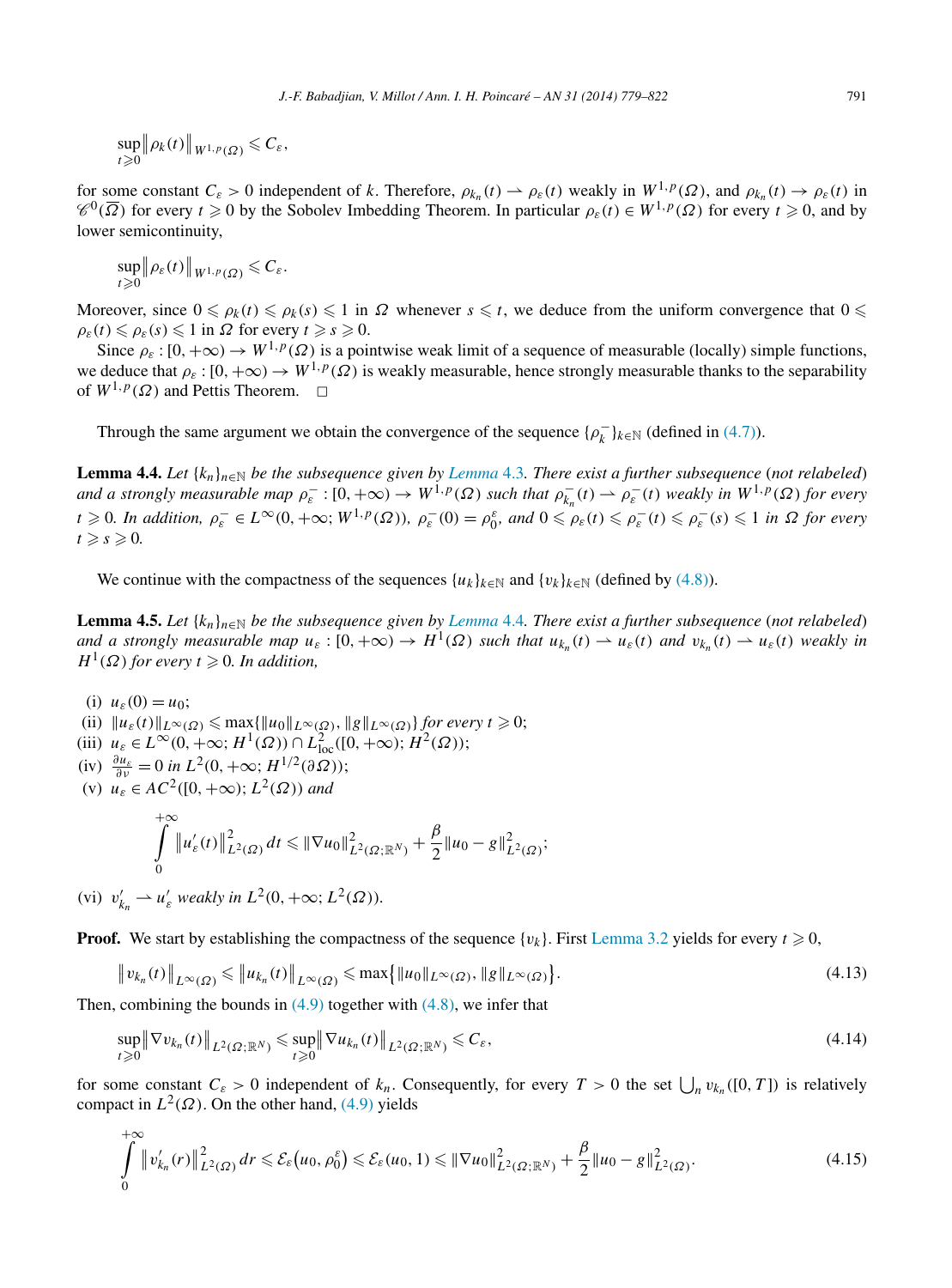$$\sup_{t\geqslant 0}\|\rho_k(t)\|_{W^{1,p}(\Omega)} \leqslant C_\varepsilon,$$

for some constant $C_\varepsilon > 0$ independent of $k$. Therefore, $\rho_{k_n}(t) \rightharpoonup \rho_\varepsilon(t)$ weakly in $W^{1,p}(\Omega)$, and $\rho_{k_n}(t) \to \rho_\varepsilon(t)$ in $\mathscr{C}^0(\overline{\Omega})$ for every $t \geqslant 0$ by the Sobolev Imbedding Theorem. In particular $\rho_\varepsilon(t) \in W^{1,p}(\Omega)$ for every $t \geqslant 0$, and by lower semicontinuity,

$$\sup_{t\geqslant 0}\|\rho_\varepsilon(t)\|_{W^{1,p}(\Omega)} \leqslant C_\varepsilon.$$

Moreover, since $0 \leqslant \rho_k(t) \leqslant \rho_k(s) \leqslant 1$ in $\Omega$ whenever $s \leqslant t$, we deduce from the uniform convergence that $0 \leqslant \rho_\varepsilon(t) \leqslant \rho_\varepsilon(s) \leqslant 1$ in $\Omega$ for every $t \geqslant s \geqslant 0$.

Since $\rho_\varepsilon : [0,+\infty) \to W^{1,p}(\Omega)$ is a pointwise weak limit of a sequence of measurable (locally) simple functions, we deduce that $\rho_\varepsilon : [0,+\infty) \to W^{1,p}(\Omega)$ is weakly measurable, hence strongly measurable thanks to the separability of $W^{1,p}(\Omega)$ and Pettis Theorem. $\square$

Through the same argument we obtain the convergence of the sequence $\{\rho_k^-\}_{k\in\mathbb{N}}$ (defined in (4.7)).

**Lemma 4.4.** *Let $\{k_n\}_{n\in\mathbb{N}}$ be the subsequence given by Lemma 4.3. There exist a further subsequence (not relabeled) and a strongly measurable map $\rho_\varepsilon^- : [0,+\infty) \to W^{1,p}(\Omega)$ such that $\rho_{k_n}^-(t) \rightharpoonup \rho_\varepsilon^-(t)$ weakly in $W^{1,p}(\Omega)$ for every $t \geqslant 0$. In addition, $\rho_\varepsilon^- \in L^\infty(0,+\infty; W^{1,p}(\Omega))$, $\rho_\varepsilon^-(0) = \rho_0^\varepsilon$, and $0 \leqslant \rho_\varepsilon(t) \leqslant \rho_\varepsilon^-(t) \leqslant \rho_\varepsilon^-(s) \leqslant 1$ in $\Omega$ for every $t \geqslant s \geqslant 0$.*

We continue with the compactness of the sequences $\{u_k\}_{k\in\mathbb{N}}$ and $\{v_k\}_{k\in\mathbb{N}}$ (defined by (4.8)).

**Lemma 4.5.** *Let $\{k_n\}_{n\in\mathbb{N}}$ be the subsequence given by Lemma 4.4. There exist a further subsequence (not relabeled) and a strongly measurable map $u_\varepsilon : [0,+\infty) \to H^1(\Omega)$ such that $u_{k_n}(t) \rightharpoonup u_\varepsilon(t)$ and $v_{k_n}(t) \rightharpoonup u_\varepsilon(t)$ weakly in $H^1(\Omega)$ for every $t \geqslant 0$. In addition,*

- (i) $u_\varepsilon(0) = u_0$;
- (ii) $\|u_\varepsilon(t)\|_{L^\infty(\Omega)} \leqslant \max\{\|u_0\|_{L^\infty(\Omega)}, \|g\|_{L^\infty(\Omega)}\}$ *for every* $t \geqslant 0$;
- (iii) $u_\varepsilon \in L^\infty(0,+\infty; H^1(\Omega)) \cap L^2_{\mathrm{loc}}([0,+\infty); H^2(\Omega))$;
- (iv) $\frac{\partial u_\varepsilon}{\partial \nu} = 0$ *in* $L^2(0,+\infty; H^{1/2}(\partial\Omega))$;
- (v) $u_\varepsilon \in AC^2([0,+\infty); L^2(\Omega))$ *and*

$$\int_0^{+\infty} \|u_\varepsilon'(t)\|^2_{L^2(\Omega)}\,dt \leqslant \|\nabla u_0\|^2_{L^2(\Omega;\mathbb{R}^N)} + \frac{\beta}{2}\|u_0 - g\|^2_{L^2(\Omega)};$$

- (vi) $v_{k_n}' \rightharpoonup u_\varepsilon'$ *weakly in* $L^2(0,+\infty; L^2(\Omega))$.

**Proof.** We start by establishing the compactness of the sequence $\{v_k\}$. First Lemma 3.2 yields for every $t \geqslant 0$,

$$\|v_{k_n}(t)\|_{L^\infty(\Omega)} \leqslant \|u_{k_n}(t)\|_{L^\infty(\Omega)} \leqslant \max\{\|u_0\|_{L^\infty(\Omega)}, \|g\|_{L^\infty(\Omega)}\}. \tag{4.13}$$

Then, combining the bounds in (4.9) together with (4.8), we infer that

$$\sup_{t\geqslant 0}\|\nabla v_{k_n}(t)\|_{L^2(\Omega;\mathbb{R}^N)} \leqslant \sup_{t\geqslant 0}\|\nabla u_{k_n}(t)\|_{L^2(\Omega;\mathbb{R}^N)} \leqslant C_\varepsilon, \tag{4.14}$$

for some constant $C_\varepsilon > 0$ independent of $k_n$. Consequently, for every $T > 0$ the set $\bigcup_n v_{k_n}([0,T])$ is relatively compact in $L^2(\Omega)$. On the other hand, (4.9) yields

$$\int_0^{+\infty} \|v_{k_n}'(r)\|^2_{L^2(\Omega)}\,dr \leqslant \mathcal{E}_\varepsilon(u_0, \rho_0^\varepsilon) \leqslant \mathcal{E}_\varepsilon(u_0, 1) \leqslant \|\nabla u_0\|^2_{L^2(\Omega;\mathbb{R}^N)} + \frac{\beta}{2}\|u_0 - g\|^2_{L^2(\Omega)}. \tag{4.15}$$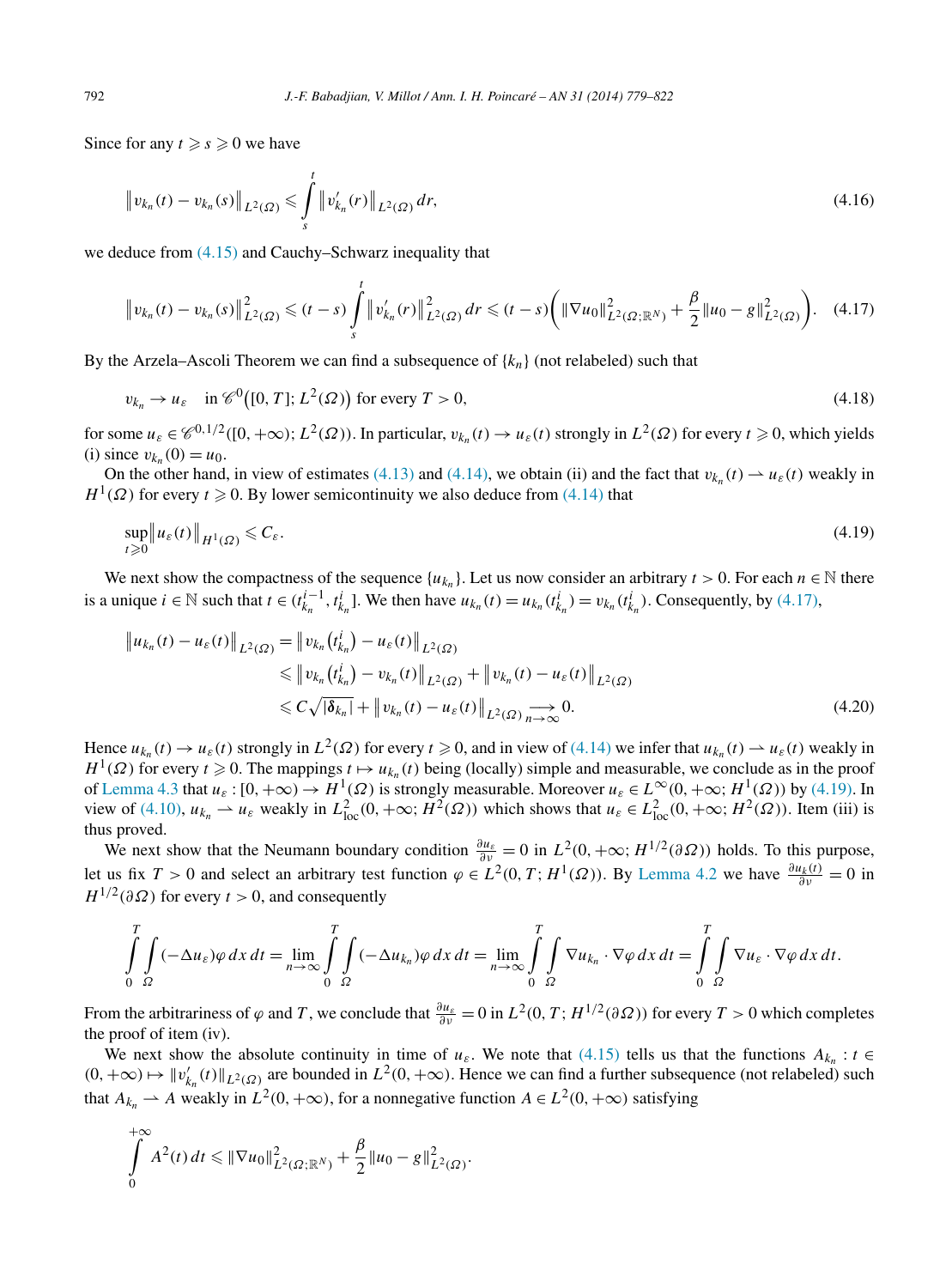Since for any $t \geqslant s \geqslant 0$ we have

$$\left\| v_{k_n}(t) - v_{k_n}(s) \right\|_{L^2(\Omega)} \leqslant \int_s^t \left\| v'_{k_n}(r) \right\|_{L^2(\Omega)} dr, \tag{4.16}$$

we deduce from (4.15) and Cauchy–Schwarz inequality that

$$\left\| v_{k_n}(t) - v_{k_n}(s) \right\|^2_{L^2(\Omega)} \leqslant (t-s) \int_s^t \left\| v'_{k_n}(r) \right\|^2_{L^2(\Omega)} dr \leqslant (t-s)\left( \|\nabla u_0\|^2_{L^2(\Omega;\mathbb{R}^N)} + \frac{\beta}{2}\|u_0 - g\|^2_{L^2(\Omega)} \right). \tag{4.17}$$

By the Arzela–Ascoli Theorem we can find a subsequence of $\{k_n\}$ (not relabeled) such that

$$v_{k_n} \to u_\varepsilon \quad \text{in } \mathscr{C}^0\big([0,T]; L^2(\Omega)\big) \text{ for every } T > 0, \tag{4.18}$$

for some $u_\varepsilon \in \mathscr{C}^{0,1/2}([0,+\infty); L^2(\Omega))$. In particular, $v_{k_n}(t) \to u_\varepsilon(t)$ strongly in $L^2(\Omega)$ for every $t \geqslant 0$, which yields (i) since $v_{k_n}(0) = u_0$.

On the other hand, in view of estimates (4.13) and (4.14), we obtain (ii) and the fact that $v_{k_n}(t) \rightharpoonup u_\varepsilon(t)$ weakly in $H^1(\Omega)$ for every $t \geqslant 0$. By lower semicontinuity we also deduce from (4.14) that

$$\sup_{t \geqslant 0} \left\| u_\varepsilon(t) \right\|_{H^1(\Omega)} \leqslant C_\varepsilon. \tag{4.19}$$

We next show the compactness of the sequence $\{u_{k_n}\}$. Let us now consider an arbitrary $t > 0$. For each $n \in \mathbb{N}$ there is a unique $i \in \mathbb{N}$ such that $t \in (t^{i-1}_{k_n}, t^i_{k_n}]$. We then have $u_{k_n}(t) = u_{k_n}(t^i_{k_n}) = v_{k_n}(t^i_{k_n})$. Consequently, by (4.17),

$$\begin{aligned}
\left\| u_{k_n}(t) - u_\varepsilon(t) \right\|_{L^2(\Omega)} &= \left\| v_{k_n}\big(t^i_{k_n}\big) - u_\varepsilon(t) \right\|_{L^2(\Omega)} \\
&\leqslant \left\| v_{k_n}\big(t^i_{k_n}\big) - v_{k_n}(t) \right\|_{L^2(\Omega)} + \left\| v_{k_n}(t) - u_\varepsilon(t) \right\|_{L^2(\Omega)} \\
&\leqslant C\sqrt{|\boldsymbol{\delta}_{k_n}|} + \left\| v_{k_n}(t) - u_\varepsilon(t) \right\|_{L^2(\Omega)} \xrightarrow[n\to\infty]{} 0.
\end{aligned} \tag{4.20}$$

Hence $u_{k_n}(t) \to u_\varepsilon(t)$ strongly in $L^2(\Omega)$ for every $t \geqslant 0$, and in view of (4.14) we infer that $u_{k_n}(t) \rightharpoonup u_\varepsilon(t)$ weakly in $H^1(\Omega)$ for every $t \geqslant 0$. The mappings $t \mapsto u_{k_n}(t)$ being (locally) simple and measurable, we conclude as in the proof of Lemma 4.3 that $u_\varepsilon : [0,+\infty) \to H^1(\Omega)$ is strongly measurable. Moreover $u_\varepsilon \in L^\infty(0,+\infty; H^1(\Omega))$ by (4.19). In view of (4.10), $u_{k_n} \rightharpoonup u_\varepsilon$ weakly in $L^2_{\mathrm{loc}}(0,+\infty; H^2(\Omega))$ which shows that $u_\varepsilon \in L^2_{\mathrm{loc}}(0,+\infty; H^2(\Omega))$. Item (iii) is thus proved.

We next show that the Neumann boundary condition $\frac{\partial u_\varepsilon}{\partial \nu} = 0$ in $L^2(0,+\infty; H^{1/2}(\partial\Omega))$ holds. To this purpose, let us fix $T > 0$ and select an arbitrary test function $\varphi \in L^2(0,T; H^1(\Omega))$. By Lemma 4.2 we have $\frac{\partial u_k(t)}{\partial \nu} = 0$ in $H^{1/2}(\partial\Omega)$ for every $t > 0$, and consequently

$$\int_0^T \int_\Omega (-\Delta u_\varepsilon)\varphi \, dx\, dt = \lim_{n\to\infty} \int_0^T \int_\Omega (-\Delta u_{k_n})\varphi \, dx\, dt = \lim_{n\to\infty} \int_0^T \int_\Omega \nabla u_{k_n} \cdot \nabla \varphi \, dx\, dt = \int_0^T \int_\Omega \nabla u_\varepsilon \cdot \nabla \varphi \, dx\, dt.$$

From the arbitrariness of $\varphi$ and $T$, we conclude that $\frac{\partial u_\varepsilon}{\partial \nu} = 0$ in $L^2(0,T; H^{1/2}(\partial\Omega))$ for every $T > 0$ which completes the proof of item (iv).

We next show the absolute continuity in time of $u_\varepsilon$. We note that (4.15) tells us that the functions $A_{k_n} : t \in (0,+\infty) \mapsto \|v'_{k_n}(t)\|_{L^2(\Omega)}$ are bounded in $L^2(0,+\infty)$. Hence we can find a further subsequence (not relabeled) such that $A_{k_n} \rightharpoonup A$ weakly in $L^2(0,+\infty)$, for a nonnegative function $A \in L^2(0,+\infty)$ satisfying

$$\int_0^{+\infty} A^2(t)\, dt \leqslant \|\nabla u_0\|^2_{L^2(\Omega;\mathbb{R}^N)} + \frac{\beta}{2}\|u_0 - g\|^2_{L^2(\Omega)}.$$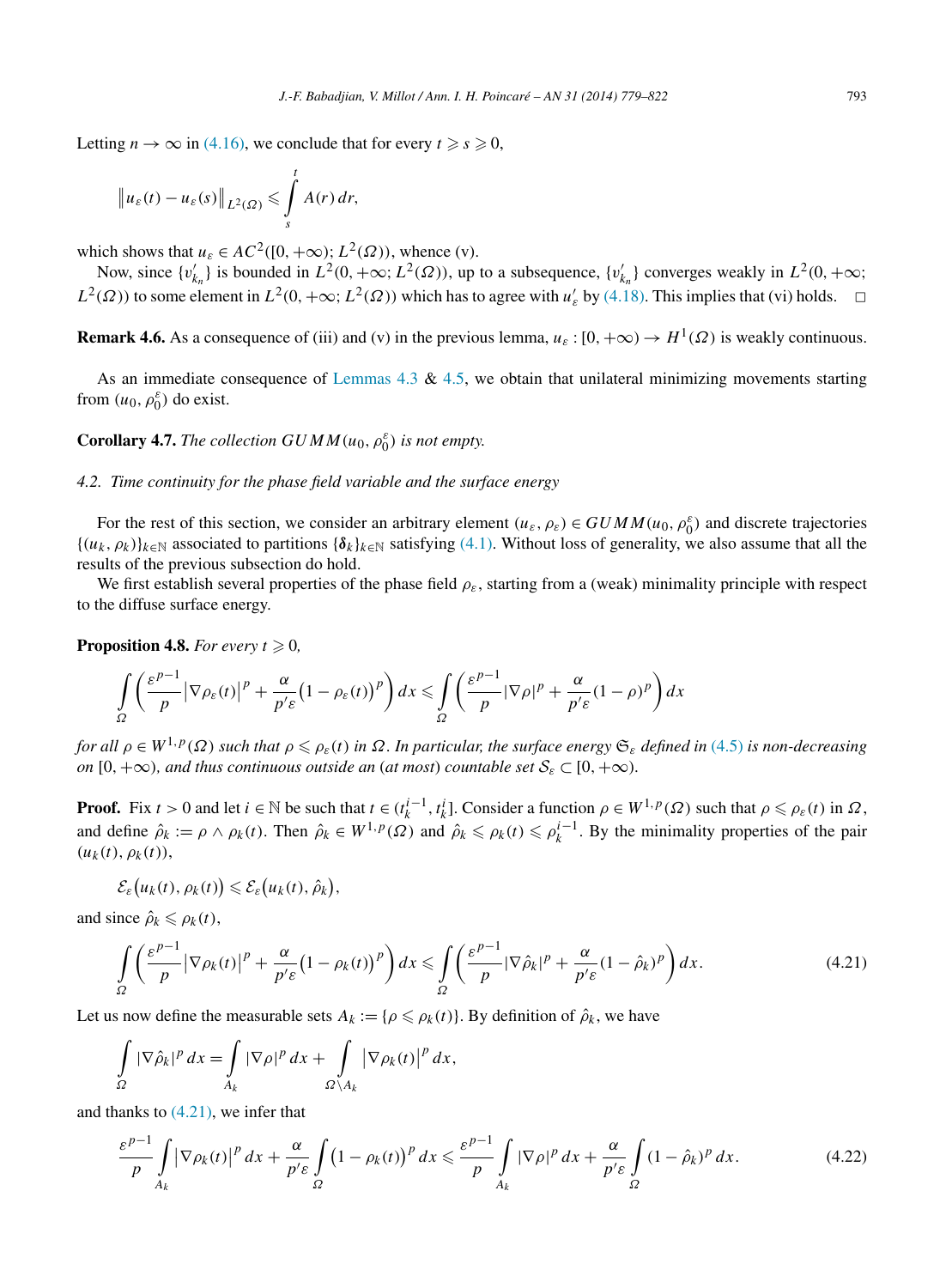Letting $n \to \infty$ in (4.16), we conclude that for every $t \geqslant s \geqslant 0$,

$$\left\| u_\varepsilon(t) - u_\varepsilon(s) \right\|_{L^2(\Omega)} \leqslant \int_s^t A(r)\,dr,$$

which shows that $u_\varepsilon \in AC^2([0,+\infty); L^2(\Omega))$, whence (v).

Now, since $\{v'_{k_n}\}$ is bounded in $L^2(0,+\infty; L^2(\Omega))$, up to a subsequence, $\{v'_{k_n}\}$ converges weakly in $L^2(0,+\infty; L^2(\Omega))$ to some element in $L^2(0,+\infty; L^2(\Omega))$ which has to agree with $u'_\varepsilon$ by (4.18). This implies that (vi) holds. $\square$

**Remark 4.6.** As a consequence of (iii) and (v) in the previous lemma, $u_\varepsilon : [0,+\infty) \to H^1(\Omega)$ is weakly continuous.

As an immediate consequence of Lemmas 4.3 & 4.5, we obtain that unilateral minimizing movements starting from $(u_0, \rho_0^\varepsilon)$ do exist.

**Corollary 4.7.** *The collection $GUMM(u_0, \rho_0^\varepsilon)$ is not empty.*

*4.2. Time continuity for the phase field variable and the surface energy*

For the rest of this section, we consider an arbitrary element $(u_\varepsilon, \rho_\varepsilon) \in GUMM(u_0, \rho_0^\varepsilon)$ and discrete trajectories $\{(u_k, \rho_k)\}_{k\in\mathbb{N}}$ associated to partitions $\{\boldsymbol{\delta}_k\}_{k\in\mathbb{N}}$ satisfying (4.1). Without loss of generality, we also assume that all the results of the previous subsection do hold.

We first establish several properties of the phase field $\rho_\varepsilon$, starting from a (weak) minimality principle with respect to the diffuse surface energy.

**Proposition 4.8.** *For every $t \geqslant 0$,*

$$\int_\Omega \left( \frac{\varepsilon^{p-1}}{p} \left|\nabla \rho_\varepsilon(t)\right|^p + \frac{\alpha}{p'\varepsilon} \left(1 - \rho_\varepsilon(t)\right)^p \right) dx \leqslant \int_\Omega \left( \frac{\varepsilon^{p-1}}{p} |\nabla \rho|^p + \frac{\alpha}{p'\varepsilon} (1 - \rho)^p \right) dx$$

*for all $\rho \in W^{1,p}(\Omega)$ such that $\rho \leqslant \rho_\varepsilon(t)$ in $\Omega$. In particular, the surface energy $\mathfrak{S}_\varepsilon$ defined in (4.5) is non-decreasing on $[0,+\infty)$, and thus continuous outside an (at most) countable set $\mathcal{S}_\varepsilon \subset [0,+\infty)$.*

**Proof.** Fix $t > 0$ and let $i \in \mathbb{N}$ be such that $t \in (t_k^{i-1}, t_k^i]$. Consider a function $\rho \in W^{1,p}(\Omega)$ such that $\rho \leqslant \rho_\varepsilon(t)$ in $\Omega$, and define $\hat\rho_k := \rho \wedge \rho_k(t)$. Then $\hat\rho_k \in W^{1,p}(\Omega)$ and $\hat\rho_k \leqslant \rho_k(t) \leqslant \rho_k^{i-1}$. By the minimality properties of the pair $(u_k(t), \rho_k(t))$,

$$\mathcal{E}_\varepsilon\big(u_k(t), \rho_k(t)\big) \leqslant \mathcal{E}_\varepsilon\big(u_k(t), \hat\rho_k\big),$$

and since $\hat\rho_k \leqslant \rho_k(t)$,

$$\int_\Omega \left( \frac{\varepsilon^{p-1}}{p} \left|\nabla \rho_k(t)\right|^p + \frac{\alpha}{p'\varepsilon} \left(1 - \rho_k(t)\right)^p \right) dx \leqslant \int_\Omega \left( \frac{\varepsilon^{p-1}}{p} |\nabla \hat\rho_k|^p + \frac{\alpha}{p'\varepsilon} (1 - \hat\rho_k)^p \right) dx. \tag{4.21}$$

Let us now define the measurable sets $A_k := \{\rho \leqslant \rho_k(t)\}$. By definition of $\hat\rho_k$, we have

$$\int_\Omega |\nabla \hat\rho_k|^p\,dx = \int_{A_k} |\nabla \rho|^p\,dx + \int_{\Omega\setminus A_k} \left|\nabla \rho_k(t)\right|^p dx,$$

and thanks to (4.21), we infer that

$$\frac{\varepsilon^{p-1}}{p} \int_{A_k} \left|\nabla \rho_k(t)\right|^p dx + \frac{\alpha}{p'\varepsilon} \int_\Omega \left(1 - \rho_k(t)\right)^p dx \leqslant \frac{\varepsilon^{p-1}}{p} \int_{A_k} |\nabla \rho|^p\,dx + \frac{\alpha}{p'\varepsilon} \int_\Omega (1 - \hat\rho_k)^p\,dx. \tag{4.22}$$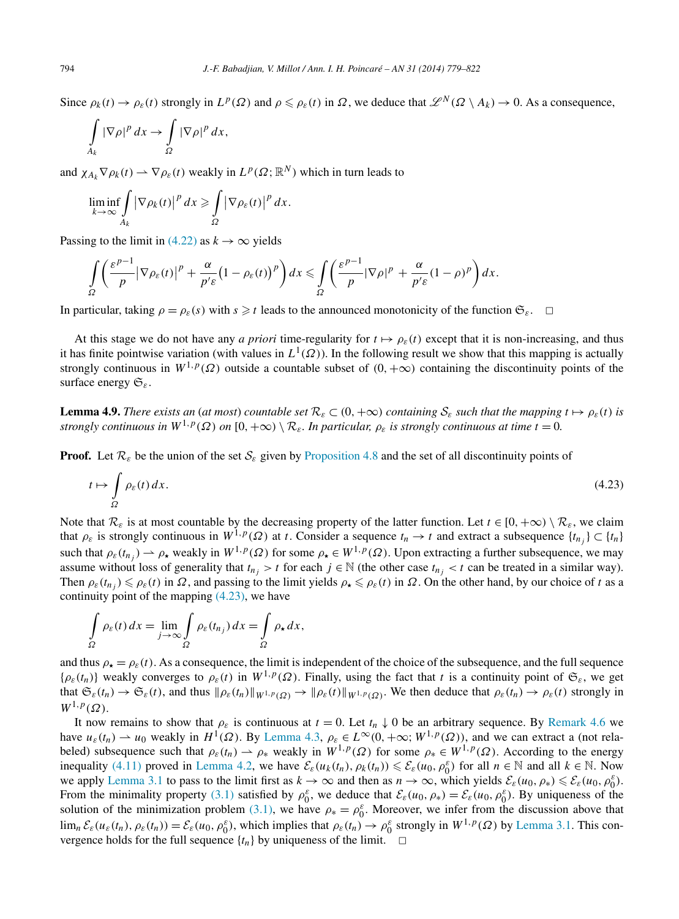Since $\rho_k(t) \to \rho_\varepsilon(t)$ strongly in $L^p(\Omega)$ and $\rho \leqslant \rho_\varepsilon(t)$ in $\Omega$, we deduce that $\mathscr{L}^N(\Omega \setminus A_k) \to 0$. As a consequence,

$$\int_{A_k} |\nabla \rho|^p \, dx \to \int_\Omega |\nabla \rho|^p \, dx,$$

and $\chi_{A_k} \nabla \rho_k(t) \rightharpoonup \nabla \rho_\varepsilon(t)$ weakly in $L^p(\Omega; \mathbb{R}^N)$ which in turn leads to

$$\liminf_{k\to\infty} \int_{A_k} \left|\nabla \rho_k(t)\right|^p dx \geqslant \int_\Omega \left|\nabla \rho_\varepsilon(t)\right|^p dx.$$

Passing to the limit in (4.22) as $k \to \infty$ yields

$$\int_\Omega \left( \frac{\varepsilon^{p-1}}{p} \left|\nabla \rho_\varepsilon(t)\right|^p + \frac{\alpha}{p'\varepsilon}\left(1-\rho_\varepsilon(t)\right)^p \right) dx \leqslant \int_\Omega \left( \frac{\varepsilon^{p-1}}{p} |\nabla \rho|^p + \frac{\alpha}{p'\varepsilon}(1-\rho)^p \right) dx.$$

In particular, taking $\rho = \rho_\varepsilon(s)$ with $s \geqslant t$ leads to the announced monotonicity of the function $\mathfrak{S}_\varepsilon$. $\square$

At this stage we do not have any *a priori* time-regularity for $t \mapsto \rho_\varepsilon(t)$ except that it is non-increasing, and thus it has finite pointwise variation (with values in $L^1(\Omega)$). In the following result we show that this mapping is actually strongly continuous in $W^{1,p}(\Omega)$ outside a countable subset of $(0, +\infty)$ containing the discontinuity points of the surface energy $\mathfrak{S}_\varepsilon$.

**Lemma 4.9.** *There exists an* (*at most*) *countable set $\mathcal{R}_\varepsilon \subset (0, +\infty)$ containing $\mathcal{S}_\varepsilon$ such that the mapping $t \mapsto \rho_\varepsilon(t)$ is strongly continuous in $W^{1,p}(\Omega)$ on $[0, +\infty) \setminus \mathcal{R}_\varepsilon$. In particular, $\rho_\varepsilon$ is strongly continuous at time $t = 0$.*

**Proof.** Let $\mathcal{R}_\varepsilon$ be the union of the set $\mathcal{S}_\varepsilon$ given by Proposition 4.8 and the set of all discontinuity points of

$$t \mapsto \int_\Omega \rho_\varepsilon(t)\, dx. \tag{4.23}$$

Note that $\mathcal{R}_\varepsilon$ is at most countable by the decreasing property of the latter function. Let $t \in [0, +\infty) \setminus \mathcal{R}_\varepsilon$, we claim that $\rho_\varepsilon$ is strongly continuous in $W^{1,p}(\Omega)$ at $t$. Consider a sequence $t_n \to t$ and extract a subsequence $\{t_{n_j}\} \subset \{t_n\}$ such that $\rho_\varepsilon(t_{n_j}) \rightharpoonup \rho_\star$ weakly in $W^{1,p}(\Omega)$ for some $\rho_\star \in W^{1,p}(\Omega)$. Upon extracting a further subsequence, we may assume without loss of generality that $t_{n_j} > t$ for each $j \in \mathbb{N}$ (the other case $t_{n_j} < t$ can be treated in a similar way). Then $\rho_\varepsilon(t_{n_j}) \leqslant \rho_\varepsilon(t)$ in $\Omega$, and passing to the limit yields $\rho_\star \leqslant \rho_\varepsilon(t)$ in $\Omega$. On the other hand, by our choice of $t$ as a continuity point of the mapping (4.23), we have

$$\int_\Omega \rho_\varepsilon(t)\, dx = \lim_{j\to\infty} \int_\Omega \rho_\varepsilon(t_{n_j})\, dx = \int_\Omega \rho_\star \, dx,$$

and thus $\rho_\star = \rho_\varepsilon(t)$. As a consequence, the limit is independent of the choice of the subsequence, and the full sequence $\{\rho_\varepsilon(t_n)\}$ weakly converges to $\rho_\varepsilon(t)$ in $W^{1,p}(\Omega)$. Finally, using the fact that $t$ is a continuity point of $\mathfrak{S}_\varepsilon$, we get that $\mathfrak{S}_\varepsilon(t_n) \to \mathfrak{S}_\varepsilon(t)$, and thus $\|\rho_\varepsilon(t_n)\|_{W^{1,p}(\Omega)} \to \|\rho_\varepsilon(t)\|_{W^{1,p}(\Omega)}$. We then deduce that $\rho_\varepsilon(t_n) \to \rho_\varepsilon(t)$ strongly in $W^{1,p}(\Omega)$.

It now remains to show that $\rho_\varepsilon$ is continuous at $t = 0$. Let $t_n \downarrow 0$ be an arbitrary sequence. By Remark 4.6 we have $u_\varepsilon(t_n) \rightharpoonup u_0$ weakly in $H^1(\Omega)$. By Lemma 4.3, $\rho_\varepsilon \in L^\infty(0, +\infty; W^{1,p}(\Omega))$, and we can extract a (not relabeled) subsequence such that $\rho_\varepsilon(t_n) \rightharpoonup \rho_*$ weakly in $W^{1,p}(\Omega)$ for some $\rho_* \in W^{1,p}(\Omega)$. According to the energy inequality (4.11) proved in Lemma 4.2, we have $\mathcal{E}_\varepsilon(u_k(t_n), \rho_k(t_n)) \leqslant \mathcal{E}_\varepsilon(u_0, \rho_0^\varepsilon)$ for all $n \in \mathbb{N}$ and all $k \in \mathbb{N}$. Now we apply Lemma 3.1 to pass to the limit first as $k \to \infty$ and then as $n \to \infty$, which yields $\mathcal{E}_\varepsilon(u_0, \rho_*) \leqslant \mathcal{E}_\varepsilon(u_0, \rho_0^\varepsilon)$. From the minimality property (3.1) satisfied by $\rho_0^\varepsilon$, we deduce that $\mathcal{E}_\varepsilon(u_0, \rho_*) = \mathcal{E}_\varepsilon(u_0, \rho_0^\varepsilon)$. By uniqueness of the solution of the minimization problem (3.1), we have $\rho_* = \rho_0^\varepsilon$. Moreover, we infer from the discussion above that $\lim_n \mathcal{E}_\varepsilon(u_\varepsilon(t_n), \rho_\varepsilon(t_n)) = \mathcal{E}_\varepsilon(u_0, \rho_0^\varepsilon)$, which implies that $\rho_\varepsilon(t_n) \to \rho_0^\varepsilon$ strongly in $W^{1,p}(\Omega)$ by Lemma 3.1. This convergence holds for the full sequence $\{t_n\}$ by uniqueness of the limit. $\square$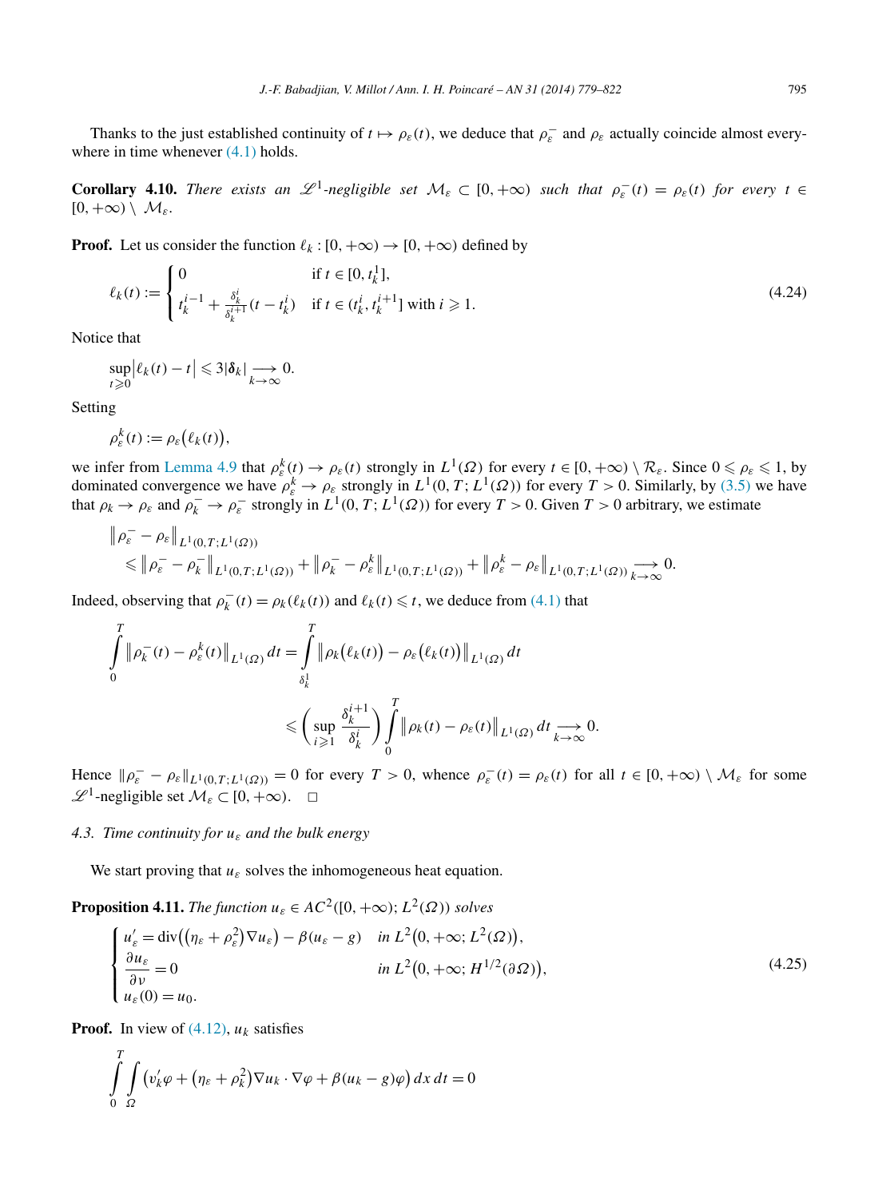Thanks to the just established continuity of $t \mapsto \rho_\varepsilon(t)$, we deduce that $\rho_\varepsilon^-$ and $\rho_\varepsilon$ actually coincide almost everywhere in time whenever (4.1) holds.

**Corollary 4.10.** *There exists an $\mathscr{L}^1$-negligible set $\mathcal{M}_\varepsilon \subset [0,+\infty)$ such that $\rho_\varepsilon^-(t) = \rho_\varepsilon(t)$ for every $t \in [0,+\infty) \setminus \mathcal{M}_\varepsilon$.*

**Proof.** Let us consider the function $\ell_k : [0,+\infty) \to [0,+\infty)$ defined by

$$\ell_k(t) := \begin{cases} 0 & \text{if } t \in [0, t_k^1], \\ t_k^{i-1} + \frac{\delta_k^i}{\delta_k^{i+1}}(t - t_k^i) & \text{if } t \in (t_k^i, t_k^{i+1}] \text{ with } i \geqslant 1. \end{cases} \tag{4.24}$$

Notice that

$$\sup_{t \geqslant 0} \left| \ell_k(t) - t \right| \leqslant 3|\boldsymbol{\delta}_k| \underset{k\to\infty}{\longrightarrow} 0.$$

Setting

$$\rho_\varepsilon^k(t) := \rho_\varepsilon\big(\ell_k(t)\big),$$

we infer from Lemma 4.9 that $\rho_\varepsilon^k(t) \to \rho_\varepsilon(t)$ strongly in $L^1(\Omega)$ for every $t \in [0,+\infty) \setminus \mathcal{R}_\varepsilon$. Since $0 \leqslant \rho_\varepsilon \leqslant 1$, by dominated convergence we have $\rho_\varepsilon^k \to \rho_\varepsilon$ strongly in $L^1(0,T;L^1(\Omega))$ for every $T > 0$. Similarly, by (3.5) we have that $\rho_k \to \rho_\varepsilon$ and $\rho_k^- \to \rho_\varepsilon^-$ strongly in $L^1(0,T;L^1(\Omega))$ for every $T > 0$. Given $T > 0$ arbitrary, we estimate

$$\begin{aligned} &\left\| \rho_\varepsilon^- - \rho_\varepsilon \right\|_{L^1(0,T;L^1(\Omega))} \\ &\quad \leqslant \left\| \rho_\varepsilon^- - \rho_k^- \right\|_{L^1(0,T;L^1(\Omega))} + \left\| \rho_k^- - \rho_\varepsilon^k \right\|_{L^1(0,T;L^1(\Omega))} + \left\| \rho_\varepsilon^k - \rho_\varepsilon \right\|_{L^1(0,T;L^1(\Omega))} \underset{k\to\infty}{\longrightarrow} 0. \end{aligned}$$

Indeed, observing that $\rho_k^-(t) = \rho_k(\ell_k(t))$ and $\ell_k(t) \leqslant t$, we deduce from (4.1) that

$$\begin{aligned} \int_0^T \left\| \rho_k^-(t) - \rho_\varepsilon^k(t) \right\|_{L^1(\Omega)} dt &= \int_{\delta_k^1}^T \left\| \rho_k\big(\ell_k(t)\big) - \rho_\varepsilon\big(\ell_k(t)\big) \right\|_{L^1(\Omega)} dt \\ &\leqslant \left( \sup_{i \geqslant 1} \frac{\delta_k^{i+1}}{\delta_k^i} \right) \int_0^T \left\| \rho_k(t) - \rho_\varepsilon(t) \right\|_{L^1(\Omega)} dt \underset{k\to\infty}{\longrightarrow} 0. \end{aligned}$$

Hence $\|\rho_\varepsilon^- - \rho_\varepsilon\|_{L^1(0,T;L^1(\Omega))} = 0$ for every $T > 0$, whence $\rho_\varepsilon^-(t) = \rho_\varepsilon(t)$ for all $t \in [0,+\infty) \setminus \mathcal{M}_\varepsilon$ for some $\mathscr{L}^1$-negligible set $\mathcal{M}_\varepsilon \subset [0,+\infty)$. $\square$

### 4.3. Time continuity for $u_\varepsilon$ and the bulk energy

We start proving that $u_\varepsilon$ solves the inhomogeneous heat equation.

**Proposition 4.11.** *The function $u_\varepsilon \in AC^2([0,+\infty); L^2(\Omega))$ solves*

$$\begin{cases} u_\varepsilon' = \operatorname{div}\big((\eta_\varepsilon + \rho_\varepsilon^2)\nabla u_\varepsilon\big) - \beta(u_\varepsilon - g) & \text{in } L^2\big(0,+\infty; L^2(\Omega)\big), \\ \dfrac{\partial u_\varepsilon}{\partial \nu} = 0 & \text{in } L^2\big(0,+\infty; H^{1/2}(\partial\Omega)\big), \\ u_\varepsilon(0) = u_0. \end{cases} \tag{4.25}$$

**Proof.** In view of (4.12), $u_k$ satisfies

$$\int_0^T \int_\Omega \big( v_k' \varphi + \big(\eta_\varepsilon + \rho_k^2\big)\nabla u_k \cdot \nabla\varphi + \beta(u_k - g)\varphi \big)\, dx\, dt = 0$$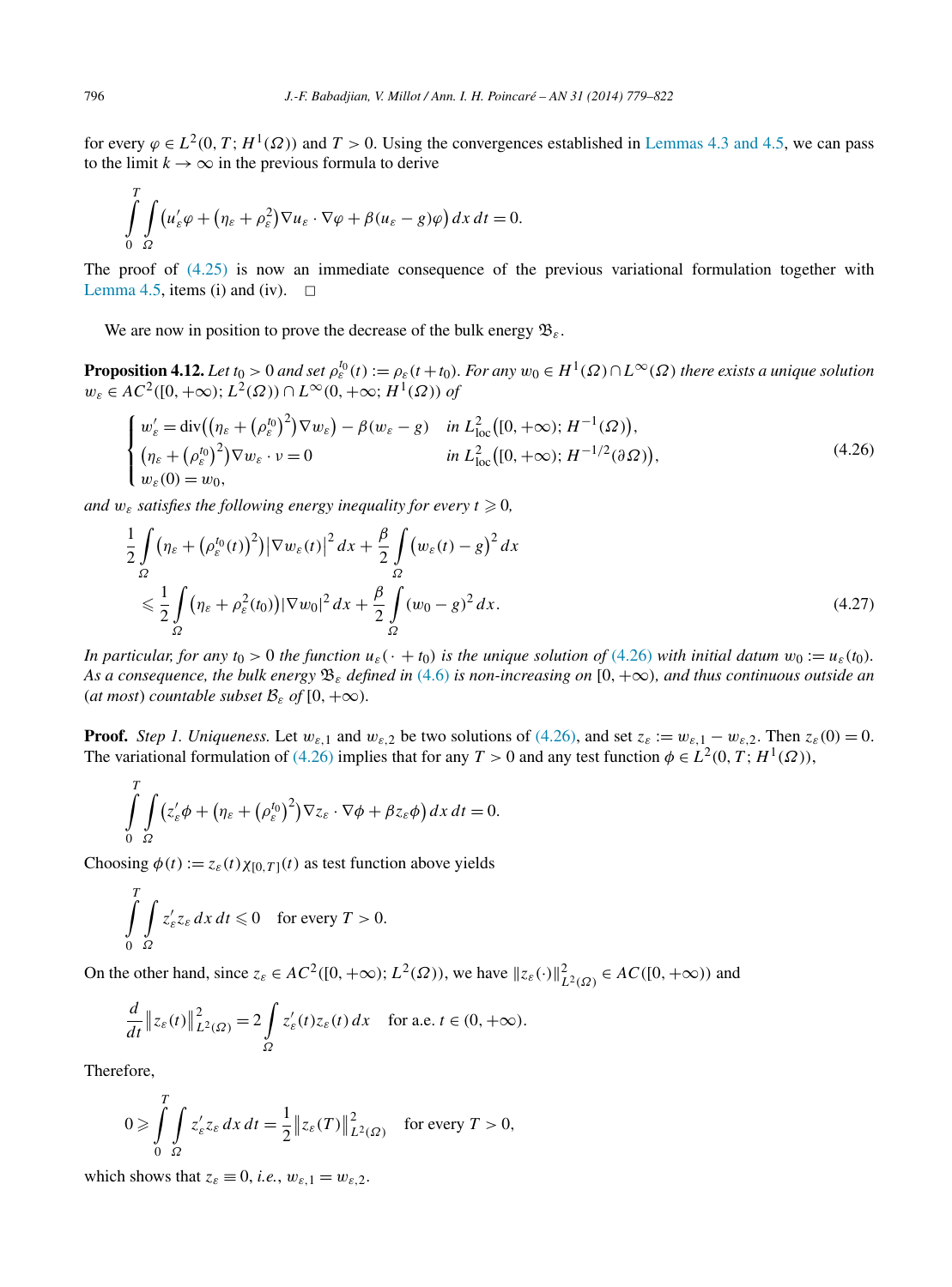for every $\varphi \in L^2(0,T;H^1(\Omega))$ and $T>0$. Using the convergences established in Lemmas 4.3 and 4.5, we can pass to the limit $k \to \infty$ in the previous formula to derive

$$\int_0^T \int_\Omega \big(u_\varepsilon' \varphi + \big(\eta_\varepsilon + \rho_\varepsilon^2\big)\nabla u_\varepsilon \cdot \nabla \varphi + \beta(u_\varepsilon - g)\varphi\big)\,dx\,dt = 0.$$

The proof of (4.25) is now an immediate consequence of the previous variational formulation together with Lemma 4.5, items (i) and (iv). $\square$

We are now in position to prove the decrease of the bulk energy $\mathfrak{B}_\varepsilon$.

**Proposition 4.12.** *Let $t_0 > 0$ and set $\rho_\varepsilon^{t_0}(t) := \rho_\varepsilon(t+t_0)$. For any $w_0 \in H^1(\Omega) \cap L^\infty(\Omega)$ there exists a unique solution $w_\varepsilon \in AC^2([0,+\infty);L^2(\Omega)) \cap L^\infty(0,+\infty;H^1(\Omega))$ of*

$$\begin{cases} w_\varepsilon' = \operatorname{div}\big(\big(\eta_\varepsilon + \big(\rho_\varepsilon^{t_0}\big)^2\big)\nabla w_\varepsilon\big) - \beta(w_\varepsilon - g) & \text{in } L^2_{\mathrm{loc}}\big([0,+\infty);H^{-1}(\Omega)\big), \\ \big(\eta_\varepsilon + \big(\rho_\varepsilon^{t_0}\big)^2\big)\nabla w_\varepsilon \cdot \nu = 0 & \text{in } L^2_{\mathrm{loc}}\big([0,+\infty);H^{-1/2}(\partial\Omega)\big), \\ w_\varepsilon(0) = w_0, \end{cases} \tag{4.26}$$

*and $w_\varepsilon$ satisfies the following energy inequality for every $t \geqslant 0$,*

$$\begin{aligned} &\frac{1}{2}\int_\Omega \big(\eta_\varepsilon + \big(\rho_\varepsilon^{t_0}(t)\big)^2\big)\big|\nabla w_\varepsilon(t)\big|^2\,dx + \frac{\beta}{2}\int_\Omega \big(w_\varepsilon(t) - g\big)^2\,dx \\ &\quad\leqslant \frac{1}{2}\int_\Omega \big(\eta_\varepsilon + \rho_\varepsilon^2(t_0)\big)|\nabla w_0|^2\,dx + \frac{\beta}{2}\int_\Omega (w_0 - g)^2\,dx. \end{aligned} \tag{4.27}$$

*In particular, for any $t_0 > 0$ the function $u_\varepsilon(\cdot + t_0)$ is the unique solution of (4.26) with initial datum $w_0 := u_\varepsilon(t_0)$. As a consequence, the bulk energy $\mathfrak{B}_\varepsilon$ defined in (4.6) is non-increasing on $[0,+\infty)$, and thus continuous outside an (at most) countable subset $\mathcal{B}_\varepsilon$ of $[0,+\infty)$.*

**Proof.** *Step 1. Uniqueness.* Let $w_{\varepsilon,1}$ and $w_{\varepsilon,2}$ be two solutions of (4.26), and set $z_\varepsilon := w_{\varepsilon,1} - w_{\varepsilon,2}$. Then $z_\varepsilon(0) = 0$. The variational formulation of (4.26) implies that for any $T>0$ and any test function $\phi \in L^2(0,T;H^1(\Omega))$,

$$\int_0^T \int_\Omega \big(z_\varepsilon' \phi + \big(\eta_\varepsilon + \big(\rho_\varepsilon^{t_0}\big)^2\big)\nabla z_\varepsilon \cdot \nabla \phi + \beta z_\varepsilon \phi\big)\,dx\,dt = 0.$$

Choosing $\phi(t) := z_\varepsilon(t)\chi_{[0,T]}(t)$ as test function above yields

$$\int_0^T \int_\Omega z_\varepsilon' z_\varepsilon\,dx\,dt \leqslant 0 \quad \text{for every } T>0.$$

On the other hand, since $z_\varepsilon \in AC^2([0,+\infty);L^2(\Omega))$, we have $\|z_\varepsilon(\cdot)\|^2_{L^2(\Omega)} \in AC([0,+\infty))$ and

$$\frac{d}{dt}\big\|z_\varepsilon(t)\big\|^2_{L^2(\Omega)} = 2\int_\Omega z_\varepsilon'(t) z_\varepsilon(t)\,dx \quad \text{for a.e. } t \in (0,+\infty).$$

Therefore,

$$0 \geqslant \int_0^T \int_\Omega z_\varepsilon' z_\varepsilon\,dx\,dt = \frac{1}{2}\big\|z_\varepsilon(T)\big\|^2_{L^2(\Omega)} \quad \text{for every } T>0,$$

which shows that $z_\varepsilon \equiv 0$, *i.e.*, $w_{\varepsilon,1} = w_{\varepsilon,2}$.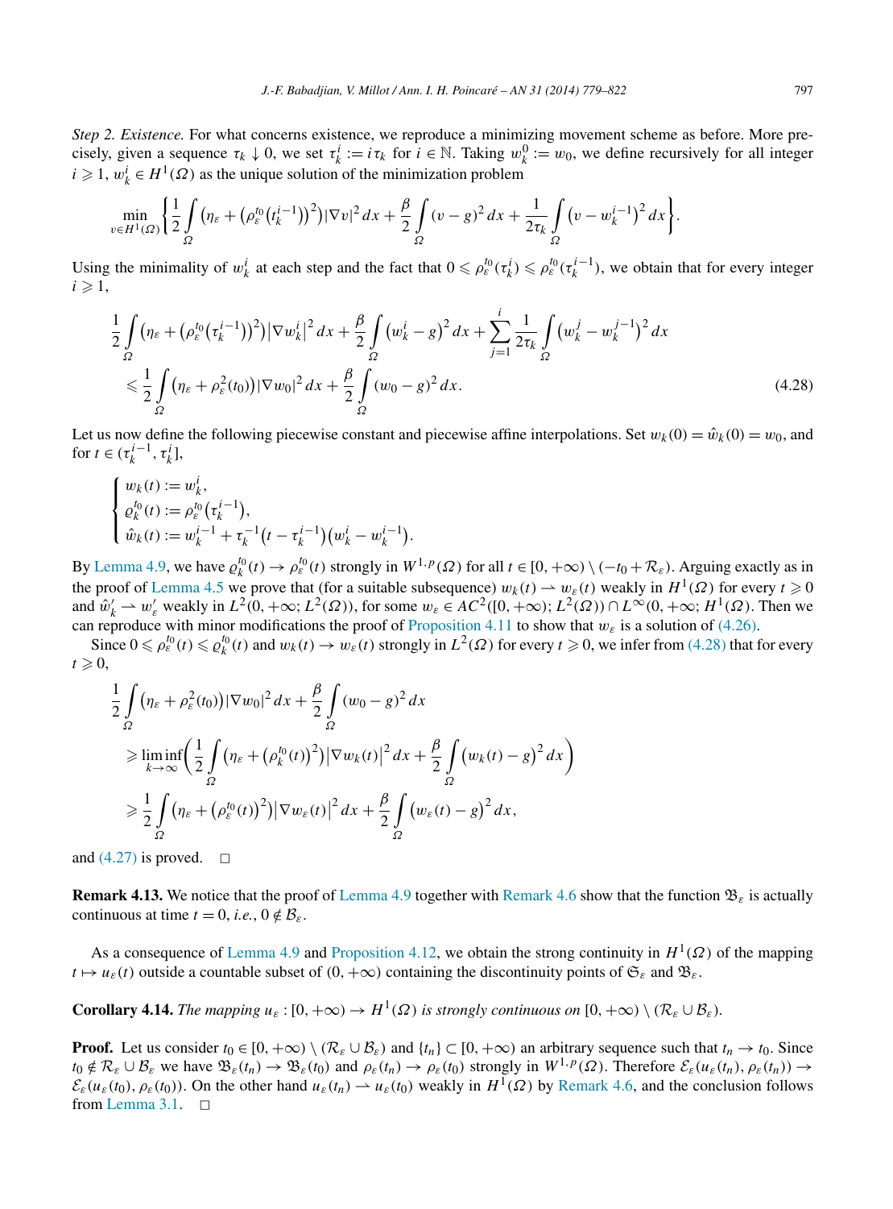*Step 2. Existence.* For what concerns existence, we reproduce a minimizing movement scheme as before. More precisely, given a sequence $\tau_k \downarrow 0$, we set $\tau_k^i := i\tau_k$ for $i \in \mathbb{N}$. Taking $w_k^0 := w_0$, we define recursively for all integer $i \geqslant 1$, $w_k^i \in H^1(\Omega)$ as the unique solution of the minimization problem

$$\min_{v \in H^1(\Omega)} \left\{ \frac{1}{2} \int_\Omega \left(\eta_\varepsilon + \left(\rho_\varepsilon^{t_0}\left(t_k^{i-1}\right)\right)^2\right) |\nabla v|^2 \, dx + \frac{\beta}{2} \int_\Omega (v-g)^2 \, dx + \frac{1}{2\tau_k} \int_\Omega \left(v - w_k^{i-1}\right)^2 dx \right\}.$$

Using the minimality of $w_k^i$ at each step and the fact that $0 \leqslant \rho_\varepsilon^{t_0}(\tau_k^i) \leqslant \rho_\varepsilon^{t_0}(\tau_k^{i-1})$, we obtain that for every integer $i \geqslant 1$,

$$\begin{aligned}
&\frac{1}{2} \int_\Omega \left(\eta_\varepsilon + \left(\rho_\varepsilon^{t_0}\left(\tau_k^{i-1}\right)\right)^2\right) \left|\nabla w_k^i\right|^2 dx + \frac{\beta}{2} \int_\Omega \left(w_k^i - g\right)^2 dx + \sum_{j=1}^{i} \frac{1}{2\tau_k} \int_\Omega \left(w_k^j - w_k^{j-1}\right)^2 dx \\
&\quad \leqslant \frac{1}{2} \int_\Omega \left(\eta_\varepsilon + \rho_\varepsilon^2(t_0)\right) |\nabla w_0|^2 \, dx + \frac{\beta}{2} \int_\Omega (w_0 - g)^2 \, dx.
\end{aligned} \tag{4.28}$$

Let us now define the following piecewise constant and piecewise affine interpolations. Set $w_k(0) = \hat{w}_k(0) = w_0$, and for $t \in (\tau_k^{i-1}, \tau_k^i]$,

$$\begin{cases}
w_k(t) := w_k^i, \\
\varrho_k^{t_0}(t) := \rho_\varepsilon^{t_0}\left(\tau_k^{i-1}\right), \\
\hat{w}_k(t) := w_k^{i-1} + \tau_k^{-1}\left(t - \tau_k^{i-1}\right)\left(w_k^i - w_k^{i-1}\right).
\end{cases}$$

By Lemma 4.9, we have $\varrho_k^{t_0}(t) \to \rho_\varepsilon^{t_0}(t)$ strongly in $W^{1,p}(\Omega)$ for all $t \in [0, +\infty) \setminus (-t_0 + \mathcal{R}_\varepsilon)$. Arguing exactly as in the proof of Lemma 4.5 we prove that (for a suitable subsequence) $w_k(t) \rightharpoonup w_\varepsilon(t)$ weakly in $H^1(\Omega)$ for every $t \geqslant 0$ and $\hat{w}_k' \rightharpoonup w_\varepsilon'$ weakly in $L^2(0, +\infty; L^2(\Omega))$, for some $w_\varepsilon \in AC^2([0, +\infty); L^2(\Omega)) \cap L^\infty(0, +\infty; H^1(\Omega))$. Then we can reproduce with minor modifications the proof of Proposition 4.11 to show that $w_\varepsilon$ is a solution of (4.26).

Since $0 \leqslant \rho_\varepsilon^{t_0}(t) \leqslant \varrho_k^{t_0}(t)$ and $w_k(t) \to w_\varepsilon(t)$ strongly in $L^2(\Omega)$ for every $t \geqslant 0$, we infer from (4.28) that for every $t \geqslant 0$,

$$\begin{aligned}
&\frac{1}{2} \int_\Omega \left(\eta_\varepsilon + \rho_\varepsilon^2(t_0)\right) |\nabla w_0|^2 \, dx + \frac{\beta}{2} \int_\Omega (w_0 - g)^2 \, dx \\
&\quad \geqslant \liminf_{k \to \infty} \left( \frac{1}{2} \int_\Omega \left(\eta_\varepsilon + \left(\varrho_k^{t_0}(t)\right)^2\right) \left|\nabla w_k(t)\right|^2 dx + \frac{\beta}{2} \int_\Omega \left(w_k(t) - g\right)^2 dx \right) \\
&\quad \geqslant \frac{1}{2} \int_\Omega \left(\eta_\varepsilon + \left(\rho_\varepsilon^{t_0}(t)\right)^2\right) \left|\nabla w_\varepsilon(t)\right|^2 dx + \frac{\beta}{2} \int_\Omega \left(w_\varepsilon(t) - g\right)^2 dx,
\end{aligned}$$

and (4.27) is proved. $\square$

**Remark 4.13.** We notice that the proof of Lemma 4.9 together with Remark 4.6 show that the function $\mathfrak{B}_\varepsilon$ is actually continuous at time $t = 0$, *i.e.*, $0 \notin \mathcal{B}_\varepsilon$.

As a consequence of Lemma 4.9 and Proposition 4.12, we obtain the strong continuity in $H^1(\Omega)$ of the mapping $t \mapsto u_\varepsilon(t)$ outside a countable subset of $(0, +\infty)$ containing the discontinuity points of $\mathfrak{S}_\varepsilon$ and $\mathfrak{B}_\varepsilon$.

**Corollary 4.14.** *The mapping $u_\varepsilon : [0, +\infty) \to H^1(\Omega)$ is strongly continuous on $[0, +\infty) \setminus (\mathcal{R}_\varepsilon \cup \mathcal{B}_\varepsilon)$.*

**Proof.** Let us consider $t_0 \in [0, +\infty) \setminus (\mathcal{R}_\varepsilon \cup \mathcal{B}_\varepsilon)$ and $\{t_n\} \subset [0, +\infty)$ an arbitrary sequence such that $t_n \to t_0$. Since $t_0 \notin \mathcal{R}_\varepsilon \cup \mathcal{B}_\varepsilon$ we have $\mathfrak{B}_\varepsilon(t_n) \to \mathfrak{B}_\varepsilon(t_0)$ and $\rho_\varepsilon(t_n) \to \rho_\varepsilon(t_0)$ strongly in $W^{1,p}(\Omega)$. Therefore $\mathcal{E}_\varepsilon(u_\varepsilon(t_n), \rho_\varepsilon(t_n)) \to \mathcal{E}_\varepsilon(u_\varepsilon(t_0), \rho_\varepsilon(t_0))$. On the other hand $u_\varepsilon(t_n) \rightharpoonup u_\varepsilon(t_0)$ weakly in $H^1(\Omega)$ by Remark 4.6, and the conclusion follows from Lemma 3.1. $\square$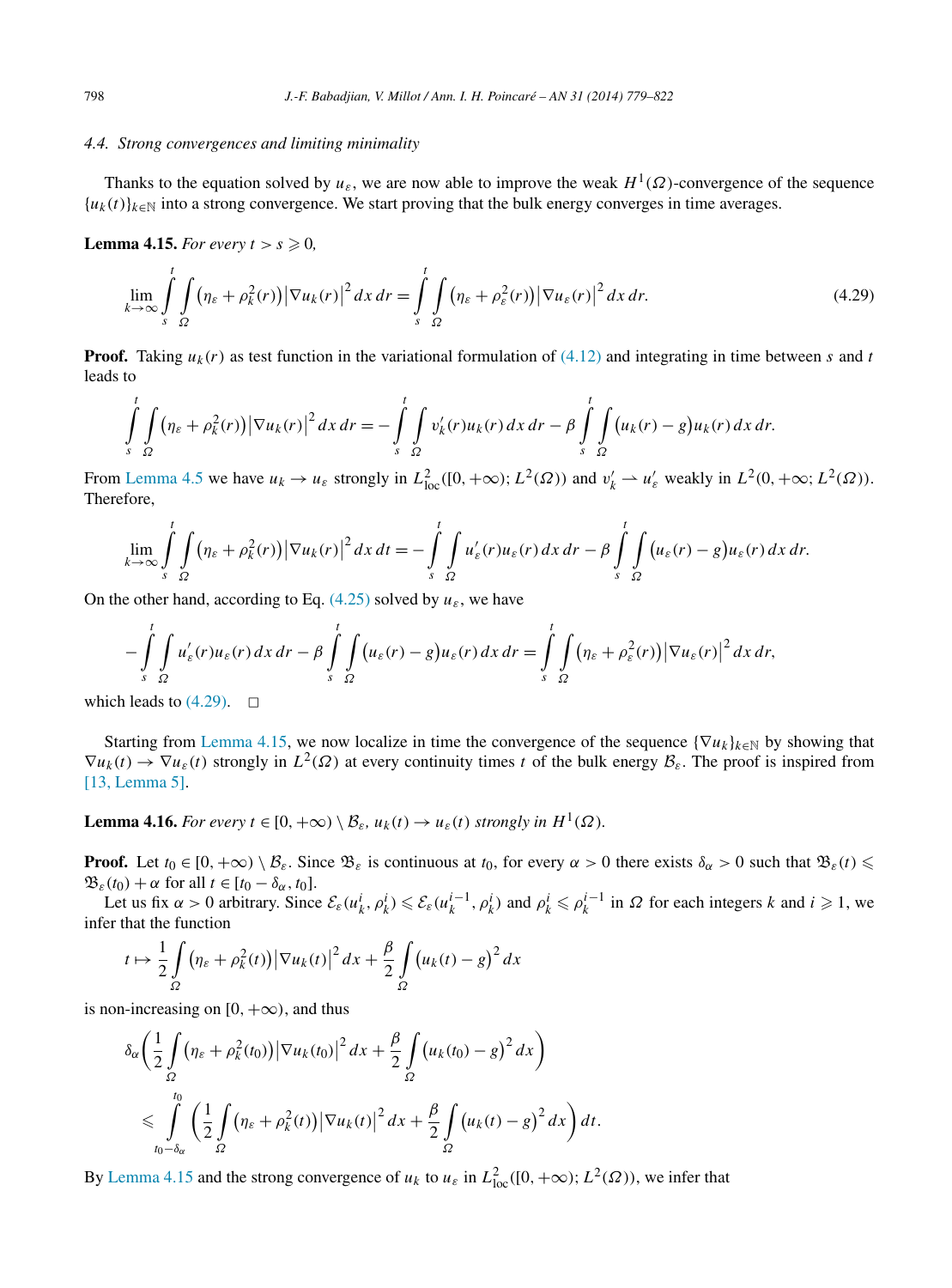### 4.4. Strong convergences and limiting minimality

Thanks to the equation solved by $u_\varepsilon$, we are now able to improve the weak $H^1(\Omega)$-convergence of the sequence $\{u_k(t)\}_{k\in\mathbb{N}}$ into a strong convergence. We start proving that the bulk energy converges in time averages.

**Lemma 4.15.** *For every $t > s \geqslant 0$,*

$$\lim_{k\to\infty} \int_s^t \int_\Omega \big(\eta_\varepsilon + \rho_k^2(r)\big)\big|\nabla u_k(r)\big|^2\,dx\,dr = \int_s^t \int_\Omega \big(\eta_\varepsilon + \rho_\varepsilon^2(r)\big)\big|\nabla u_\varepsilon(r)\big|^2\,dx\,dr. \tag{4.29}$$

**Proof.** Taking $u_k(r)$ as test function in the variational formulation of (4.12) and integrating in time between $s$ and $t$ leads to

$$\int_s^t \int_\Omega \big(\eta_\varepsilon + \rho_k^2(r)\big)\big|\nabla u_k(r)\big|^2\,dx\,dr = -\int_s^t \int_\Omega v_k'(r)u_k(r)\,dx\,dr - \beta \int_s^t \int_\Omega \big(u_k(r) - g\big)u_k(r)\,dx\,dr.$$

From Lemma 4.5 we have $u_k \to u_\varepsilon$ strongly in $L^2_{\mathrm{loc}}([0,+\infty); L^2(\Omega))$ and $v_k' \rightharpoonup u_\varepsilon'$ weakly in $L^2(0,+\infty; L^2(\Omega))$. Therefore,

$$\lim_{k\to\infty} \int_s^t \int_\Omega \big(\eta_\varepsilon + \rho_k^2(r)\big)\big|\nabla u_k(r)\big|^2\,dx\,dt = -\int_s^t \int_\Omega u_\varepsilon'(r)u_\varepsilon(r)\,dx\,dr - \beta \int_s^t \int_\Omega \big(u_\varepsilon(r) - g\big)u_\varepsilon(r)\,dx\,dr.$$

On the other hand, according to Eq. (4.25) solved by $u_\varepsilon$, we have

$$-\int_s^t \int_\Omega u_\varepsilon'(r)u_\varepsilon(r)\,dx\,dr - \beta \int_s^t \int_\Omega \big(u_\varepsilon(r) - g\big)u_\varepsilon(r)\,dx\,dr = \int_s^t \int_\Omega \big(\eta_\varepsilon + \rho_\varepsilon^2(r)\big)\big|\nabla u_\varepsilon(r)\big|^2\,dx\,dr,$$

which leads to (4.29). $\square$

Starting from Lemma 4.15, we now localize in time the convergence of the sequence $\{\nabla u_k\}_{k\in\mathbb{N}}$ by showing that $\nabla u_k(t) \to \nabla u_\varepsilon(t)$ strongly in $L^2(\Omega)$ at every continuity times $t$ of the bulk energy $\mathcal{B}_\varepsilon$. The proof is inspired from [13, Lemma 5].

**Lemma 4.16.** *For every $t \in [0,+\infty) \setminus \mathcal{B}_\varepsilon$, $u_k(t) \to u_\varepsilon(t)$ strongly in $H^1(\Omega)$.*

**Proof.** Let $t_0 \in [0,+\infty) \setminus \mathcal{B}_\varepsilon$. Since $\mathfrak{B}_\varepsilon$ is continuous at $t_0$, for every $\alpha > 0$ there exists $\delta_\alpha > 0$ such that $\mathfrak{B}_\varepsilon(t) \leqslant \mathfrak{B}_\varepsilon(t_0) + \alpha$ for all $t \in [t_0 - \delta_\alpha, t_0]$.

Let us fix $\alpha > 0$ arbitrary. Since $\mathcal{E}_\varepsilon(u_k^i, \rho_k^i) \leqslant \mathcal{E}_\varepsilon(u_k^{i-1}, \rho_k^i)$ and $\rho_k^i \leqslant \rho_k^{i-1}$ in $\Omega$ for each integers $k$ and $i \geqslant 1$, we infer that the function

$$t \mapsto \frac{1}{2}\int_\Omega \big(\eta_\varepsilon + \rho_k^2(t)\big)\big|\nabla u_k(t)\big|^2\,dx + \frac{\beta}{2}\int_\Omega \big(u_k(t) - g\big)^2\,dx$$

is non-increasing on $[0,+\infty)$, and thus

$$\delta_\alpha\left(\frac{1}{2}\int_\Omega \big(\eta_\varepsilon + \rho_k^2(t_0)\big)\big|\nabla u_k(t_0)\big|^2\,dx + \frac{\beta}{2}\int_\Omega \big(u_k(t_0) - g\big)^2\,dx\right)$$
$$\leqslant \int_{t_0-\delta_\alpha}^{t_0} \left(\frac{1}{2}\int_\Omega \big(\eta_\varepsilon + \rho_k^2(t)\big)\big|\nabla u_k(t)\big|^2\,dx + \frac{\beta}{2}\int_\Omega \big(u_k(t) - g\big)^2\,dx\right)dt.$$

By Lemma 4.15 and the strong convergence of $u_k$ to $u_\varepsilon$ in $L^2_{\mathrm{loc}}([0,+\infty); L^2(\Omega))$, we infer that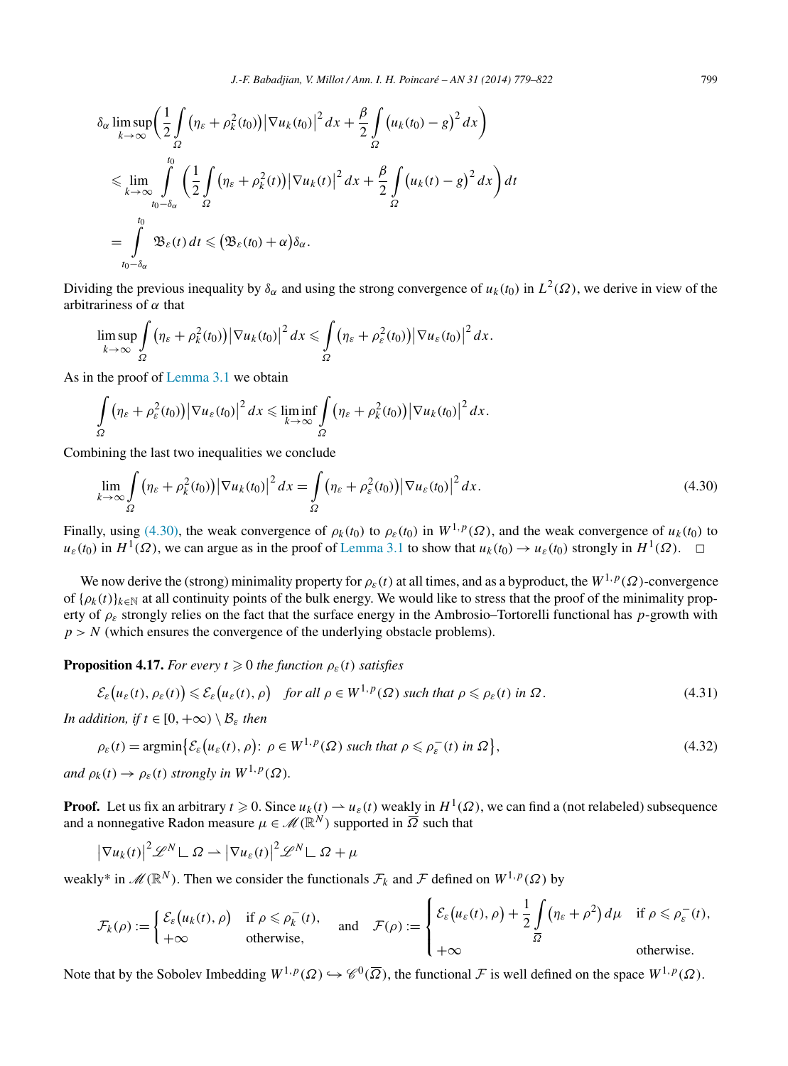$$
\begin{aligned}
&\delta_\alpha \limsup_{k\to\infty}\left(\frac{1}{2}\int_\Omega \left(\eta_\varepsilon+\rho_k^2(t_0)\right)\left|\nabla u_k(t_0)\right|^2 dx+\frac{\beta}{2}\int_\Omega \left(u_k(t_0)-g\right)^2 dx\right)\\
&\quad\leqslant \lim_{k\to\infty}\int_{t_0-\delta_\alpha}^{t_0}\left(\frac{1}{2}\int_\Omega \left(\eta_\varepsilon+\rho_k^2(t)\right)\left|\nabla u_k(t)\right|^2 dx+\frac{\beta}{2}\int_\Omega \left(u_k(t)-g\right)^2 dx\right)dt\\
&\quad=\int_{t_0-\delta_\alpha}^{t_0}\mathfrak{B}_\varepsilon(t)\,dt\leqslant \left(\mathfrak{B}_\varepsilon(t_0)+\alpha\right)\delta_\alpha.
\end{aligned}
$$

Dividing the previous inequality by $\delta_\alpha$ and using the strong convergence of $u_k(t_0)$ in $L^2(\Omega)$, we derive in view of the arbitrariness of $\alpha$ that

$$
\limsup_{k\to\infty}\int_\Omega \left(\eta_\varepsilon+\rho_k^2(t_0)\right)\left|\nabla u_k(t_0)\right|^2 dx\leqslant \int_\Omega \left(\eta_\varepsilon+\rho_\varepsilon^2(t_0)\right)\left|\nabla u_\varepsilon(t_0)\right|^2 dx.
$$

As in the proof of Lemma 3.1 we obtain

$$
\int_\Omega \left(\eta_\varepsilon+\rho_\varepsilon^2(t_0)\right)\left|\nabla u_\varepsilon(t_0)\right|^2 dx\leqslant \liminf_{k\to\infty}\int_\Omega \left(\eta_\varepsilon+\rho_k^2(t_0)\right)\left|\nabla u_k(t_0)\right|^2 dx.
$$

Combining the last two inequalities we conclude

$$
\lim_{k\to\infty}\int_\Omega \left(\eta_\varepsilon+\rho_k^2(t_0)\right)\left|\nabla u_k(t_0)\right|^2 dx=\int_\Omega \left(\eta_\varepsilon+\rho_\varepsilon^2(t_0)\right)\left|\nabla u_\varepsilon(t_0)\right|^2 dx. \tag{4.30}
$$

Finally, using (4.30), the weak convergence of $\rho_k(t_0)$ to $\rho_\varepsilon(t_0)$ in $W^{1,p}(\Omega)$, and the weak convergence of $u_k(t_0)$ to $u_\varepsilon(t_0)$ in $H^1(\Omega)$, we can argue as in the proof of Lemma 3.1 to show that $u_k(t_0)\to u_\varepsilon(t_0)$ strongly in $H^1(\Omega)$. $\square$

We now derive the (strong) minimality property for $\rho_\varepsilon(t)$ at all times, and as a byproduct, the $W^{1,p}(\Omega)$-convergence of $\{\rho_k(t)\}_{k\in\mathbb{N}}$ at all continuity points of the bulk energy. We would like to stress that the proof of the minimality property of $\rho_\varepsilon$ strongly relies on the fact that the surface energy in the Ambrosio–Tortorelli functional has $p$-growth with $p>N$ (which ensures the convergence of the underlying obstacle problems).

**Proposition 4.17.** *For every $t\geqslant 0$ the function $\rho_\varepsilon(t)$ satisfies*

$$
\mathcal{E}_\varepsilon\left(u_\varepsilon(t),\rho_\varepsilon(t)\right)\leqslant \mathcal{E}_\varepsilon\left(u_\varepsilon(t),\rho\right)\quad \text{for all } \rho\in W^{1,p}(\Omega) \text{ such that } \rho\leqslant\rho_\varepsilon(t) \text{ in } \Omega. \tag{4.31}
$$

*In addition, if $t\in[0,+\infty)\setminus\mathcal{B}_\varepsilon$ then*

$$
\rho_\varepsilon(t)=\operatorname{argmin}\left\{\mathcal{E}_\varepsilon\left(u_\varepsilon(t),\rho\right):\ \rho\in W^{1,p}(\Omega) \text{ such that } \rho\leqslant\rho_\varepsilon^-(t) \text{ in } \Omega\right\}, \tag{4.32}
$$

*and $\rho_k(t)\to\rho_\varepsilon(t)$ strongly in $W^{1,p}(\Omega)$.*

**Proof.** Let us fix an arbitrary $t\geqslant 0$. Since $u_k(t)\rightharpoonup u_\varepsilon(t)$ weakly in $H^1(\Omega)$, we can find a (not relabeled) subsequence and a nonnegative Radon measure $\mu\in\mathscr{M}(\mathbb{R}^N)$ supported in $\overline{\Omega}$ such that

$$
\left|\nabla u_k(t)\right|^2\mathscr{L}^N\llcorner\,\Omega\rightharpoonup\left|\nabla u_\varepsilon(t)\right|^2\mathscr{L}^N\llcorner\,\Omega+\mu
$$

weakly* in $\mathscr{M}(\mathbb{R}^N)$. Then we consider the functionals $\mathcal{F}_k$ and $\mathcal{F}$ defined on $W^{1,p}(\Omega)$ by

$$
\mathcal{F}_k(\rho):=\begin{cases}\mathcal{E}_\varepsilon\left(u_k(t),\rho\right) & \text{if } \rho\leqslant\rho_k^-(t),\\ +\infty & \text{otherwise,}\end{cases}\quad\text{and}\quad \mathcal{F}(\rho):=\begin{cases}\mathcal{E}_\varepsilon\left(u_\varepsilon(t),\rho\right)+\dfrac{1}{2}\displaystyle\int_{\overline{\Omega}}\left(\eta_\varepsilon+\rho^2\right)d\mu & \text{if } \rho\leqslant\rho_\varepsilon^-(t),\\ +\infty & \text{otherwise.}\end{cases}
$$

Note that by the Sobolev Imbedding $W^{1,p}(\Omega)\hookrightarrow\mathscr{C}^0(\overline{\Omega})$, the functional $\mathcal{F}$ is well defined on the space $W^{1,p}(\Omega)$.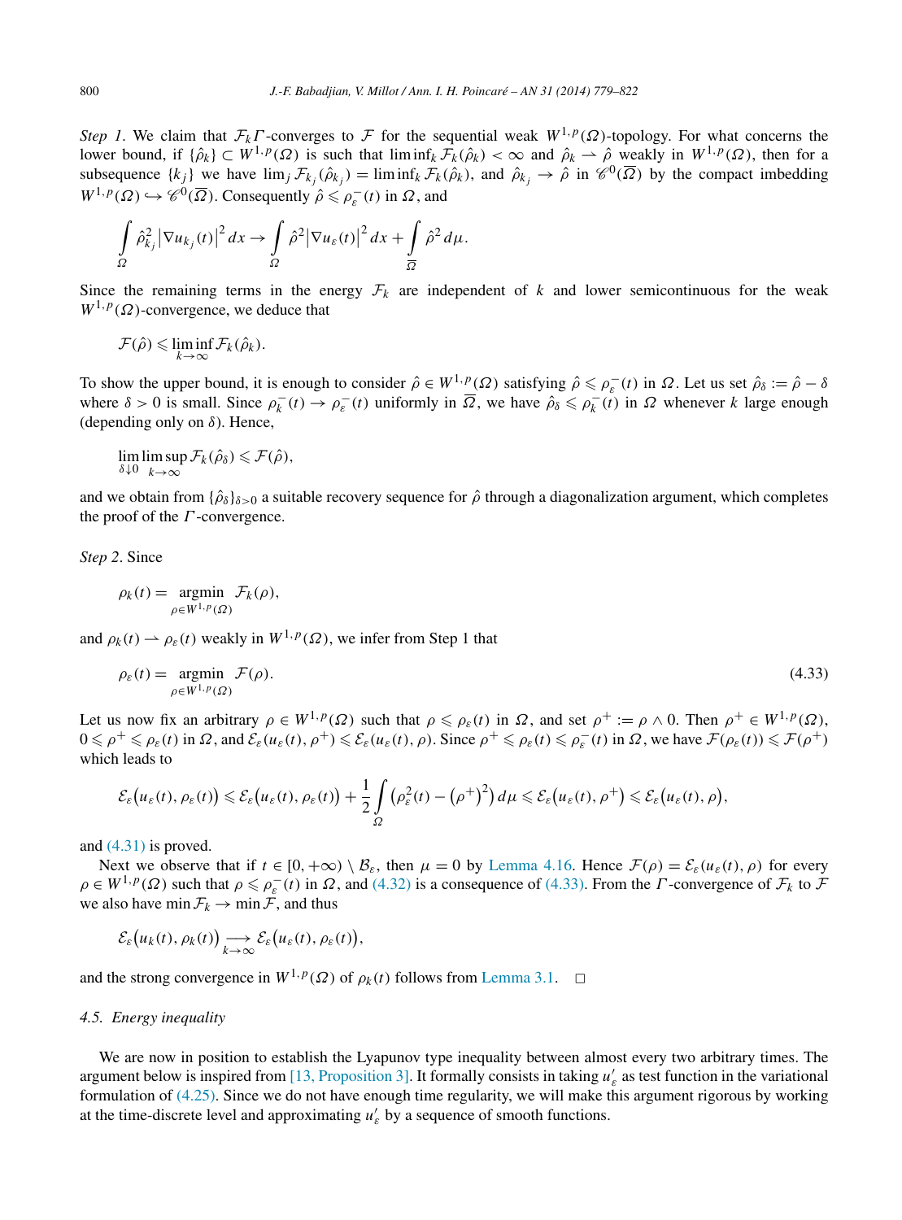*Step 1.* We claim that $\mathcal{F}_k$ $\Gamma$-converges to $\mathcal{F}$ for the sequential weak $W^{1,p}(\Omega)$-topology. For what concerns the lower bound, if $\{\hat\rho_k\} \subset W^{1,p}(\Omega)$ is such that $\liminf_k \mathcal{F}_k(\hat\rho_k) < \infty$ and $\hat\rho_k \rightharpoonup \hat\rho$ weakly in $W^{1,p}(\Omega)$, then for a subsequence $\{k_j\}$ we have $\lim_j \mathcal{F}_{k_j}(\hat\rho_{k_j}) = \liminf_k \mathcal{F}_k(\hat\rho_k)$, and $\hat\rho_{k_j} \to \hat\rho$ in $\mathscr{C}^0(\overline{\Omega})$ by the compact imbedding $W^{1,p}(\Omega) \hookrightarrow \mathscr{C}^0(\overline{\Omega})$. Consequently $\hat\rho \leqslant \rho_\varepsilon^-(t)$ in $\Omega$, and

$$\int_\Omega \hat\rho_{k_j}^2 \left|\nabla u_{k_j}(t)\right|^2 dx \to \int_\Omega \hat\rho^2 \left|\nabla u_\varepsilon(t)\right|^2 dx + \int_{\overline{\Omega}} \hat\rho^2\, d\mu.$$

Since the remaining terms in the energy $\mathcal{F}_k$ are independent of $k$ and lower semicontinuous for the weak $W^{1,p}(\Omega)$-convergence, we deduce that

$$\mathcal{F}(\hat\rho) \leqslant \liminf_{k\to\infty} \mathcal{F}_k(\hat\rho_k).$$

To show the upper bound, it is enough to consider $\hat\rho \in W^{1,p}(\Omega)$ satisfying $\hat\rho \leqslant \rho_\varepsilon^-(t)$ in $\Omega$. Let us set $\hat\rho_\delta := \hat\rho - \delta$ where $\delta > 0$ is small. Since $\rho_k^-(t) \to \rho_\varepsilon^-(t)$ uniformly in $\overline{\Omega}$, we have $\hat\rho_\delta \leqslant \rho_k^-(t)$ in $\Omega$ whenever $k$ large enough (depending only on $\delta$). Hence,

$$\lim_{\delta\downarrow 0} \limsup_{k\to\infty} \mathcal{F}_k(\hat\rho_\delta) \leqslant \mathcal{F}(\hat\rho),$$

and we obtain from $\{\hat\rho_\delta\}_{\delta>0}$ a suitable recovery sequence for $\hat\rho$ through a diagonalization argument, which completes the proof of the $\Gamma$-convergence.

*Step 2.* Since

$$\rho_k(t) = \operatorname*{argmin}_{\rho\in W^{1,p}(\Omega)} \mathcal{F}_k(\rho),$$

and $\rho_k(t) \rightharpoonup \rho_\varepsilon(t)$ weakly in $W^{1,p}(\Omega)$, we infer from Step 1 that

$$\rho_\varepsilon(t) = \operatorname*{argmin}_{\rho\in W^{1,p}(\Omega)} \mathcal{F}(\rho). \tag{4.33}$$

Let us now fix an arbitrary $\rho \in W^{1,p}(\Omega)$ such that $\rho \leqslant \rho_\varepsilon(t)$ in $\Omega$, and set $\rho^+ := \rho \wedge 0$. Then $\rho^+ \in W^{1,p}(\Omega)$, $0 \leqslant \rho^+ \leqslant \rho_\varepsilon(t)$ in $\Omega$, and $\mathcal{E}_\varepsilon(u_\varepsilon(t), \rho^+) \leqslant \mathcal{E}_\varepsilon(u_\varepsilon(t), \rho)$. Since $\rho^+ \leqslant \rho_\varepsilon(t) \leqslant \rho_\varepsilon^-(t)$ in $\Omega$, we have $\mathcal{F}(\rho_\varepsilon(t)) \leqslant \mathcal{F}(\rho^+)$ which leads to

$$\mathcal{E}_\varepsilon\big(u_\varepsilon(t), \rho_\varepsilon(t)\big) \leqslant \mathcal{E}_\varepsilon\big(u_\varepsilon(t), \rho_\varepsilon(t)\big) + \frac{1}{2}\int_\Omega \big(\rho_\varepsilon^2(t) - (\rho^+)^2\big)\, d\mu \leqslant \mathcal{E}_\varepsilon\big(u_\varepsilon(t), \rho^+\big) \leqslant \mathcal{E}_\varepsilon\big(u_\varepsilon(t), \rho\big),$$

and (4.31) is proved.

Next we observe that if $t \in [0, +\infty) \setminus \mathcal{B}_\varepsilon$, then $\mu = 0$ by Lemma 4.16. Hence $\mathcal{F}(\rho) = \mathcal{E}_\varepsilon(u_\varepsilon(t), \rho)$ for every $\rho \in W^{1,p}(\Omega)$ such that $\rho \leqslant \rho_\varepsilon^-(t)$ in $\Omega$, and (4.32) is a consequence of (4.33). From the $\Gamma$-convergence of $\mathcal{F}_k$ to $\mathcal{F}$ we also have $\min \mathcal{F}_k \to \min \mathcal{F}$, and thus

$$\mathcal{E}_\varepsilon\big(u_k(t), \rho_k(t)\big) \underset{k\to\infty}{\longrightarrow} \mathcal{E}_\varepsilon\big(u_\varepsilon(t), \rho_\varepsilon(t)\big),$$

and the strong convergence in $W^{1,p}(\Omega)$ of $\rho_k(t)$ follows from Lemma 3.1. $\square$

### 4.5. Energy inequality

We are now in position to establish the Lyapunov type inequality between almost every two arbitrary times. The argument below is inspired from [13, Proposition 3]. It formally consists in taking $u_\varepsilon'$ as test function in the variational formulation of (4.25). Since we do not have enough time regularity, we will make this argument rigorous by working at the time-discrete level and approximating $u_\varepsilon'$ by a sequence of smooth functions.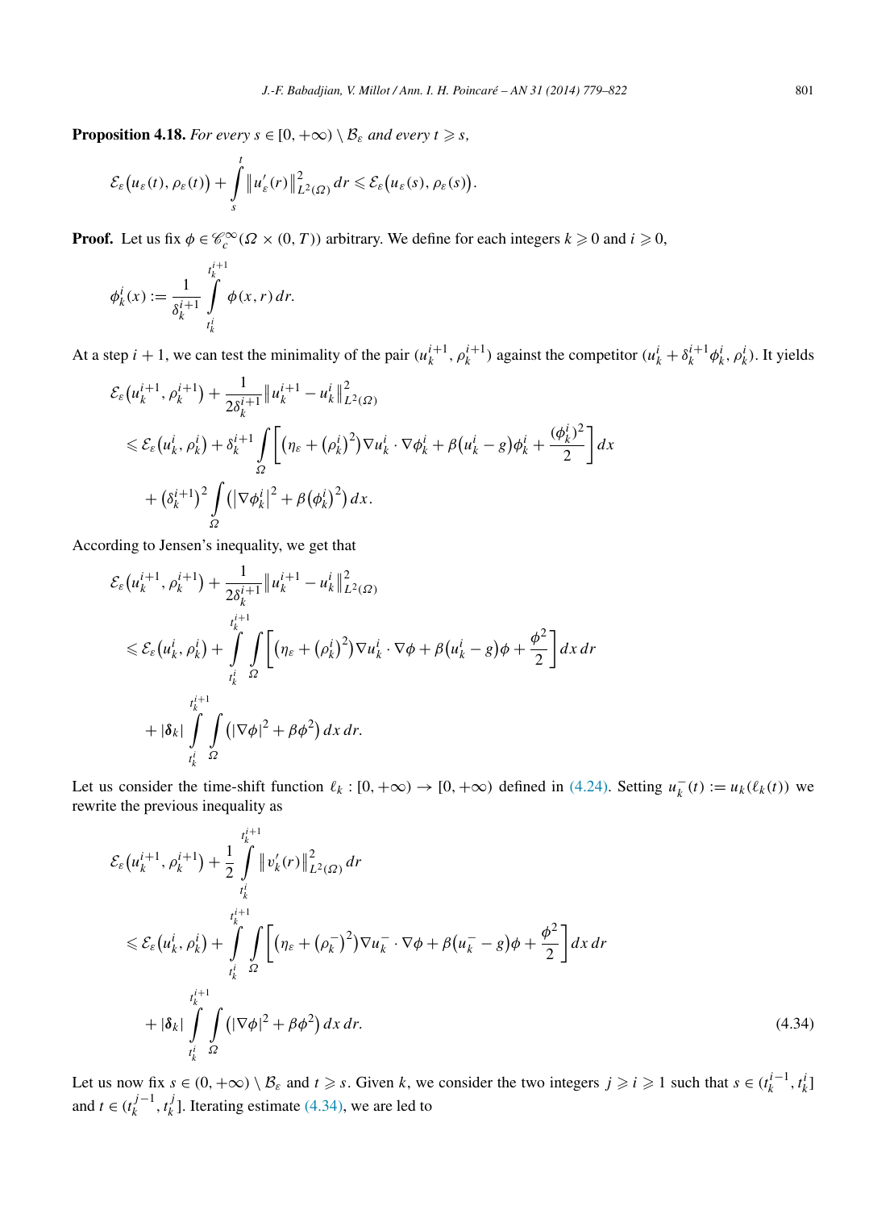**Proposition 4.18.** *For every $s \in [0,+\infty) \setminus \mathcal{B}_\varepsilon$ and every $t \geqslant s$,*

$$\mathcal{E}_\varepsilon\big(u_\varepsilon(t), \rho_\varepsilon(t)\big) + \int_s^t \big\| u'_\varepsilon(r)\big\|^2_{L^2(\Omega)}\, dr \leqslant \mathcal{E}_\varepsilon\big(u_\varepsilon(s), \rho_\varepsilon(s)\big).$$

**Proof.** Let us fix $\phi \in \mathscr{C}^\infty_c(\Omega \times (0,T))$ arbitrary. We define for each integers $k \geqslant 0$ and $i \geqslant 0$,

$$\phi^i_k(x) := \frac{1}{\delta^{i+1}_k} \int_{t^i_k}^{t^{i+1}_k} \phi(x,r)\, dr.$$

At a step $i+1$, we can test the minimality of the pair $(u^{i+1}_k, \rho^{i+1}_k)$ against the competitor $(u^i_k + \delta^{i+1}_k \phi^i_k, \rho^i_k)$. It yields

$$\begin{aligned}
&\mathcal{E}_\varepsilon\big(u^{i+1}_k, \rho^{i+1}_k\big) + \frac{1}{2\delta^{i+1}_k}\big\|u^{i+1}_k - u^i_k\big\|^2_{L^2(\Omega)} \\
&\quad\leqslant \mathcal{E}_\varepsilon\big(u^i_k, \rho^i_k\big) + \delta^{i+1}_k \int_\Omega \bigg[\big(\eta_\varepsilon + \big(\rho^i_k\big)^2\big)\nabla u^i_k \cdot \nabla \phi^i_k + \beta\big(u^i_k - g\big)\phi^i_k + \frac{(\phi^i_k)^2}{2}\bigg]\, dx \\
&\qquad + \big(\delta^{i+1}_k\big)^2 \int_\Omega \big(\big|\nabla \phi^i_k\big|^2 + \beta\big(\phi^i_k\big)^2\big)\, dx.
\end{aligned}$$

According to Jensen's inequality, we get that

$$\begin{aligned}
&\mathcal{E}_\varepsilon\big(u^{i+1}_k, \rho^{i+1}_k\big) + \frac{1}{2\delta^{i+1}_k}\big\|u^{i+1}_k - u^i_k\big\|^2_{L^2(\Omega)} \\
&\quad\leqslant \mathcal{E}_\varepsilon\big(u^i_k, \rho^i_k\big) + \int_{t^i_k}^{t^{i+1}_k}\int_\Omega \bigg[\big(\eta_\varepsilon + \big(\rho^i_k\big)^2\big)\nabla u^i_k \cdot \nabla \phi + \beta\big(u^i_k - g\big)\phi + \frac{\phi^2}{2}\bigg]\, dx\, dr \\
&\qquad + |\boldsymbol{\delta}_k| \int_{t^i_k}^{t^{i+1}_k}\int_\Omega \big(|\nabla \phi|^2 + \beta\phi^2\big)\, dx\, dr.
\end{aligned}$$

Let us consider the time-shift function $\ell_k : [0,+\infty) \to [0,+\infty)$ defined in (4.24). Setting $u^-_k(t) := u_k(\ell_k(t))$ we rewrite the previous inequality as

$$\begin{aligned}
&\mathcal{E}_\varepsilon\big(u^{i+1}_k, \rho^{i+1}_k\big) + \frac{1}{2}\int_{t^i_k}^{t^{i+1}_k} \big\|v'_k(r)\big\|^2_{L^2(\Omega)}\, dr \\
&\quad\leqslant \mathcal{E}_\varepsilon\big(u^i_k, \rho^i_k\big) + \int_{t^i_k}^{t^{i+1}_k}\int_\Omega \bigg[\big(\eta_\varepsilon + \big(\rho^-_k\big)^2\big)\nabla u^-_k \cdot \nabla \phi + \beta\big(u^-_k - g\big)\phi + \frac{\phi^2}{2}\bigg]\, dx\, dr \\
&\qquad + |\boldsymbol{\delta}_k| \int_{t^i_k}^{t^{i+1}_k}\int_\Omega \big(|\nabla \phi|^2 + \beta\phi^2\big)\, dx\, dr.
\end{aligned} \tag{4.34}$$

Let us now fix $s \in (0,+\infty) \setminus \mathcal{B}_\varepsilon$ and $t \geqslant s$. Given $k$, we consider the two integers $j \geqslant i \geqslant 1$ such that $s \in (t^{i-1}_k, t^i_k]$ and $t \in (t^{j-1}_k, t^j_k]$. Iterating estimate (4.34), we are led to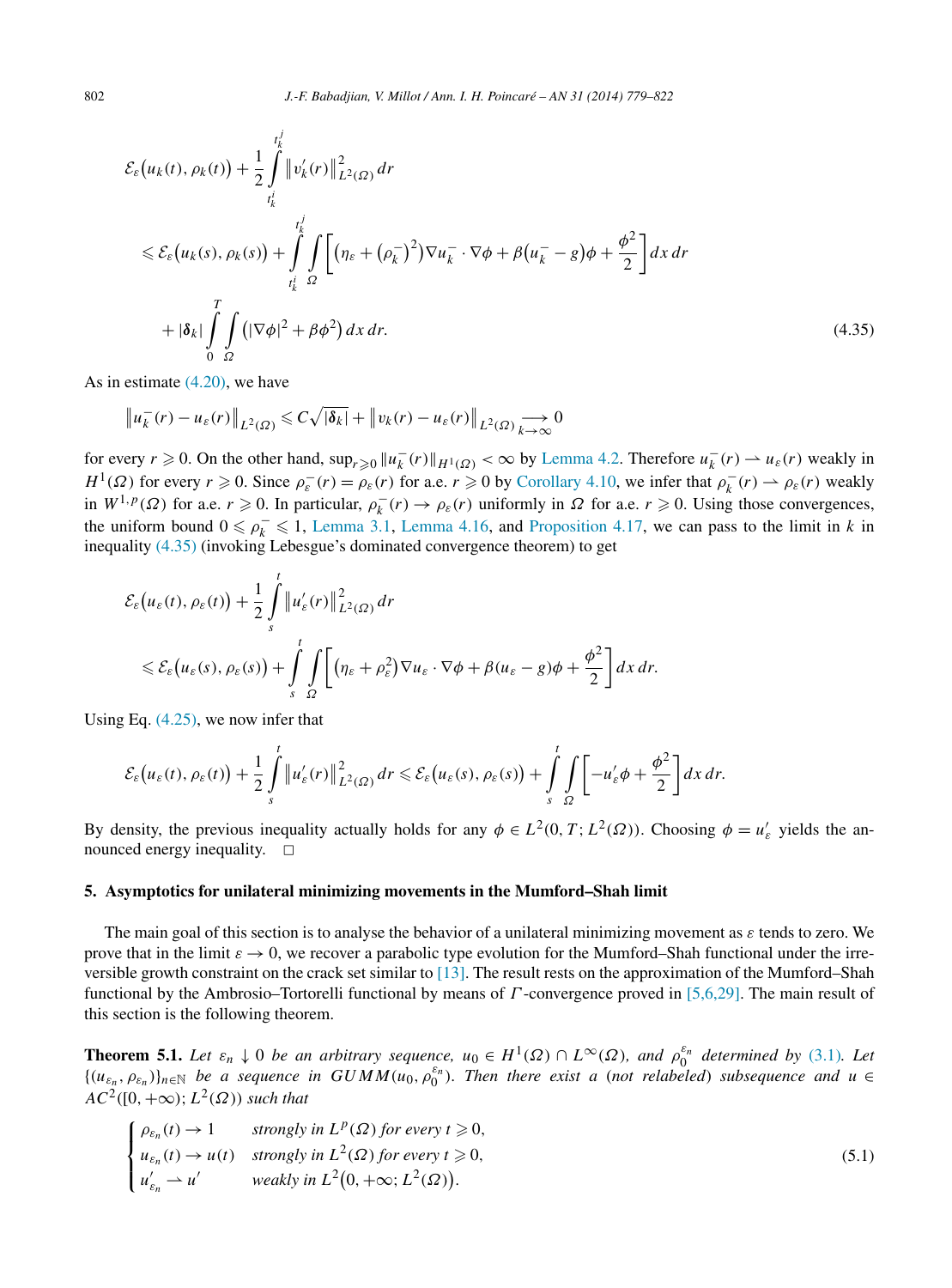$$\mathcal{E}_\varepsilon\big(u_k(t), \rho_k(t)\big) + \frac{1}{2}\int_{t_k^i}^{t_k^j} \big\|v_k'(r)\big\|^2_{L^2(\Omega)}\,dr$$

$$\leqslant \mathcal{E}_\varepsilon\big(u_k(s), \rho_k(s)\big) + \int_{t_k^i}^{t_k^j}\int_\Omega \bigg[\big(\eta_\varepsilon + \big(\rho_k^-\big)^2\big)\nabla u_k^- \cdot \nabla\phi + \beta\big(u_k^- - g\big)\phi + \frac{\phi^2}{2}\bigg]\,dx\,dr$$

$$+ |\boldsymbol{\delta}_k| \int_0^T \int_\Omega \big(|\nabla\phi|^2 + \beta\phi^2\big)\,dx\,dr. \tag{4.35}$$

As in estimate (4.20), we have

$$\big\|u_k^-(r) - u_\varepsilon(r)\big\|_{L^2(\Omega)} \leqslant C\sqrt{|\boldsymbol{\delta}_k|} + \big\|v_k(r) - u_\varepsilon(r)\big\|_{L^2(\Omega)} \underset{k\to\infty}{\longrightarrow} 0$$

for every $r \geqslant 0$. On the other hand, $\sup_{r\geqslant 0}\|u_k^-(r)\|_{H^1(\Omega)} < \infty$ by Lemma 4.2. Therefore $u_k^-(r) \rightharpoonup u_\varepsilon(r)$ weakly in $H^1(\Omega)$ for every $r \geqslant 0$. Since $\rho_\varepsilon^-(r) = \rho_\varepsilon(r)$ for a.e. $r \geqslant 0$ by Corollary 4.10, we infer that $\rho_k^-(r) \rightharpoonup \rho_\varepsilon(r)$ weakly in $W^{1,p}(\Omega)$ for a.e. $r \geqslant 0$. In particular, $\rho_k^-(r) \to \rho_\varepsilon(r)$ uniformly in $\Omega$ for a.e. $r \geqslant 0$. Using those convergences, the uniform bound $0 \leqslant \rho_k^- \leqslant 1$, Lemma 3.1, Lemma 4.16, and Proposition 4.17, we can pass to the limit in $k$ in inequality (4.35) (invoking Lebesgue's dominated convergence theorem) to get

$$\mathcal{E}_\varepsilon\big(u_\varepsilon(t), \rho_\varepsilon(t)\big) + \frac{1}{2}\int_s^t \big\|u_\varepsilon'(r)\big\|^2_{L^2(\Omega)}\,dr$$

$$\leqslant \mathcal{E}_\varepsilon\big(u_\varepsilon(s), \rho_\varepsilon(s)\big) + \int_s^t\int_\Omega \bigg[\big(\eta_\varepsilon + \rho_\varepsilon^2\big)\nabla u_\varepsilon \cdot \nabla\phi + \beta(u_\varepsilon - g)\phi + \frac{\phi^2}{2}\bigg]\,dx\,dr.$$

Using Eq. (4.25), we now infer that

$$\mathcal{E}_\varepsilon\big(u_\varepsilon(t), \rho_\varepsilon(t)\big) + \frac{1}{2}\int_s^t \big\|u_\varepsilon'(r)\big\|^2_{L^2(\Omega)}\,dr \leqslant \mathcal{E}_\varepsilon\big(u_\varepsilon(s), \rho_\varepsilon(s)\big) + \int_s^t\int_\Omega \bigg[-u_\varepsilon'\phi + \frac{\phi^2}{2}\bigg]\,dx\,dr.$$

By density, the previous inequality actually holds for any $\phi \in L^2(0, T; L^2(\Omega))$. Choosing $\phi = u_\varepsilon'$ yields the announced energy inequality. $\square$

## 5. Asymptotics for unilateral minimizing movements in the Mumford–Shah limit

The main goal of this section is to analyse the behavior of a unilateral minimizing movement as $\varepsilon$ tends to zero. We prove that in the limit $\varepsilon \to 0$, we recover a parabolic type evolution for the Mumford–Shah functional under the irreversible growth constraint on the crack set similar to [13]. The result rests on the approximation of the Mumford–Shah functional by the Ambrosio–Tortorelli functional by means of $\Gamma$-convergence proved in [5,6,29]. The main result of this section is the following theorem.

**Theorem 5.1.** *Let $\varepsilon_n \downarrow 0$ be an arbitrary sequence, $u_0 \in H^1(\Omega) \cap L^\infty(\Omega)$, and $\rho_0^{\varepsilon_n}$ determined by (3.1). Let $\{(u_{\varepsilon_n}, \rho_{\varepsilon_n})\}_{n\in\mathbb{N}}$ be a sequence in $GUMM(u_0, \rho_0^{\varepsilon_n})$. Then there exist a (not relabeled) subsequence and $u \in AC^2([0, +\infty); L^2(\Omega))$ such that*

$$\begin{cases} \rho_{\varepsilon_n}(t) \to 1 & \text{strongly in } L^p(\Omega) \text{ for every } t \geqslant 0, \\ u_{\varepsilon_n}(t) \to u(t) & \text{strongly in } L^2(\Omega) \text{ for every } t \geqslant 0, \\ u_{\varepsilon_n}' \rightharpoonup u' & \text{weakly in } L^2\big(0, +\infty; L^2(\Omega)\big). \end{cases} \tag{5.1}$$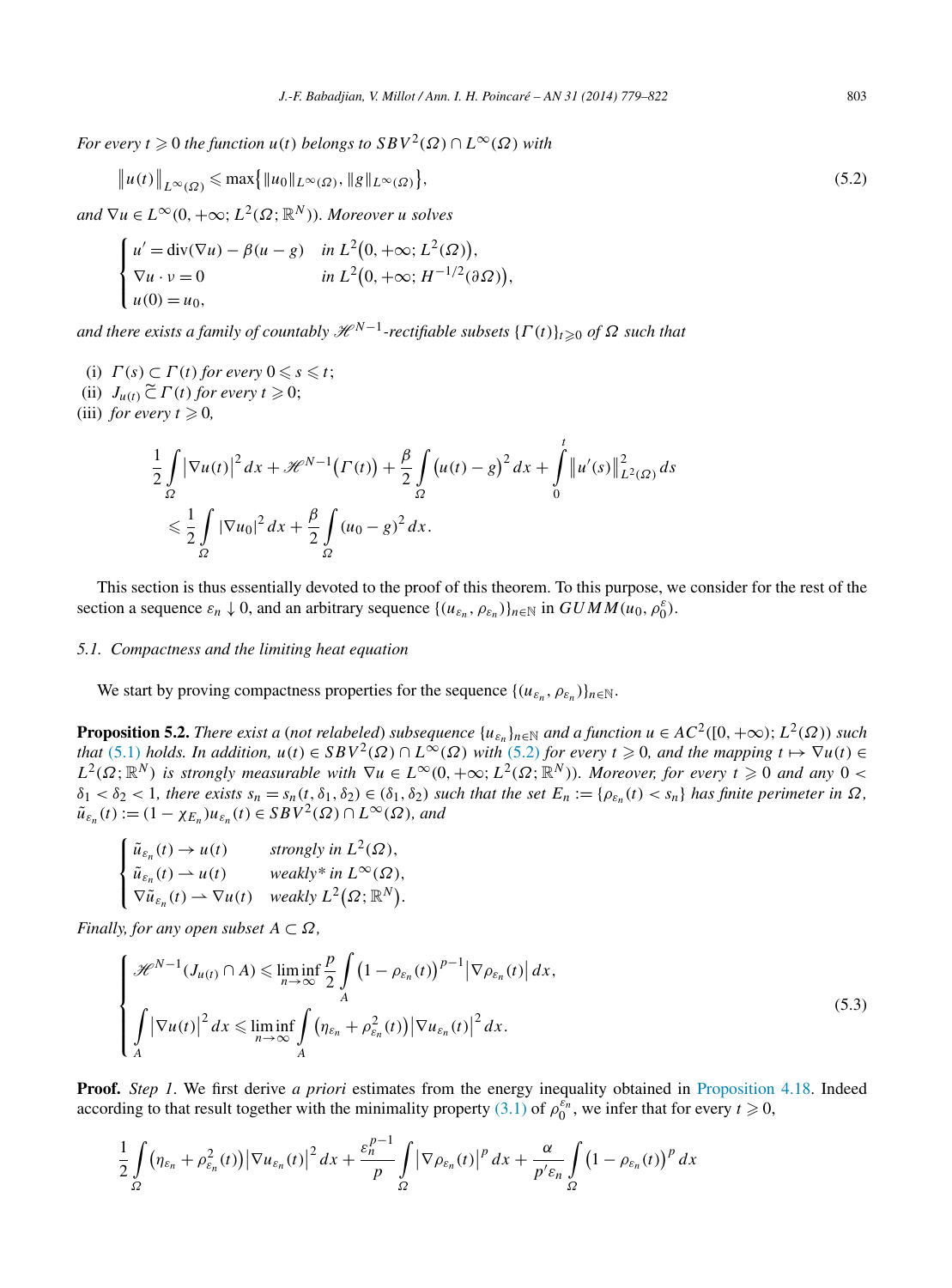*For every $t \geqslant 0$ the function $u(t)$ belongs to $SBV^2(\Omega) \cap L^\infty(\Omega)$ with*

$$\|u(t)\|_{L^\infty(\Omega)} \leqslant \max\{\|u_0\|_{L^\infty(\Omega)}, \|g\|_{L^\infty(\Omega)}\}, \tag{5.2}$$

*and $\nabla u \in L^\infty(0,+\infty; L^2(\Omega;\mathbb{R}^N))$. Moreover $u$ solves*

$$\begin{cases} u' = \operatorname{div}(\nabla u) - \beta(u-g) & \text{in } L^2(0,+\infty; L^2(\Omega)), \\ \nabla u \cdot \nu = 0 & \text{in } L^2(0,+\infty; H^{-1/2}(\partial\Omega)), \\ u(0) = u_0, \end{cases}$$

*and there exists a family of countably $\mathscr{H}^{N-1}$-rectifiable subsets $\{\Gamma(t)\}_{t\geqslant 0}$ of $\Omega$ such that*

(i) *$\Gamma(s) \subset \Gamma(t)$ for every $0 \leqslant s \leqslant t$;*
(ii) *$J_{u(t)} \,\widetilde{\subset}\, \Gamma(t)$ for every $t \geqslant 0$;*
(iii) *for every $t \geqslant 0$,*

$$\frac{1}{2}\int_\Omega |\nabla u(t)|^2\,dx + \mathscr{H}^{N-1}(\Gamma(t)) + \frac{\beta}{2}\int_\Omega (u(t)-g)^2\,dx + \int_0^t \|u'(s)\|^2_{L^2(\Omega)}\,ds$$
$$\leqslant \frac{1}{2}\int_\Omega |\nabla u_0|^2\,dx + \frac{\beta}{2}\int_\Omega (u_0-g)^2\,dx.$$

This section is thus essentially devoted to the proof of this theorem. To this purpose, we consider for the rest of the section a sequence $\varepsilon_n \downarrow 0$, and an arbitrary sequence $\{(u_{\varepsilon_n}, \rho_{\varepsilon_n})\}_{n\in\mathbb{N}}$ in $GUMM(u_0, \rho_0^\varepsilon)$.

### *5.1. Compactness and the limiting heat equation*

We start by proving compactness properties for the sequence $\{(u_{\varepsilon_n}, \rho_{\varepsilon_n})\}_{n\in\mathbb{N}}$.

**Proposition 5.2.** *There exist a (not relabeled) subsequence $\{u_{\varepsilon_n}\}_{n\in\mathbb{N}}$ and a function $u \in AC^2([0,+\infty); L^2(\Omega))$ such that (5.1) holds. In addition, $u(t) \in SBV^2(\Omega) \cap L^\infty(\Omega)$ with (5.2) for every $t \geqslant 0$, and the mapping $t \mapsto \nabla u(t) \in L^2(\Omega;\mathbb{R}^N)$ is strongly measurable with $\nabla u \in L^\infty(0,+\infty; L^2(\Omega;\mathbb{R}^N))$. Moreover, for every $t \geqslant 0$ and any $0 < \delta_1 < \delta_2 < 1$, there exists $s_n = s_n(t,\delta_1,\delta_2) \in (\delta_1,\delta_2)$ such that the set $E_n := \{\rho_{\varepsilon_n}(t) < s_n\}$ has finite perimeter in $\Omega$, $\tilde{u}_{\varepsilon_n}(t) := (1-\chi_{E_n})u_{\varepsilon_n}(t) \in SBV^2(\Omega) \cap L^\infty(\Omega)$, and*

$$\begin{cases} \tilde{u}_{\varepsilon_n}(t) \to u(t) & \text{strongly in } L^2(\Omega), \\ \tilde{u}_{\varepsilon_n}(t) \rightharpoonup u(t) & \text{weakly* in } L^\infty(\Omega), \\ \nabla\tilde{u}_{\varepsilon_n}(t) \rightharpoonup \nabla u(t) & \text{weakly } L^2(\Omega;\mathbb{R}^N). \end{cases}$$

*Finally, for any open subset $A \subset \Omega$,*

$$\begin{cases} \mathscr{H}^{N-1}(J_{u(t)} \cap A) \leqslant \liminf\limits_{n\to\infty} \dfrac{p}{2}\displaystyle\int_A \bigl(1-\rho_{\varepsilon_n}(t)\bigr)^{p-1}\bigl|\nabla\rho_{\varepsilon_n}(t)\bigr|\,dx, \\ \displaystyle\int_A \bigl|\nabla u(t)\bigr|^2\,dx \leqslant \liminf_{n\to\infty}\int_A \bigl(\eta_{\varepsilon_n} + \rho^2_{\varepsilon_n}(t)\bigr)\bigl|\nabla u_{\varepsilon_n}(t)\bigr|^2\,dx. \end{cases} \tag{5.3}$$

**Proof.** *Step 1*. We first derive *a priori* estimates from the energy inequality obtained in Proposition 4.18. Indeed according to that result together with the minimality property (3.1) of $\rho_0^{\varepsilon_n}$, we infer that for every $t \geqslant 0$,

$$\frac{1}{2}\int_\Omega \bigl(\eta_{\varepsilon_n} + \rho^2_{\varepsilon_n}(t)\bigr)\bigl|\nabla u_{\varepsilon_n}(t)\bigr|^2\,dx + \frac{\varepsilon_n^{p-1}}{p}\int_\Omega \bigl|\nabla\rho_{\varepsilon_n}(t)\bigr|^p\,dx + \frac{\alpha}{p'\varepsilon_n}\int_\Omega \bigl(1-\rho_{\varepsilon_n}(t)\bigr)^p\,dx$$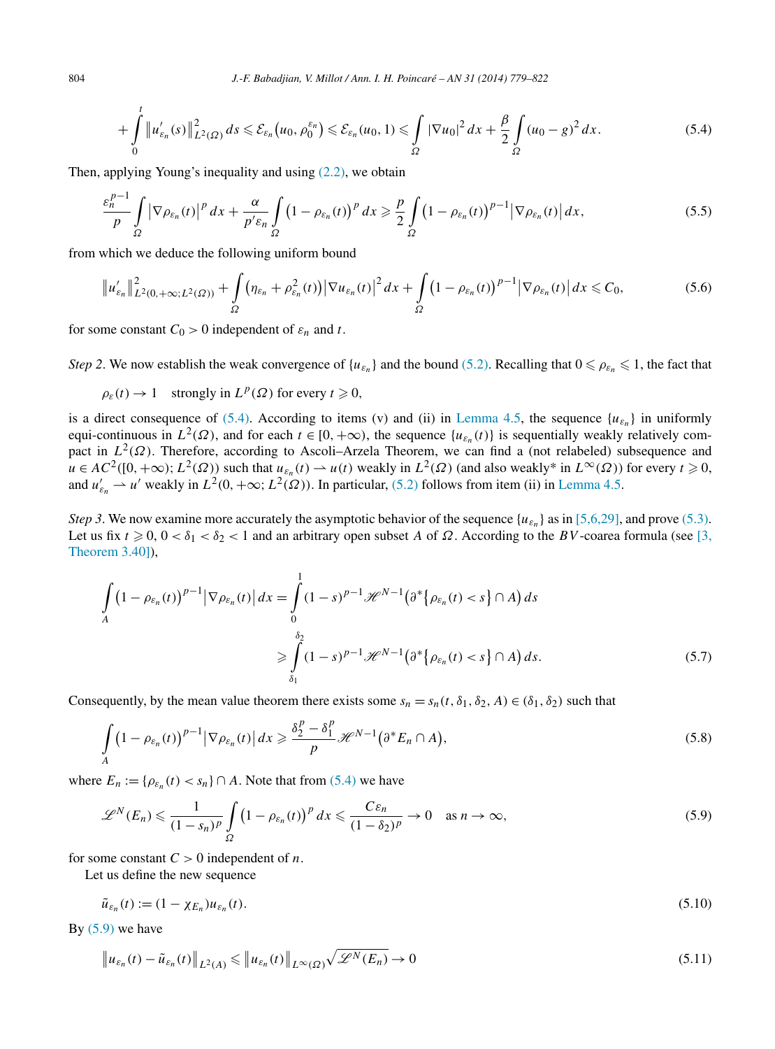$$+\int_0^t \|u'_{\varepsilon_n}(s)\|^2_{L^2(\Omega)}\,ds \leqslant \mathcal{E}_{\varepsilon_n}\big(u_0, \rho_0^{\varepsilon_n}\big) \leqslant \mathcal{E}_{\varepsilon_n}(u_0, 1) \leqslant \int_\Omega |\nabla u_0|^2\,dx + \frac{\beta}{2}\int_\Omega (u_0-g)^2\,dx. \tag{5.4}$$

Then, applying Young's inequality and using (2.2), we obtain

$$\frac{\varepsilon_n^{p-1}}{p}\int_\Omega \big|\nabla\rho_{\varepsilon_n}(t)\big|^p\,dx + \frac{\alpha}{p'\varepsilon_n}\int_\Omega \big(1-\rho_{\varepsilon_n}(t)\big)^p\,dx \geqslant \frac{p}{2}\int_\Omega \big(1-\rho_{\varepsilon_n}(t)\big)^{p-1}\big|\nabla\rho_{\varepsilon_n}(t)\big|\,dx, \tag{5.5}$$

from which we deduce the following uniform bound

$$\|u'_{\varepsilon_n}\|^2_{L^2(0,+\infty;L^2(\Omega))} + \int_\Omega \big(\eta_{\varepsilon_n} + \rho^2_{\varepsilon_n}(t)\big)\big|\nabla u_{\varepsilon_n}(t)\big|^2\,dx + \int_\Omega \big(1-\rho_{\varepsilon_n}(t)\big)^{p-1}\big|\nabla\rho_{\varepsilon_n}(t)\big|\,dx \leqslant C_0, \tag{5.6}$$

for some constant $C_0 > 0$ independent of $\varepsilon_n$ and $t$.

*Step 2.* We now establish the weak convergence of $\{u_{\varepsilon_n}\}$ and the bound (5.2). Recalling that $0 \leqslant \rho_{\varepsilon_n} \leqslant 1$, the fact that

$$\rho_\varepsilon(t) \to 1 \quad \text{strongly in } L^p(\Omega) \text{ for every } t \geqslant 0,$$

is a direct consequence of (5.4). According to items (v) and (ii) in Lemma 4.5, the sequence $\{u_{\varepsilon_n}\}$ in uniformly equi-continuous in $L^2(\Omega)$, and for each $t \in [0, +\infty)$, the sequence $\{u_{\varepsilon_n}(t)\}$ is sequentially weakly relatively compact in $L^2(\Omega)$. Therefore, according to Ascoli–Arzela Theorem, we can find a (not relabeled) subsequence and $u \in AC^2([0, +\infty); L^2(\Omega))$ such that $u_{\varepsilon_n}(t) \rightharpoonup u(t)$ weakly in $L^2(\Omega)$ (and also weakly* in $L^\infty(\Omega)$) for every $t \geqslant 0$, and $u'_{\varepsilon_n} \rightharpoonup u'$ weakly in $L^2(0, +\infty; L^2(\Omega))$. In particular, (5.2) follows from item (ii) in Lemma 4.5.

*Step 3.* We now examine more accurately the asymptotic behavior of the sequence $\{u_{\varepsilon_n}\}$ as in [5,6,29], and prove (5.3). Let us fix $t \geqslant 0$, $0 < \delta_1 < \delta_2 < 1$ and an arbitrary open subset $A$ of $\Omega$. According to the $BV$-coarea formula (see [3, Theorem 3.40]),

$$\begin{aligned}\int_A \big(1-\rho_{\varepsilon_n}(t)\big)^{p-1}\big|\nabla\rho_{\varepsilon_n}(t)\big|\,dx &= \int_0^1 (1-s)^{p-1}\mathcal{H}^{N-1}\big(\partial^*\big\{\rho_{\varepsilon_n}(t) < s\big\} \cap A\big)\,ds \\ &\geqslant \int_{\delta_1}^{\delta_2} (1-s)^{p-1}\mathcal{H}^{N-1}\big(\partial^*\big\{\rho_{\varepsilon_n}(t) < s\big\} \cap A\big)\,ds.\end{aligned} \tag{5.7}$$

Consequently, by the mean value theorem there exists some $s_n = s_n(t, \delta_1, \delta_2, A) \in (\delta_1, \delta_2)$ such that

$$\int_A \big(1-\rho_{\varepsilon_n}(t)\big)^{p-1}\big|\nabla\rho_{\varepsilon_n}(t)\big|\,dx \geqslant \frac{\delta_2^p - \delta_1^p}{p}\mathcal{H}^{N-1}\big(\partial^* E_n \cap A\big), \tag{5.8}$$

where $E_n := \{\rho_{\varepsilon_n}(t) < s_n\} \cap A$. Note that from (5.4) we have

$$\mathcal{L}^N(E_n) \leqslant \frac{1}{(1-s_n)^p}\int_\Omega \big(1-\rho_{\varepsilon_n}(t)\big)^p\,dx \leqslant \frac{C\varepsilon_n}{(1-\delta_2)^p} \to 0 \quad \text{as } n \to \infty, \tag{5.9}$$

for some constant $C > 0$ independent of $n$.

Let us define the new sequence

$$\tilde{u}_{\varepsilon_n}(t) := (1-\chi_{E_n})u_{\varepsilon_n}(t). \tag{5.10}$$

By (5.9) we have

$$\big\|u_{\varepsilon_n}(t) - \tilde{u}_{\varepsilon_n}(t)\big\|_{L^2(A)} \leqslant \big\|u_{\varepsilon_n}(t)\big\|_{L^\infty(\Omega)}\sqrt{\mathcal{L}^N(E_n)} \to 0 \tag{5.11}$$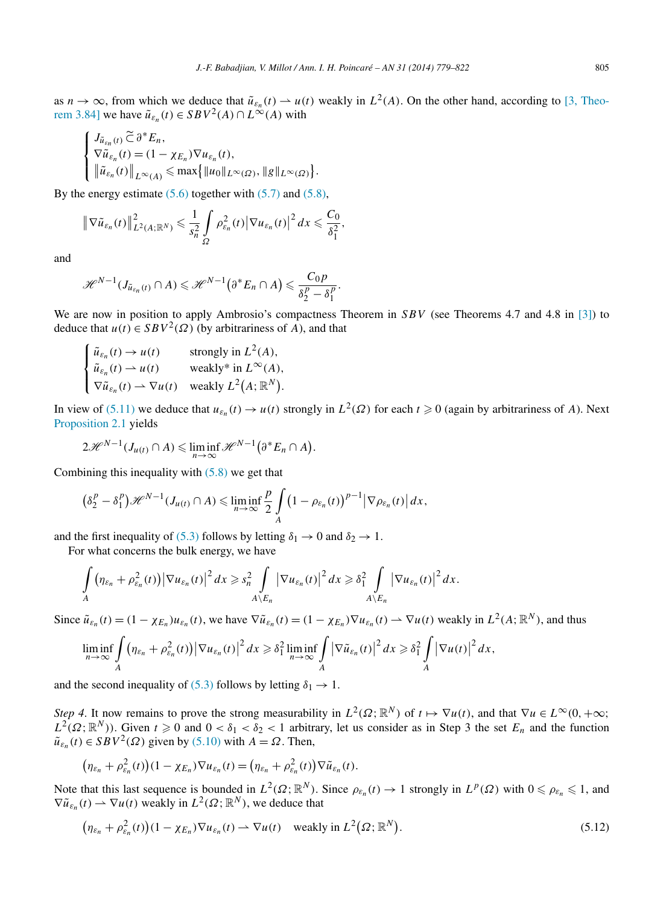as $n \to \infty$, from which we deduce that $\tilde{u}_{\varepsilon_n}(t) \rightharpoonup u(t)$ weakly in $L^2(A)$. On the other hand, according to [3, Theorem 3.84] we have $\tilde{u}_{\varepsilon_n}(t) \in SBV^2(A) \cap L^\infty(A)$ with

$$
\begin{cases}
J_{\tilde{u}_{\varepsilon_n}(t)} \,\widetilde{\subset}\, \partial^* E_n, \\
\nabla \tilde{u}_{\varepsilon_n}(t) = (1 - \chi_{E_n}) \nabla u_{\varepsilon_n}(t), \\
\|\tilde{u}_{\varepsilon_n}(t)\|_{L^\infty(A)} \leqslant \max\{\|u_0\|_{L^\infty(\Omega)}, \|g\|_{L^\infty(\Omega)}\}.
\end{cases}
$$

By the energy estimate (5.6) together with (5.7) and (5.8),

$$
\|\nabla \tilde{u}_{\varepsilon_n}(t)\|^2_{L^2(A;\mathbb{R}^N)} \leqslant \frac{1}{s_n^2} \int_\Omega \rho^2_{\varepsilon_n}(t) |\nabla u_{\varepsilon_n}(t)|^2 \, dx \leqslant \frac{C_0}{\delta_1^2},
$$

and

$$
\mathscr{H}^{N-1}(J_{\tilde{u}_{\varepsilon_n}(t)} \cap A) \leqslant \mathscr{H}^{N-1}(\partial^* E_n \cap A) \leqslant \frac{C_0 p}{\delta_2^p - \delta_1^p}.
$$

We are now in position to apply Ambrosio's compactness Theorem in $SBV$ (see Theorems 4.7 and 4.8 in [3]) to deduce that $u(t) \in SBV^2(\Omega)$ (by arbitrariness of $A$), and that

$$
\begin{cases}
\tilde{u}_{\varepsilon_n}(t) \to u(t) & \text{strongly in } L^2(A), \\
\tilde{u}_{\varepsilon_n}(t) \rightharpoonup u(t) & \text{weakly* in } L^\infty(A), \\
\nabla \tilde{u}_{\varepsilon_n}(t) \rightharpoonup \nabla u(t) & \text{weakly } L^2(A;\mathbb{R}^N).
\end{cases}
$$

In view of (5.11) we deduce that $u_{\varepsilon_n}(t) \to u(t)$ strongly in $L^2(\Omega)$ for each $t \geqslant 0$ (again by arbitrariness of $A$). Next Proposition 2.1 yields

$$
2\mathscr{H}^{N-1}(J_{u(t)} \cap A) \leqslant \liminf_{n\to\infty} \mathscr{H}^{N-1}(\partial^* E_n \cap A).
$$

Combining this inequality with (5.8) we get that

$$
(\delta_2^p - \delta_1^p)\mathscr{H}^{N-1}(J_{u(t)} \cap A) \leqslant \liminf_{n\to\infty} \frac{p}{2} \int_A (1 - \rho_{\varepsilon_n}(t))^{p-1} |\nabla \rho_{\varepsilon_n}(t)| \, dx,
$$

and the first inequality of (5.3) follows by letting $\delta_1 \to 0$ and $\delta_2 \to 1$.

For what concerns the bulk energy, we have

$$
\int_A (\eta_{\varepsilon_n} + \rho^2_{\varepsilon_n}(t)) |\nabla u_{\varepsilon_n}(t)|^2 \, dx \geqslant s_n^2 \int_{A \setminus E_n} |\nabla u_{\varepsilon_n}(t)|^2 \, dx \geqslant \delta_1^2 \int_{A \setminus E_n} |\nabla u_{\varepsilon_n}(t)|^2 \, dx.
$$

Since $\tilde{u}_{\varepsilon_n}(t) = (1 - \chi_{E_n}) u_{\varepsilon_n}(t)$, we have $\nabla \tilde{u}_{\varepsilon_n}(t) = (1 - \chi_{E_n}) \nabla u_{\varepsilon_n}(t) \rightharpoonup \nabla u(t)$ weakly in $L^2(A;\mathbb{R}^N)$, and thus

$$
\liminf_{n\to\infty} \int_A (\eta_{\varepsilon_n} + \rho^2_{\varepsilon_n}(t)) |\nabla u_{\varepsilon_n}(t)|^2 \, dx \geqslant \delta_1^2 \liminf_{n\to\infty} \int_A |\nabla \tilde{u}_{\varepsilon_n}(t)|^2 \, dx \geqslant \delta_1^2 \int_A |\nabla u(t)|^2 \, dx,
$$

and the second inequality of (5.3) follows by letting $\delta_1 \to 1$.

*Step 4.* It now remains to prove the strong measurability in $L^2(\Omega;\mathbb{R}^N)$ of $t \mapsto \nabla u(t)$, and that $\nabla u \in L^\infty(0, +\infty; L^2(\Omega;\mathbb{R}^N))$. Given $t \geqslant 0$ and $0 < \delta_1 < \delta_2 < 1$ arbitrary, let us consider as in Step 3 the set $E_n$ and the function $\tilde{u}_{\varepsilon_n}(t) \in SBV^2(\Omega)$ given by (5.10) with $A = \Omega$. Then,

$$
(\eta_{\varepsilon_n} + \rho^2_{\varepsilon_n}(t))(1 - \chi_{E_n}) \nabla u_{\varepsilon_n}(t) = (\eta_{\varepsilon_n} + \rho^2_{\varepsilon_n}(t)) \nabla \tilde{u}_{\varepsilon_n}(t).
$$

Note that this last sequence is bounded in $L^2(\Omega;\mathbb{R}^N)$. Since $\rho_{\varepsilon_n}(t) \to 1$ strongly in $L^p(\Omega)$ with $0 \leqslant \rho_{\varepsilon_n} \leqslant 1$, and $\nabla \tilde{u}_{\varepsilon_n}(t) \rightharpoonup \nabla u(t)$ weakly in $L^2(\Omega;\mathbb{R}^N)$, we deduce that

$$
(\eta_{\varepsilon_n} + \rho^2_{\varepsilon_n}(t))(1 - \chi_{E_n}) \nabla u_{\varepsilon_n}(t) \rightharpoonup \nabla u(t) \quad \text{weakly in } L^2(\Omega;\mathbb{R}^N). \tag{5.12}
$$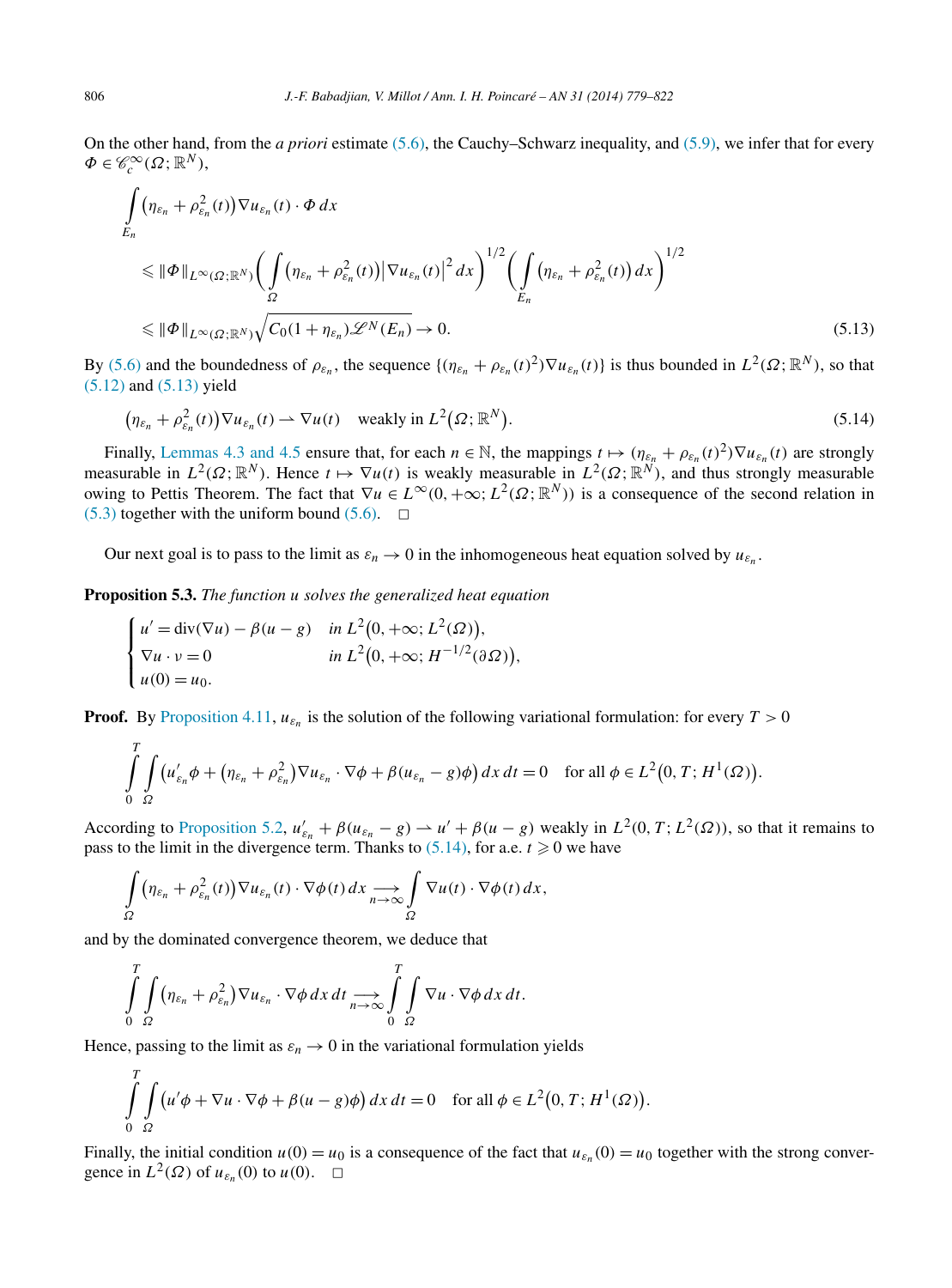On the other hand, from the *a priori* estimate (5.6), the Cauchy–Schwarz inequality, and (5.9), we infer that for every $\Phi \in \mathscr{C}_c^\infty(\Omega;\mathbb{R}^N)$,

$$
\begin{aligned}
&\int_{E_n} \big(\eta_{\varepsilon_n} + \rho_{\varepsilon_n}^2(t)\big)\nabla u_{\varepsilon_n}(t)\cdot \Phi\,dx \\
&\quad\leqslant \|\Phi\|_{L^\infty(\Omega;\mathbb{R}^N)}\bigg(\int_\Omega \big(\eta_{\varepsilon_n} + \rho_{\varepsilon_n}^2(t)\big)\big|\nabla u_{\varepsilon_n}(t)\big|^2\,dx\bigg)^{1/2}\bigg(\int_{E_n}\big(\eta_{\varepsilon_n} + \rho_{\varepsilon_n}^2(t)\big)\,dx\bigg)^{1/2} \\
&\quad\leqslant \|\Phi\|_{L^\infty(\Omega;\mathbb{R}^N)}\sqrt{C_0(1+\eta_{\varepsilon_n})\mathscr{L}^N(E_n)} \to 0.
\end{aligned}
\tag{5.13}
$$

By (5.6) and the boundedness of $\rho_{\varepsilon_n}$, the sequence $\{(\eta_{\varepsilon_n} + \rho_{\varepsilon_n}(t)^2)\nabla u_{\varepsilon_n}(t)\}$ is thus bounded in $L^2(\Omega;\mathbb{R}^N)$, so that (5.12) and (5.13) yield

$$
\big(\eta_{\varepsilon_n} + \rho_{\varepsilon_n}^2(t)\big)\nabla u_{\varepsilon_n}(t) \rightharpoonup \nabla u(t) \quad \text{weakly in } L^2\big(\Omega;\mathbb{R}^N\big). \tag{5.14}
$$

Finally, Lemmas 4.3 and 4.5 ensure that, for each $n\in\mathbb{N}$, the mappings $t\mapsto (\eta_{\varepsilon_n} + \rho_{\varepsilon_n}(t)^2)\nabla u_{\varepsilon_n}(t)$ are strongly measurable in $L^2(\Omega;\mathbb{R}^N)$. Hence $t\mapsto \nabla u(t)$ is weakly measurable in $L^2(\Omega;\mathbb{R}^N)$, and thus strongly measurable owing to Pettis Theorem. The fact that $\nabla u \in L^\infty(0,+\infty;L^2(\Omega;\mathbb{R}^N))$ is a consequence of the second relation in (5.3) together with the uniform bound (5.6). $\square$

Our next goal is to pass to the limit as $\varepsilon_n \to 0$ in the inhomogeneous heat equation solved by $u_{\varepsilon_n}$.

**Proposition 5.3.** *The function $u$ solves the generalized heat equation*

$$
\begin{cases}
u' = \operatorname{div}(\nabla u) - \beta(u-g) & \text{in } L^2\big(0,+\infty;L^2(\Omega)\big),\\
\nabla u\cdot \nu = 0 & \text{in } L^2\big(0,+\infty;H^{-1/2}(\partial\Omega)\big),\\
u(0) = u_0.
\end{cases}
$$

**Proof.** By Proposition 4.11, $u_{\varepsilon_n}$ is the solution of the following variational formulation: for every $T>0$

$$
\int_0^T\int_\Omega \big(u_{\varepsilon_n}'\phi + \big(\eta_{\varepsilon_n} + \rho_{\varepsilon_n}^2\big)\nabla u_{\varepsilon_n}\cdot\nabla\phi + \beta(u_{\varepsilon_n} - g)\phi\big)\,dx\,dt = 0 \quad \text{for all } \phi \in L^2\big(0,T;H^1(\Omega)\big).
$$

According to Proposition 5.2, $u_{\varepsilon_n}' + \beta(u_{\varepsilon_n} - g) \rightharpoonup u' + \beta(u-g)$ weakly in $L^2(0,T;L^2(\Omega))$, so that it remains to pass to the limit in the divergence term. Thanks to (5.14), for a.e. $t\geqslant 0$ we have

$$
\int_\Omega \big(\eta_{\varepsilon_n} + \rho_{\varepsilon_n}^2(t)\big)\nabla u_{\varepsilon_n}(t)\cdot\nabla\phi(t)\,dx \underset{n\to\infty}{\longrightarrow} \int_\Omega \nabla u(t)\cdot\nabla\phi(t)\,dx,
$$

and by the dominated convergence theorem, we deduce that

$$
\int_0^T\int_\Omega \big(\eta_{\varepsilon_n} + \rho_{\varepsilon_n}^2\big)\nabla u_{\varepsilon_n}\cdot\nabla\phi\,dx\,dt \underset{n\to\infty}{\longrightarrow} \int_0^T\int_\Omega \nabla u\cdot\nabla\phi\,dx\,dt.
$$

Hence, passing to the limit as $\varepsilon_n\to 0$ in the variational formulation yields

$$
\int_0^T\int_\Omega \big(u'\phi + \nabla u\cdot\nabla\phi + \beta(u-g)\phi\big)\,dx\,dt = 0 \quad \text{for all } \phi\in L^2\big(0,T;H^1(\Omega)\big).
$$

Finally, the initial condition $u(0) = u_0$ is a consequence of the fact that $u_{\varepsilon_n}(0) = u_0$ together with the strong convergence in $L^2(\Omega)$ of $u_{\varepsilon_n}(0)$ to $u(0)$. $\square$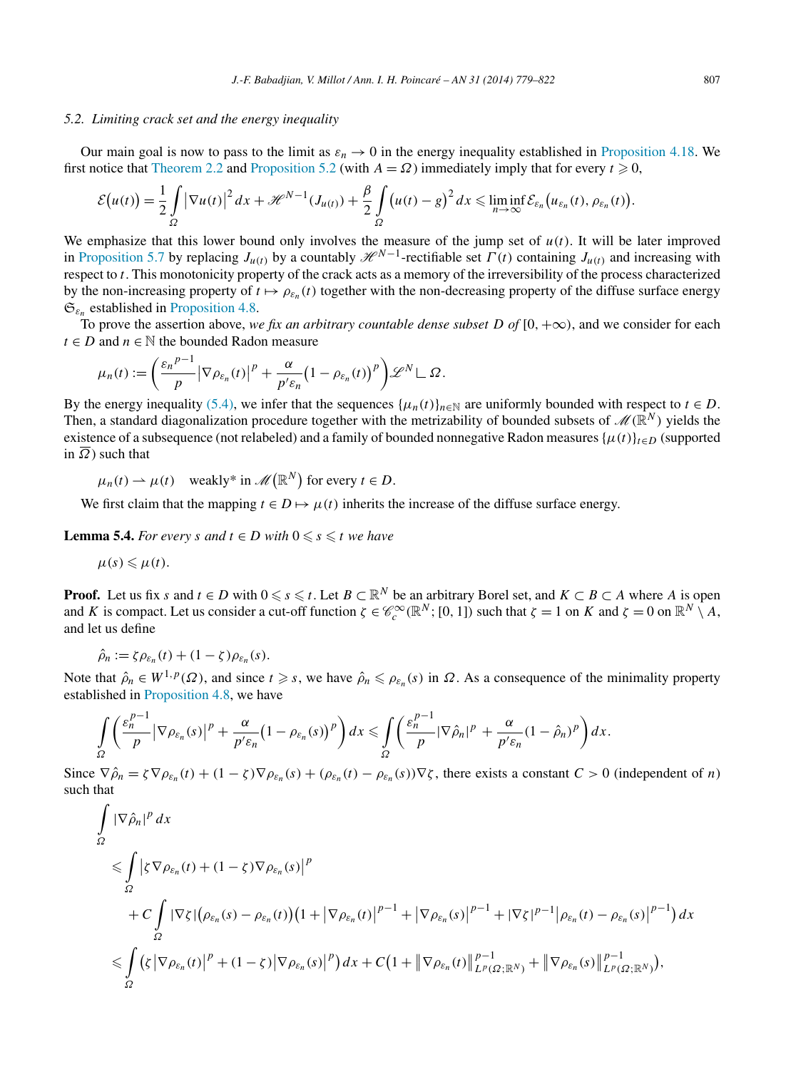### 5.2. Limiting crack set and the energy inequality

Our main goal is now to pass to the limit as $\varepsilon_n \to 0$ in the energy inequality established in Proposition 4.18. We first notice that Theorem 2.2 and Proposition 5.2 (with $A = \Omega$) immediately imply that for every $t \geqslant 0$,

$$\mathcal{E}\big(u(t)\big) = \frac{1}{2}\int_\Omega \big|\nabla u(t)\big|^2\,dx + \mathscr{H}^{N-1}(J_{u(t)}) + \frac{\beta}{2}\int_\Omega \big(u(t)-g\big)^2\,dx \leqslant \liminf_{n\to\infty} \mathcal{E}_{\varepsilon_n}\big(u_{\varepsilon_n}(t), \rho_{\varepsilon_n}(t)\big).$$

We emphasize that this lower bound only involves the measure of the jump set of $u(t)$. It will be later improved in Proposition 5.7 by replacing $J_{u(t)}$ by a countably $\mathscr{H}^{N-1}$-rectifiable set $\Gamma(t)$ containing $J_{u(t)}$ and increasing with respect to $t$. This monotonicity property of the crack acts as a memory of the irreversibility of the process characterized by the non-increasing property of $t \mapsto \rho_{\varepsilon_n}(t)$ together with the non-decreasing property of the diffuse surface energy $\mathfrak{S}_{\varepsilon_n}$ established in Proposition 4.8.

To prove the assertion above, *we fix an arbitrary countable dense subset $D$ of* $[0, +\infty)$, and we consider for each $t \in D$ and $n \in \mathbb{N}$ the bounded Radon measure

$$\mu_n(t) := \left(\frac{{\varepsilon_n}^{p-1}}{p}\big|\nabla \rho_{\varepsilon_n}(t)\big|^p + \frac{\alpha}{p'\varepsilon_n}\big(1-\rho_{\varepsilon_n}(t)\big)^p\right)\mathscr{L}^N \llcorner \Omega.$$

By the energy inequality (5.4), we infer that the sequences $\{\mu_n(t)\}_{n\in\mathbb{N}}$ are uniformly bounded with respect to $t \in D$. Then, a standard diagonalization procedure together with the metrizability of bounded subsets of $\mathscr{M}(\mathbb{R}^N)$ yields the existence of a subsequence (not relabeled) and a family of bounded nonnegative Radon measures $\{\mu(t)\}_{t\in D}$ (supported in $\overline{\Omega}$) such that

$$\mu_n(t) \rightharpoonup \mu(t) \quad \text{weakly* in } \mathscr{M}\big(\mathbb{R}^N\big) \text{ for every } t \in D.$$

We first claim that the mapping $t \in D \mapsto \mu(t)$ inherits the increase of the diffuse surface energy.

**Lemma 5.4.** *For every $s$ and $t \in D$ with $0 \leqslant s \leqslant t$ we have*

$$\mu(s) \leqslant \mu(t).$$

**Proof.** Let us fix $s$ and $t \in D$ with $0 \leqslant s \leqslant t$. Let $B \subset \mathbb{R}^N$ be an arbitrary Borel set, and $K \subset B \subset A$ where $A$ is open and $K$ is compact. Let us consider a cut-off function $\zeta \in \mathscr{C}_c^\infty(\mathbb{R}^N; [0,1])$ such that $\zeta = 1$ on $K$ and $\zeta = 0$ on $\mathbb{R}^N \setminus A$, and let us define

$$\hat{\rho}_n := \zeta\rho_{\varepsilon_n}(t) + (1-\zeta)\rho_{\varepsilon_n}(s).$$

Note that $\hat{\rho}_n \in W^{1,p}(\Omega)$, and since $t \geqslant s$, we have $\hat{\rho}_n \leqslant \rho_{\varepsilon_n}(s)$ in $\Omega$. As a consequence of the minimality property established in Proposition 4.8, we have

$$\int_\Omega \left(\frac{\varepsilon_n^{p-1}}{p}\big|\nabla \rho_{\varepsilon_n}(s)\big|^p + \frac{\alpha}{p'\varepsilon_n}\big(1-\rho_{\varepsilon_n}(s)\big)^p\right)dx \leqslant \int_\Omega \left(\frac{\varepsilon_n^{p-1}}{p}|\nabla \hat{\rho}_n|^p + \frac{\alpha}{p'\varepsilon_n}(1-\hat{\rho}_n)^p\right)dx.$$

Since $\nabla\hat{\rho}_n = \zeta\nabla\rho_{\varepsilon_n}(t) + (1-\zeta)\nabla\rho_{\varepsilon_n}(s) + (\rho_{\varepsilon_n}(t) - \rho_{\varepsilon_n}(s))\nabla\zeta$, there exists a constant $C > 0$ (independent of $n$) such that

$$\begin{aligned}
&\int_\Omega |\nabla\hat{\rho}_n|^p\,dx \\
&\quad\leqslant \int_\Omega \big|\zeta\nabla\rho_{\varepsilon_n}(t) + (1-\zeta)\nabla\rho_{\varepsilon_n}(s)\big|^p \\
&\qquad + C\int_\Omega |\nabla\zeta|\big(\rho_{\varepsilon_n}(s) - \rho_{\varepsilon_n}(t)\big)\Big(1 + \big|\nabla\rho_{\varepsilon_n}(t)\big|^{p-1} + \big|\nabla\rho_{\varepsilon_n}(s)\big|^{p-1} + |\nabla\zeta|^{p-1}\big|\rho_{\varepsilon_n}(t) - \rho_{\varepsilon_n}(s)\big|^{p-1}\Big)\,dx \\
&\quad\leqslant \int_\Omega \Big(\zeta\big|\nabla\rho_{\varepsilon_n}(t)\big|^p + (1-\zeta)\big|\nabla\rho_{\varepsilon_n}(s)\big|^p\Big)\,dx + C\Big(1 + \big\|\nabla\rho_{\varepsilon_n}(t)\big\|^{p-1}_{L^p(\Omega;\mathbb{R}^N)} + \big\|\nabla\rho_{\varepsilon_n}(s)\big\|^{p-1}_{L^p(\Omega;\mathbb{R}^N)}\Big),
\end{aligned}$$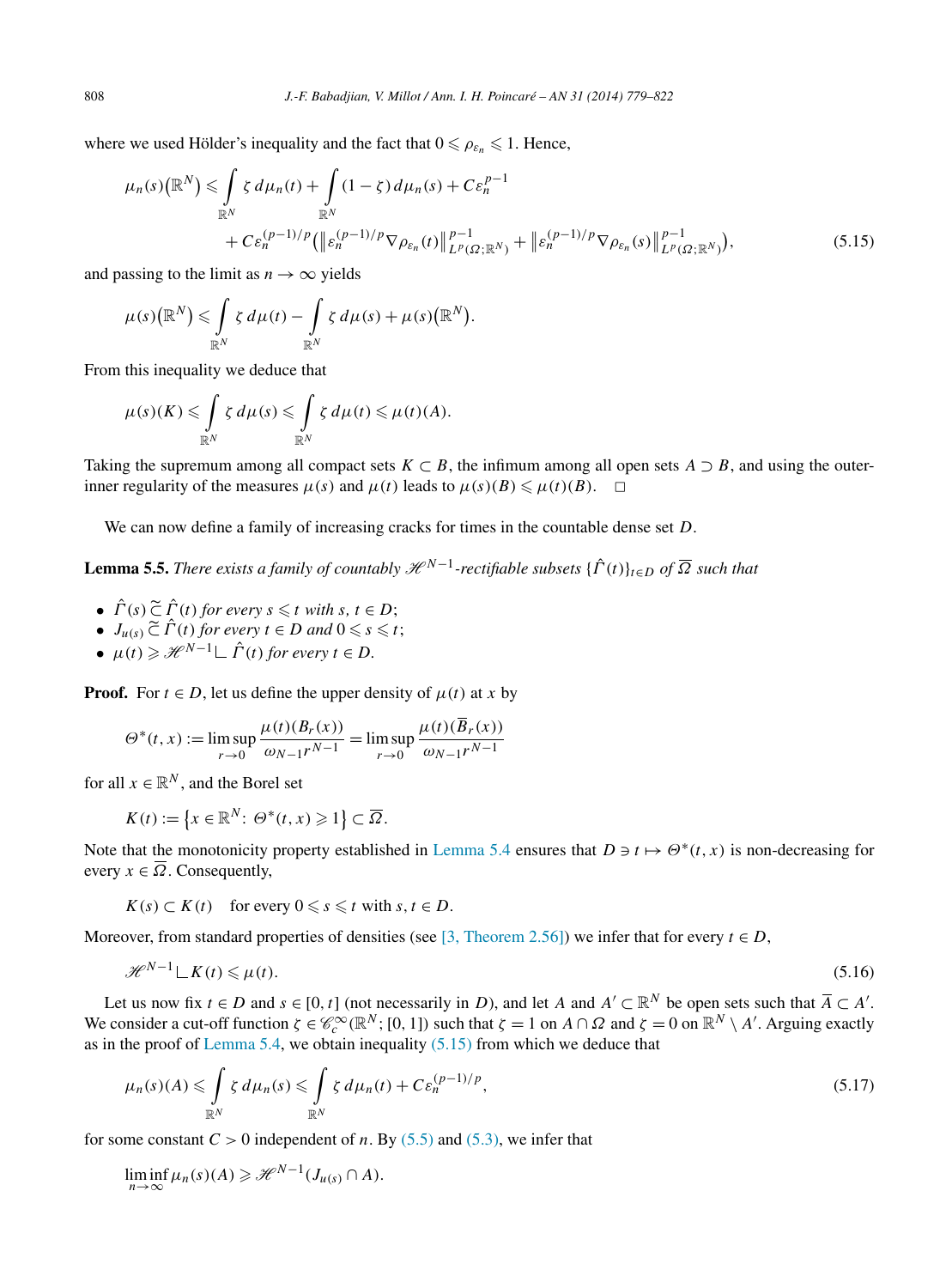where we used Hölder's inequality and the fact that $0 \leqslant \rho_{\varepsilon_n} \leqslant 1$. Hence,

$$\mu_n(s)(\mathbb{R}^N) \leqslant \int_{\mathbb{R}^N} \zeta \, d\mu_n(t) + \int_{\mathbb{R}^N} (1-\zeta)\, d\mu_n(s) + C\varepsilon_n^{p-1} + C\varepsilon_n^{(p-1)/p}\big(\big\|\varepsilon_n^{(p-1)/p}\nabla\rho_{\varepsilon_n}(t)\big\|^{p-1}_{L^p(\Omega;\mathbb{R}^N)} + \big\|\varepsilon_n^{(p-1)/p}\nabla\rho_{\varepsilon_n}(s)\big\|^{p-1}_{L^p(\Omega;\mathbb{R}^N)}\big), \tag{5.15}$$

and passing to the limit as $n \to \infty$ yields

$$\mu(s)(\mathbb{R}^N) \leqslant \int_{\mathbb{R}^N} \zeta \, d\mu(t) - \int_{\mathbb{R}^N} \zeta \, d\mu(s) + \mu(s)(\mathbb{R}^N).$$

From this inequality we deduce that

$$\mu(s)(K) \leqslant \int_{\mathbb{R}^N} \zeta \, d\mu(s) \leqslant \int_{\mathbb{R}^N} \zeta \, d\mu(t) \leqslant \mu(t)(A).$$

Taking the supremum among all compact sets $K \subset B$, the infimum among all open sets $A \supset B$, and using the outer-inner regularity of the measures $\mu(s)$ and $\mu(t)$ leads to $\mu(s)(B) \leqslant \mu(t)(B)$. $\square$

We can now define a family of increasing cracks for times in the countable dense set $D$.

**Lemma 5.5.** *There exists a family of countably $\mathscr{H}^{N-1}$-rectifiable subsets $\{\hat{\Gamma}(t)\}_{t\in D}$ of $\overline{\Omega}$ such that*

- $\hat{\Gamma}(s) \mathrel{\tilde{\subset}} \hat{\Gamma}(t)$ *for every $s \leqslant t$ with $s, t \in D$;*
- $J_{u(s)} \mathrel{\tilde{\subset}} \hat{\Gamma}(t)$ *for every $t \in D$ and $0 \leqslant s \leqslant t$;*
- $\mu(t) \geqslant \mathscr{H}^{N-1} \llcorner \hat{\Gamma}(t)$ *for every $t \in D$.*

**Proof.** For $t \in D$, let us define the upper density of $\mu(t)$ at $x$ by

$$\Theta^*(t,x) := \limsup_{r\to 0} \frac{\mu(t)(B_r(x))}{\omega_{N-1}r^{N-1}} = \limsup_{r\to 0} \frac{\mu(t)(\overline{B}_r(x))}{\omega_{N-1}r^{N-1}}$$

for all $x \in \mathbb{R}^N$, and the Borel set

$$K(t) := \{x \in \mathbb{R}^N:\ \Theta^*(t,x) \geqslant 1\} \subset \overline{\Omega}.$$

Note that the monotonicity property established in Lemma 5.4 ensures that $D \ni t \mapsto \Theta^*(t,x)$ is non-decreasing for every $x \in \overline{\Omega}$. Consequently,

$$K(s) \subset K(t) \quad \text{for every } 0 \leqslant s \leqslant t \text{ with } s, t \in D.$$

Moreover, from standard properties of densities (see [3, Theorem 2.56]) we infer that for every $t \in D$,

$$\mathscr{H}^{N-1} \llcorner K(t) \leqslant \mu(t). \tag{5.16}$$

Let us now fix $t \in D$ and $s \in [0,t]$ (not necessarily in $D$), and let $A$ and $A' \subset \mathbb{R}^N$ be open sets such that $\overline{A} \subset A'$. We consider a cut-off function $\zeta \in \mathscr{C}_c^\infty(\mathbb{R}^N; [0,1])$ such that $\zeta = 1$ on $A \cap \Omega$ and $\zeta = 0$ on $\mathbb{R}^N \setminus A'$. Arguing exactly as in the proof of Lemma 5.4, we obtain inequality (5.15) from which we deduce that

$$\mu_n(s)(A) \leqslant \int_{\mathbb{R}^N} \zeta \, d\mu_n(s) \leqslant \int_{\mathbb{R}^N} \zeta \, d\mu_n(t) + C\varepsilon_n^{(p-1)/p}, \tag{5.17}$$

for some constant $C > 0$ independent of $n$. By (5.5) and (5.3), we infer that

$$\liminf_{n\to\infty} \mu_n(s)(A) \geqslant \mathscr{H}^{N-1}(J_{u(s)} \cap A).$$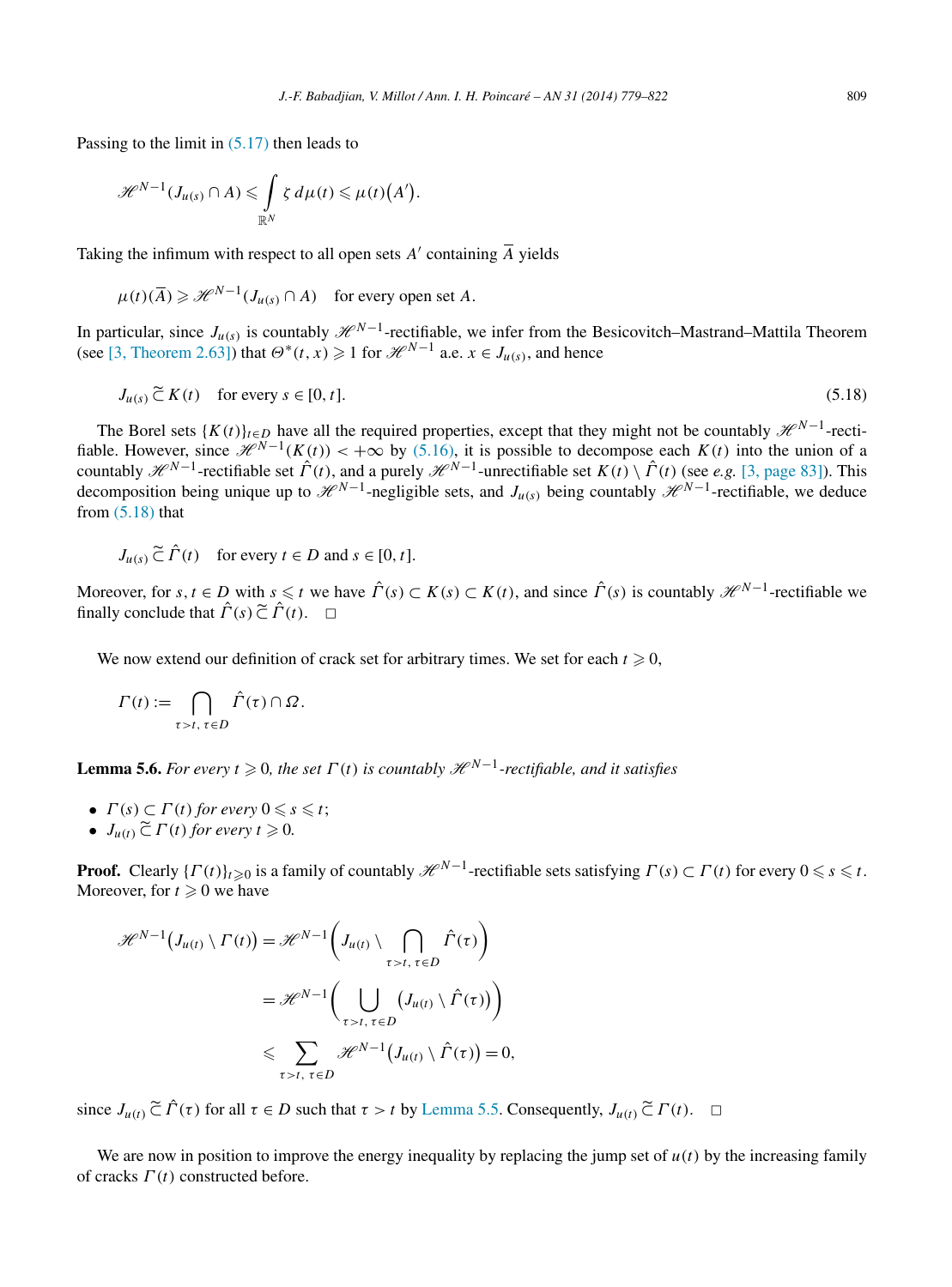Passing to the limit in (5.17) then leads to

$$\mathscr{H}^{N-1}(J_{u(s)} \cap A) \leqslant \int_{\mathbb{R}^N} \zeta \, d\mu(t) \leqslant \mu(t)(A').$$

Taking the infimum with respect to all open sets $A'$ containing $\overline{A}$ yields

$$\mu(t)(\overline{A}) \geqslant \mathscr{H}^{N-1}(J_{u(s)} \cap A) \quad \text{for every open set } A.$$

In particular, since $J_{u(s)}$ is countably $\mathscr{H}^{N-1}$-rectifiable, we infer from the Besicovitch–Mastrand–Mattila Theorem (see [3, Theorem 2.63]) that $\Theta^*(t,x) \geqslant 1$ for $\mathscr{H}^{N-1}$ a.e. $x \in J_{u(s)}$, and hence

$$J_{u(s)} \,\tilde{\subset}\, K(t) \quad \text{for every } s \in [0,t]. \tag{5.18}$$

The Borel sets $\{K(t)\}_{t \in D}$ have all the required properties, except that they might not be countably $\mathscr{H}^{N-1}$-rectifiable. However, since $\mathscr{H}^{N-1}(K(t)) < +\infty$ by (5.16), it is possible to decompose each $K(t)$ into the union of a countably $\mathscr{H}^{N-1}$-rectifiable set $\hat{\Gamma}(t)$, and a purely $\mathscr{H}^{N-1}$-unrectifiable set $K(t) \setminus \hat{\Gamma}(t)$ (see *e.g.* [3, page 83]). This decomposition being unique up to $\mathscr{H}^{N-1}$-negligible sets, and $J_{u(s)}$ being countably $\mathscr{H}^{N-1}$-rectifiable, we deduce from (5.18) that

$$J_{u(s)} \,\tilde{\subset}\, \hat{\Gamma}(t) \quad \text{for every } t \in D \text{ and } s \in [0,t].$$

Moreover, for $s, t \in D$ with $s \leqslant t$ we have $\hat{\Gamma}(s) \subset K(s) \subset K(t)$, and since $\hat{\Gamma}(s)$ is countably $\mathscr{H}^{N-1}$-rectifiable we finally conclude that $\hat{\Gamma}(s) \,\tilde{\subset}\, \hat{\Gamma}(t)$. $\square$

We now extend our definition of crack set for arbitrary times. We set for each $t \geqslant 0$,

$$\Gamma(t) := \bigcap_{\tau > t,\, \tau \in D} \hat{\Gamma}(\tau) \cap \Omega.$$

**Lemma 5.6.** *For every $t \geqslant 0$, the set $\Gamma(t)$ is countably $\mathscr{H}^{N-1}$-rectifiable, and it satisfies*

- *$\Gamma(s) \subset \Gamma(t)$ for every $0 \leqslant s \leqslant t$;*
- *$J_{u(t)} \,\tilde{\subset}\, \Gamma(t)$ for every $t \geqslant 0$.*

**Proof.** Clearly $\{\Gamma(t)\}_{t \geqslant 0}$ is a family of countably $\mathscr{H}^{N-1}$-rectifiable sets satisfying $\Gamma(s) \subset \Gamma(t)$ for every $0 \leqslant s \leqslant t$. Moreover, for $t \geqslant 0$ we have

$$\begin{aligned}
\mathscr{H}^{N-1}\big(J_{u(t)} \setminus \Gamma(t)\big) &= \mathscr{H}^{N-1}\Big(J_{u(t)} \setminus \bigcap_{\tau > t,\, \tau \in D} \hat{\Gamma}(\tau)\Big) \\
&= \mathscr{H}^{N-1}\Big(\bigcup_{\tau > t,\, \tau \in D} \big(J_{u(t)} \setminus \hat{\Gamma}(\tau)\big)\Big) \\
&\leqslant \sum_{\tau > t,\, \tau \in D} \mathscr{H}^{N-1}\big(J_{u(t)} \setminus \hat{\Gamma}(\tau)\big) = 0,
\end{aligned}$$

since $J_{u(t)} \,\tilde{\subset}\, \hat{\Gamma}(\tau)$ for all $\tau \in D$ such that $\tau > t$ by Lemma 5.5. Consequently, $J_{u(t)} \,\tilde{\subset}\, \Gamma(t)$. $\square$

We are now in position to improve the energy inequality by replacing the jump set of $u(t)$ by the increasing family of cracks $\Gamma(t)$ constructed before.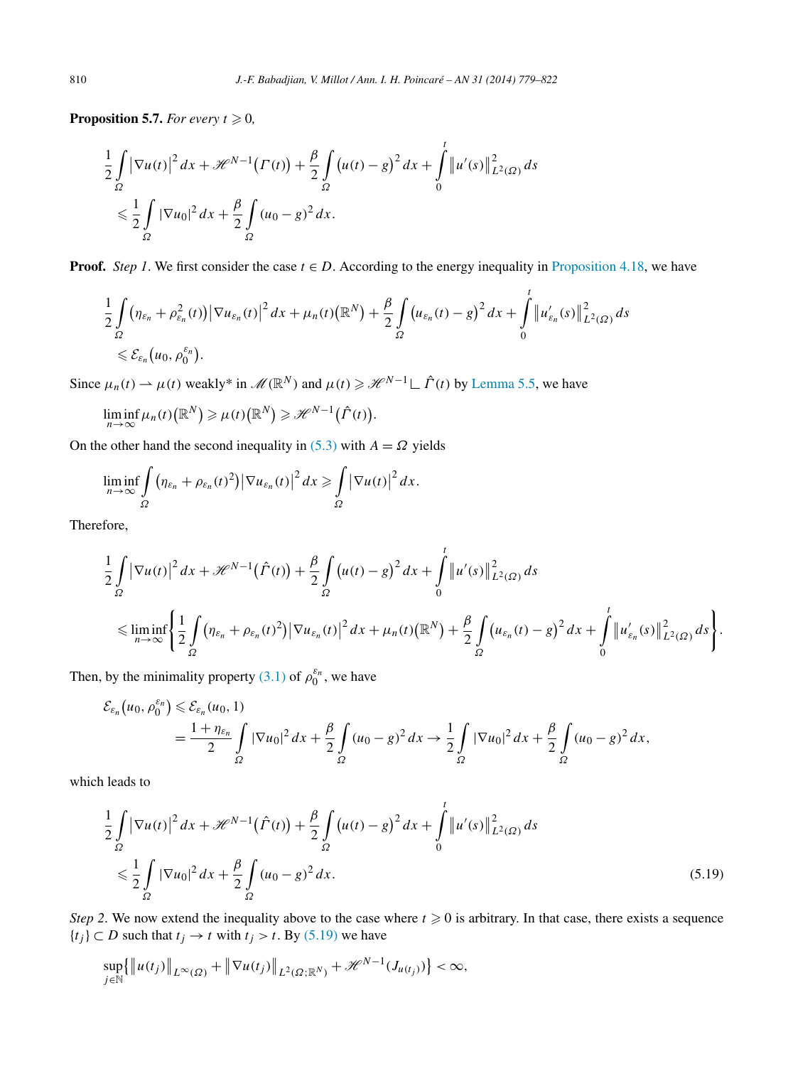**Proposition 5.7.** *For every $t \geqslant 0$,*

$$\frac{1}{2}\int_{\Omega} \left|\nabla u(t)\right|^2 dx + \mathscr{H}^{N-1}\big(\Gamma(t)\big) + \frac{\beta}{2}\int_{\Omega} \big(u(t)-g\big)^2 dx + \int_0^t \left\|u'(s)\right\|^2_{L^2(\Omega)} ds$$
$$\leqslant \frac{1}{2}\int_{\Omega} |\nabla u_0|^2 dx + \frac{\beta}{2}\int_{\Omega} (u_0 - g)^2 dx.$$

**Proof.** *Step 1*. We first consider the case $t \in D$. According to the energy inequality in Proposition 4.18, we have

$$\frac{1}{2}\int_{\Omega} \big(\eta_{\varepsilon_n} + \rho^2_{\varepsilon_n}(t)\big)\left|\nabla u_{\varepsilon_n}(t)\right|^2 dx + \mu_n(t)\big(\mathbb{R}^N\big) + \frac{\beta}{2}\int_{\Omega} \big(u_{\varepsilon_n}(t)-g\big)^2 dx + \int_0^t \left\|u'_{\varepsilon_n}(s)\right\|^2_{L^2(\Omega)} ds$$
$$\leqslant \mathcal{E}_{\varepsilon_n}\big(u_0, \rho_0^{\varepsilon_n}\big).$$

Since $\mu_n(t) \rightharpoonup \mu(t)$ weakly* in $\mathscr{M}(\mathbb{R}^N)$ and $\mu(t) \geqslant \mathscr{H}^{N-1} \llcorner \hat{\Gamma}(t)$ by Lemma 5.5, we have

$$\liminf_{n\to\infty} \mu_n(t)\big(\mathbb{R}^N\big) \geqslant \mu(t)\big(\mathbb{R}^N\big) \geqslant \mathscr{H}^{N-1}\big(\hat{\Gamma}(t)\big).$$

On the other hand the second inequality in (5.3) with $A = \Omega$ yields

$$\liminf_{n\to\infty} \int_{\Omega} \big(\eta_{\varepsilon_n} + \rho_{\varepsilon_n}(t)^2\big)\left|\nabla u_{\varepsilon_n}(t)\right|^2 dx \geqslant \int_{\Omega} \left|\nabla u(t)\right|^2 dx.$$

Therefore,

$$\frac{1}{2}\int_{\Omega} \left|\nabla u(t)\right|^2 dx + \mathscr{H}^{N-1}\big(\hat{\Gamma}(t)\big) + \frac{\beta}{2}\int_{\Omega} \big(u(t)-g\big)^2 dx + \int_0^t \left\|u'(s)\right\|^2_{L^2(\Omega)} ds$$
$$\leqslant \liminf_{n\to\infty}\left\{\frac{1}{2}\int_{\Omega} \big(\eta_{\varepsilon_n} + \rho_{\varepsilon_n}(t)^2\big)\left|\nabla u_{\varepsilon_n}(t)\right|^2 dx + \mu_n(t)\big(\mathbb{R}^N\big) + \frac{\beta}{2}\int_{\Omega} \big(u_{\varepsilon_n}(t)-g\big)^2 dx + \int_0^t \left\|u'_{\varepsilon_n}(s)\right\|^2_{L^2(\Omega)} ds\right\}.$$

Then, by the minimality property (3.1) of $\rho_0^{\varepsilon_n}$, we have

$$\mathcal{E}_{\varepsilon_n}\big(u_0, \rho_0^{\varepsilon_n}\big) \leqslant \mathcal{E}_{\varepsilon_n}(u_0, 1)$$
$$= \frac{1+\eta_{\varepsilon_n}}{2}\int_{\Omega} |\nabla u_0|^2 dx + \frac{\beta}{2}\int_{\Omega} (u_0-g)^2 dx \to \frac{1}{2}\int_{\Omega} |\nabla u_0|^2 dx + \frac{\beta}{2}\int_{\Omega} (u_0-g)^2 dx,$$

which leads to

$$\frac{1}{2}\int_{\Omega} \left|\nabla u(t)\right|^2 dx + \mathscr{H}^{N-1}\big(\hat{\Gamma}(t)\big) + \frac{\beta}{2}\int_{\Omega} \big(u(t)-g\big)^2 dx + \int_0^t \left\|u'(s)\right\|^2_{L^2(\Omega)} ds$$
$$\leqslant \frac{1}{2}\int_{\Omega} |\nabla u_0|^2 dx + \frac{\beta}{2}\int_{\Omega} (u_0-g)^2 dx. \tag{5.19}$$

*Step 2*. We now extend the inequality above to the case where $t \geqslant 0$ is arbitrary. In that case, there exists a sequence $\{t_j\} \subset D$ such that $t_j \to t$ with $t_j > t$. By (5.19) we have

$$\sup_{j\in\mathbb{N}}\left\{\left\|u(t_j)\right\|_{L^\infty(\Omega)} + \left\|\nabla u(t_j)\right\|_{L^2(\Omega;\mathbb{R}^N)} + \mathscr{H}^{N-1}(J_{u(t_j)})\right\} < \infty,$$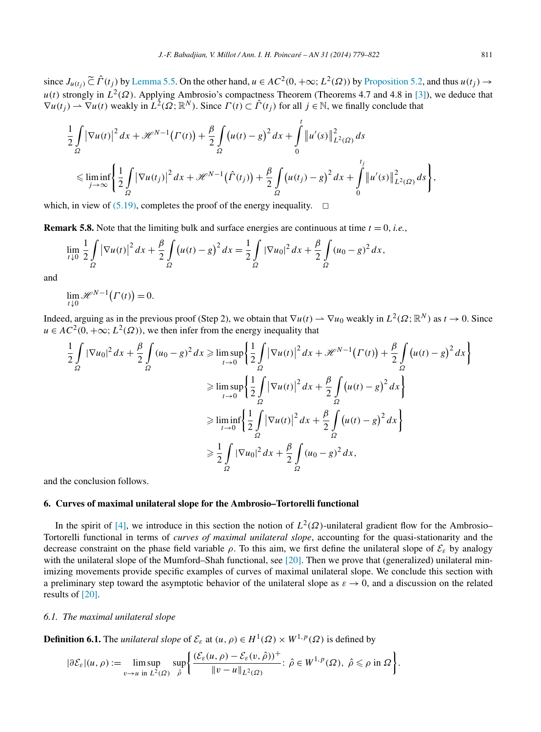since $J_{u(t_j)} \tilde{\subset} \hat{\Gamma}(t_j)$ by Lemma 5.5. On the other hand, $u \in AC^2(0, +\infty; L^2(\Omega))$ by Proposition 5.2, and thus $u(t_j) \to u(t)$ strongly in $L^2(\Omega)$. Applying Ambrosio's compactness Theorem (Theorems 4.7 and 4.8 in [3]), we deduce that $\nabla u(t_j) \rightharpoonup \nabla u(t)$ weakly in $L^2(\Omega; \mathbb{R}^N)$. Since $\Gamma(t) \subset \hat{\Gamma}(t_j)$ for all $j \in \mathbb{N}$, we finally conclude that

$$
\begin{aligned}
&\frac{1}{2}\int_\Omega \left|\nabla u(t)\right|^2 dx + \mathscr{H}^{N-1}\big(\Gamma(t)\big) + \frac{\beta}{2}\int_\Omega \big(u(t)-g\big)^2 dx + \int_0^t \left\|u'(s)\right\|^2_{L^2(\Omega)} ds \\
&\quad \leqslant \liminf_{j\to\infty}\left\{\frac{1}{2}\int_\Omega \left|\nabla u(t_j)\right|^2 dx + \mathscr{H}^{N-1}\big(\hat{\Gamma}(t_j)\big) + \frac{\beta}{2}\int_\Omega \big(u(t_j)-g\big)^2 dx + \int_0^{t_j} \left\|u'(s)\right\|^2_{L^2(\Omega)} ds\right\},
\end{aligned}
$$

which, in view of (5.19), completes the proof of the energy inequality. $\square$

**Remark 5.8.** Note that the limiting bulk and surface energies are continuous at time $t = 0$, *i.e.*,

$$
\lim_{t\downarrow 0} \frac{1}{2}\int_\Omega \left|\nabla u(t)\right|^2 dx + \frac{\beta}{2}\int_\Omega \big(u(t)-g\big)^2 dx = \frac{1}{2}\int_\Omega |\nabla u_0|^2 dx + \frac{\beta}{2}\int_\Omega (u_0-g)^2 dx,
$$

and

$$
\lim_{t\downarrow 0} \mathscr{H}^{N-1}\big(\Gamma(t)\big) = 0.
$$

Indeed, arguing as in the previous proof (Step 2), we obtain that $\nabla u(t) \rightharpoonup \nabla u_0$ weakly in $L^2(\Omega; \mathbb{R}^N)$ as $t \to 0$. Since $u \in AC^2(0, +\infty; L^2(\Omega))$, we then infer from the energy inequality that

$$
\begin{aligned}
\frac{1}{2}\int_\Omega |\nabla u_0|^2 dx + \frac{\beta}{2}\int_\Omega (u_0-g)^2 dx &\geqslant \limsup_{t\to 0}\left\{\frac{1}{2}\int_\Omega \left|\nabla u(t)\right|^2 dx + \mathscr{H}^{N-1}\big(\Gamma(t)\big) + \frac{\beta}{2}\int_\Omega \big(u(t)-g\big)^2 dx\right\} \\
&\geqslant \limsup_{t\to 0}\left\{\frac{1}{2}\int_\Omega \left|\nabla u(t)\right|^2 dx + \frac{\beta}{2}\int_\Omega \big(u(t)-g\big)^2 dx\right\} \\
&\geqslant \liminf_{t\to 0}\left\{\frac{1}{2}\int_\Omega \left|\nabla u(t)\right|^2 dx + \frac{\beta}{2}\int_\Omega \big(u(t)-g\big)^2 dx\right\} \\
&\geqslant \frac{1}{2}\int_\Omega |\nabla u_0|^2 dx + \frac{\beta}{2}\int_\Omega (u_0-g)^2 dx,
\end{aligned}
$$

and the conclusion follows.

## 6. Curves of maximal unilateral slope for the Ambrosio–Tortorelli functional

In the spirit of [4], we introduce in this section the notion of $L^2(\Omega)$-unilateral gradient flow for the Ambrosio–Tortorelli functional in terms of *curves of maximal unilateral slope*, accounting for the quasi-stationarity and the decrease constraint on the phase field variable $\rho$. To this aim, we first define the unilateral slope of $\mathcal{E}_\varepsilon$ by analogy with the unilateral slope of the Mumford–Shah functional, see [20]. Then we prove that (generalized) unilateral minimizing movements provide specific examples of curves of maximal unilateral slope. We conclude this section with a preliminary step toward the asymptotic behavior of the unilateral slope as $\varepsilon \to 0$, and a discussion on the related results of [20].

### 6.1. The maximal unilateral slope

**Definition 6.1.** The *unilateral slope* of $\mathcal{E}_\varepsilon$ at $(u, \rho) \in H^1(\Omega) \times W^{1,p}(\Omega)$ is defined by

$$
|\partial\mathcal{E}_\varepsilon|(u,\rho) := \limsup_{v\to u \text{ in } L^2(\Omega)} \sup_{\hat{\rho}}\left\{\frac{(\mathcal{E}_\varepsilon(u,\rho) - \mathcal{E}_\varepsilon(v,\hat{\rho}))^+}{\|v-u\|_{L^2(\Omega)}} \colon \hat{\rho} \in W^{1,p}(\Omega),\ \hat{\rho} \leqslant \rho \text{ in } \Omega\right\}.
$$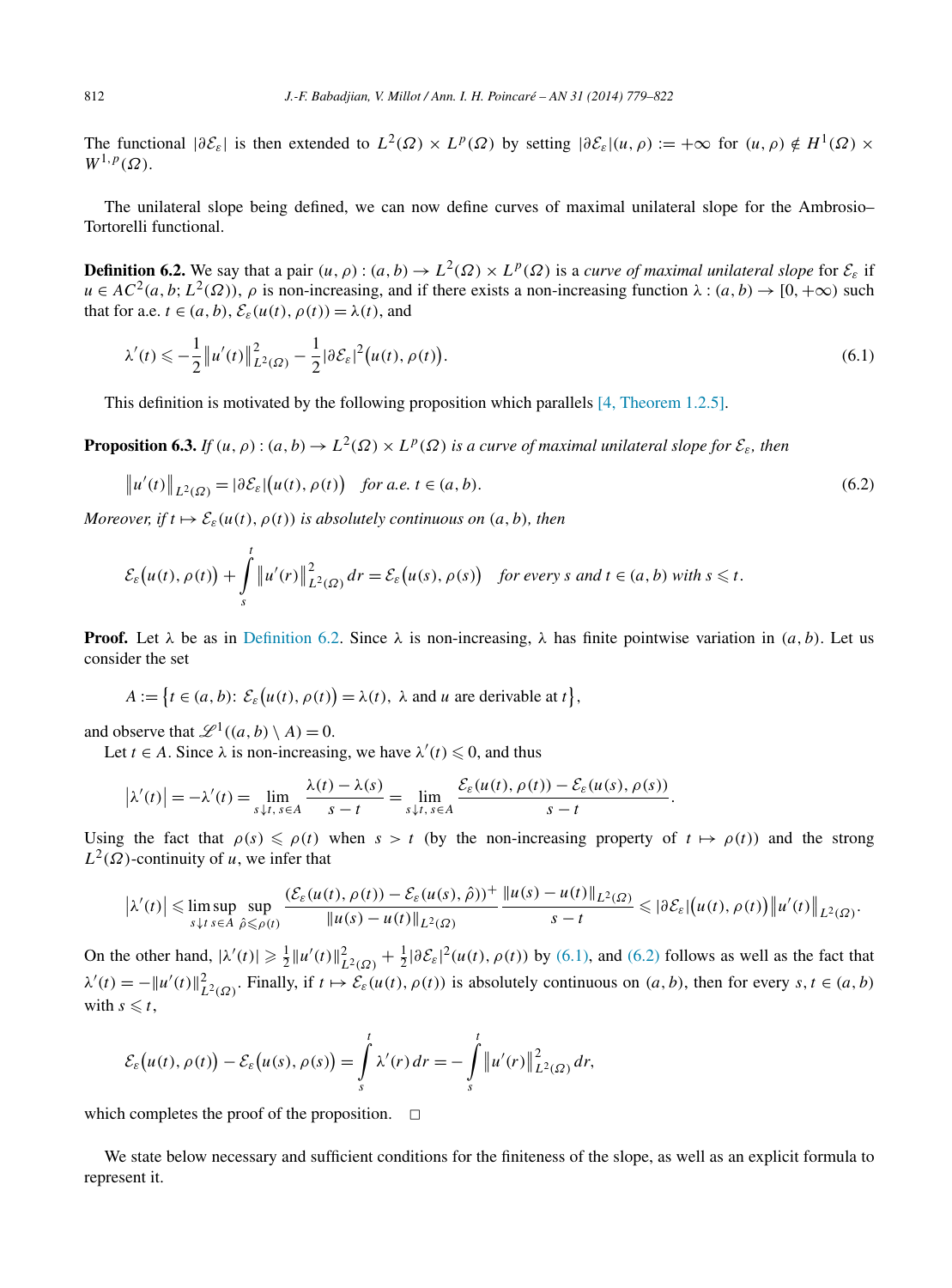The functional $|\partial\mathcal{E}_\varepsilon|$ is then extended to $L^2(\Omega) \times L^p(\Omega)$ by setting $|\partial\mathcal{E}_\varepsilon|(u,\rho) := +\infty$ for $(u,\rho) \notin H^1(\Omega) \times W^{1,p}(\Omega)$.

The unilateral slope being defined, we can now define curves of maximal unilateral slope for the Ambrosio–Tortorelli functional.

**Definition 6.2.** We say that a pair $(u,\rho) : (a,b) \to L^2(\Omega) \times L^p(\Omega)$ is a *curve of maximal unilateral slope* for $\mathcal{E}_\varepsilon$ if $u \in AC^2(a,b;L^2(\Omega))$, $\rho$ is non-increasing, and if there exists a non-increasing function $\lambda : (a,b) \to [0,+\infty)$ such that for a.e. $t \in (a,b)$, $\mathcal{E}_\varepsilon(u(t),\rho(t)) = \lambda(t)$, and

$$\lambda'(t) \leqslant -\frac{1}{2}\left\|u'(t)\right\|^2_{L^2(\Omega)} - \frac{1}{2}|\partial\mathcal{E}_\varepsilon|^2\big(u(t),\rho(t)\big). \tag{6.1}$$

This definition is motivated by the following proposition which parallels [4, Theorem 1.2.5].

**Proposition 6.3.** *If $(u,\rho) : (a,b) \to L^2(\Omega) \times L^p(\Omega)$ is a curve of maximal unilateral slope for $\mathcal{E}_\varepsilon$, then*

$$\left\|u'(t)\right\|_{L^2(\Omega)} = |\partial\mathcal{E}_\varepsilon|\big(u(t),\rho(t)\big) \quad \text{for a.e. } t \in (a,b). \tag{6.2}$$

*Moreover, if $t \mapsto \mathcal{E}_\varepsilon(u(t),\rho(t))$ is absolutely continuous on $(a,b)$, then*

$$\mathcal{E}_\varepsilon\big(u(t),\rho(t)\big) + \int_s^t \left\|u'(r)\right\|^2_{L^2(\Omega)}\,dr = \mathcal{E}_\varepsilon\big(u(s),\rho(s)\big) \quad \text{for every } s \text{ and } t \in (a,b) \text{ with } s \leqslant t.$$

**Proof.** Let $\lambda$ be as in Definition 6.2. Since $\lambda$ is non-increasing, $\lambda$ has finite pointwise variation in $(a,b)$. Let us consider the set

$$A := \big\{t \in (a,b)\colon \mathcal{E}_\varepsilon\big(u(t),\rho(t)\big) = \lambda(t),\ \lambda \text{ and } u \text{ are derivable at } t\big\},$$

and observe that $\mathscr{L}^1((a,b)\setminus A) = 0$.

Let $t \in A$. Since $\lambda$ is non-increasing, we have $\lambda'(t) \leqslant 0$, and thus

$$\left|\lambda'(t)\right| = -\lambda'(t) = \lim_{s\downarrow t,\, s\in A} \frac{\lambda(t)-\lambda(s)}{s-t} = \lim_{s\downarrow t,\, s\in A} \frac{\mathcal{E}_\varepsilon(u(t),\rho(t)) - \mathcal{E}_\varepsilon(u(s),\rho(s))}{s-t}.$$

Using the fact that $\rho(s) \leqslant \rho(t)$ when $s > t$ (by the non-increasing property of $t \mapsto \rho(t)$) and the strong $L^2(\Omega)$-continuity of $u$, we infer that

$$\left|\lambda'(t)\right| \leqslant \limsup_{s\downarrow t\, s\in A}\ \sup_{\hat\rho\leqslant\rho(t)} \frac{(\mathcal{E}_\varepsilon(u(t),\rho(t)) - \mathcal{E}_\varepsilon(u(s),\hat\rho))^+}{\|u(s)-u(t)\|_{L^2(\Omega)}}\frac{\|u(s)-u(t)\|_{L^2(\Omega)}}{s-t} \leqslant |\partial\mathcal{E}_\varepsilon|\big(u(t),\rho(t)\big)\left\|u'(t)\right\|_{L^2(\Omega)}.$$

On the other hand, $|\lambda'(t)| \geqslant \frac{1}{2}\|u'(t)\|^2_{L^2(\Omega)} + \frac{1}{2}|\partial\mathcal{E}_\varepsilon|^2(u(t),\rho(t))$ by (6.1), and (6.2) follows as well as the fact that $\lambda'(t) = -\|u'(t)\|^2_{L^2(\Omega)}$. Finally, if $t \mapsto \mathcal{E}_\varepsilon(u(t),\rho(t))$ is absolutely continuous on $(a,b)$, then for every $s,t \in (a,b)$ with $s \leqslant t$,

$$\mathcal{E}_\varepsilon\big(u(t),\rho(t)\big) - \mathcal{E}_\varepsilon\big(u(s),\rho(s)\big) = \int_s^t \lambda'(r)\,dr = -\int_s^t \left\|u'(r)\right\|^2_{L^2(\Omega)}\,dr,$$

which completes the proof of the proposition. $\square$

We state below necessary and sufficient conditions for the finiteness of the slope, as well as an explicit formula to represent it.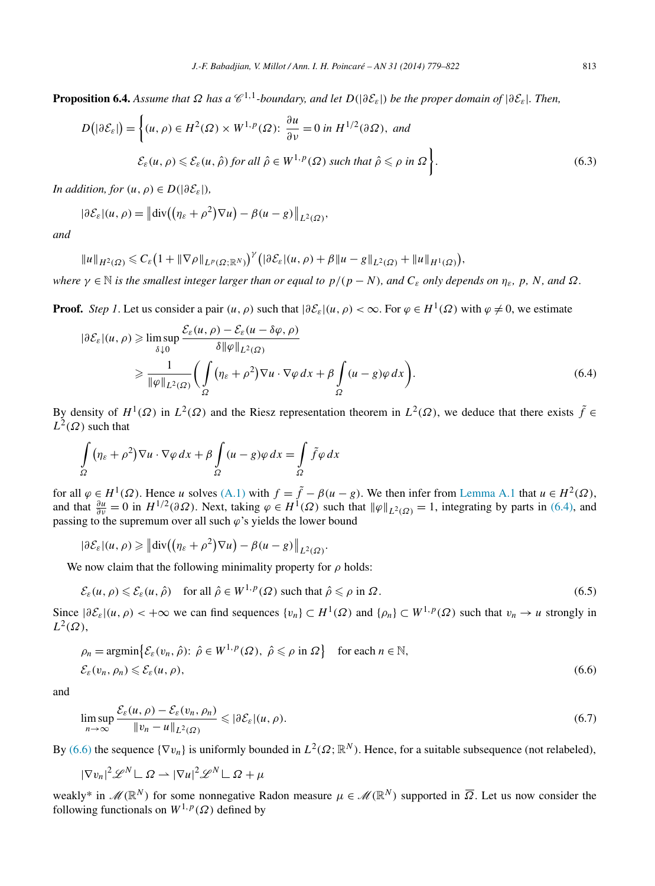**Proposition 6.4.** *Assume that $\Omega$ has a $\mathscr{C}^{1,1}$-boundary, and let $D(|\partial\mathcal{E}_\varepsilon|)$ be the proper domain of $|\partial\mathcal{E}_\varepsilon|$. Then,*

$$D(|\partial\mathcal{E}_\varepsilon|) = \bigg\{(u,\rho) \in H^2(\Omega) \times W^{1,p}(\Omega)\colon \frac{\partial u}{\partial \nu} = 0 \text{ in } H^{1/2}(\partial\Omega), \text{ and}$$
$$\mathcal{E}_\varepsilon(u,\rho) \leqslant \mathcal{E}_\varepsilon(u,\hat\rho) \text{ for all } \hat\rho \in W^{1,p}(\Omega) \text{ such that } \hat\rho \leqslant \rho \text{ in } \Omega\bigg\}. \tag{6.3}$$

*In addition, for $(u,\rho) \in D(|\partial\mathcal{E}_\varepsilon|)$,*

$$|\partial\mathcal{E}_\varepsilon|(u,\rho) = \big\|\operatorname{div}\big((\eta_\varepsilon + \rho^2)\nabla u\big) - \beta(u-g)\big\|_{L^2(\Omega)},$$

*and*

$$\|u\|_{H^2(\Omega)} \leqslant C_\varepsilon\big(1 + \|\nabla\rho\|_{L^p(\Omega;\mathbb{R}^N)}\big)^\gamma \big(|\partial\mathcal{E}_\varepsilon|(u,\rho) + \beta\|u-g\|_{L^2(\Omega)} + \|u\|_{H^1(\Omega)}\big),$$

*where $\gamma \in \mathbb{N}$ is the smallest integer larger than or equal to $p/(p-N)$, and $C_\varepsilon$ only depends on $\eta_\varepsilon$, $p$, $N$, and $\Omega$.*

**Proof.** *Step 1.* Let us consider a pair $(u,\rho)$ such that $|\partial\mathcal{E}_\varepsilon|(u,\rho) < \infty$. For $\varphi \in H^1(\Omega)$ with $\varphi \neq 0$, we estimate

$$\begin{aligned}
|\partial\mathcal{E}_\varepsilon|(u,\rho) &\geqslant \limsup_{\delta\downarrow 0} \frac{\mathcal{E}_\varepsilon(u,\rho) - \mathcal{E}_\varepsilon(u-\delta\varphi,\rho)}{\delta\|\varphi\|_{L^2(\Omega)}} \\
&\geqslant \frac{1}{\|\varphi\|_{L^2(\Omega)}}\bigg(\int_\Omega \big(\eta_\varepsilon + \rho^2\big)\nabla u \cdot \nabla\varphi\,dx + \beta\int_\Omega (u-g)\varphi\,dx\bigg).
\end{aligned} \tag{6.4}$$

By density of $H^1(\Omega)$ in $L^2(\Omega)$ and the Riesz representation theorem in $L^2(\Omega)$, we deduce that there exists $\tilde f \in L^2(\Omega)$ such that

$$\int_\Omega \big(\eta_\varepsilon + \rho^2\big)\nabla u \cdot \nabla\varphi\,dx + \beta\int_\Omega (u-g)\varphi\,dx = \int_\Omega \tilde f\varphi\,dx$$

for all $\varphi \in H^1(\Omega)$. Hence $u$ solves (A.1) with $f = \tilde f - \beta(u-g)$. We then infer from Lemma A.1 that $u \in H^2(\Omega)$, and that $\frac{\partial u}{\partial \nu} = 0$ in $H^{1/2}(\partial\Omega)$. Next, taking $\varphi \in H^1(\Omega)$ such that $\|\varphi\|_{L^2(\Omega)} = 1$, integrating by parts in (6.4), and passing to the supremum over all such $\varphi$'s yields the lower bound

$$|\partial\mathcal{E}_\varepsilon|(u,\rho) \geqslant \big\|\operatorname{div}\big((\eta_\varepsilon + \rho^2)\nabla u\big) - \beta(u-g)\big\|_{L^2(\Omega)}.$$

We now claim that the following minimality property for $\rho$ holds:

$$\mathcal{E}_\varepsilon(u,\rho) \leqslant \mathcal{E}_\varepsilon(u,\hat\rho) \quad \text{for all } \hat\rho \in W^{1,p}(\Omega) \text{ such that } \hat\rho \leqslant \rho \text{ in } \Omega. \tag{6.5}$$

Since $|\partial\mathcal{E}_\varepsilon|(u,\rho) < +\infty$ we can find sequences $\{v_n\} \subset H^1(\Omega)$ and $\{\rho_n\} \subset W^{1,p}(\Omega)$ such that $v_n \to u$ strongly in $L^2(\Omega)$,

$$\begin{aligned}
&\rho_n = \operatorname{argmin}\big\{\mathcal{E}_\varepsilon(v_n,\hat\rho)\colon \hat\rho \in W^{1,p}(\Omega),\ \hat\rho \leqslant \rho \text{ in } \Omega\big\} \quad \text{for each } n \in \mathbb{N}, \\
&\mathcal{E}_\varepsilon(v_n,\rho_n) \leqslant \mathcal{E}_\varepsilon(u,\rho),
\end{aligned} \tag{6.6}$$

and

$$\limsup_{n\to\infty} \frac{\mathcal{E}_\varepsilon(u,\rho) - \mathcal{E}_\varepsilon(v_n,\rho_n)}{\|v_n - u\|_{L^2(\Omega)}} \leqslant |\partial\mathcal{E}_\varepsilon|(u,\rho). \tag{6.7}$$

By (6.6) the sequence $\{\nabla v_n\}$ is uniformly bounded in $L^2(\Omega;\mathbb{R}^N)$. Hence, for a suitable subsequence (not relabeled),

$$|\nabla v_n|^2\mathscr{L}^N \llcorner \Omega \rightharpoonup |\nabla u|^2\mathscr{L}^N \llcorner \Omega + \mu$$

weakly* in $\mathscr{M}(\mathbb{R}^N)$ for some nonnegative Radon measure $\mu \in \mathscr{M}(\mathbb{R}^N)$ supported in $\overline{\Omega}$. Let us now consider the following functionals on $W^{1,p}(\Omega)$ defined by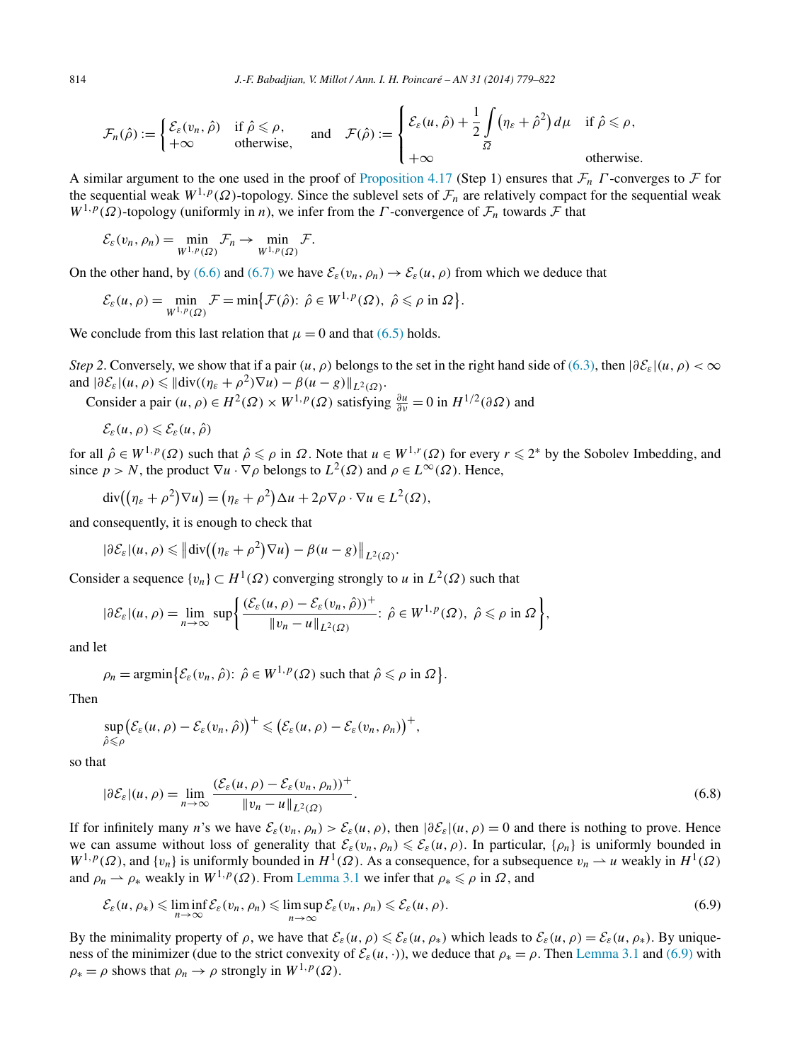$$\mathcal{F}_n(\hat\rho) := \begin{cases} \mathcal{E}_\varepsilon(v_n,\hat\rho) & \text{if } \hat\rho \leqslant \rho, \\ +\infty & \text{otherwise,} \end{cases} \quad \text{and} \quad \mathcal{F}(\hat\rho) := \begin{cases} \mathcal{E}_\varepsilon(u,\hat\rho) + \dfrac{1}{2}\displaystyle\int_{\overline{\Omega}} \left(\eta_\varepsilon + \hat\rho^2\right) d\mu & \text{if } \hat\rho \leqslant \rho, \\ +\infty & \text{otherwise.} \end{cases}$$

A similar argument to the one used in the proof of Proposition 4.17 (Step 1) ensures that $\mathcal{F}_n$ $\Gamma$-converges to $\mathcal{F}$ for the sequential weak $W^{1,p}(\Omega)$-topology. Since the sublevel sets of $\mathcal{F}_n$ are relatively compact for the sequential weak $W^{1,p}(\Omega)$-topology (uniformly in $n$), we infer from the $\Gamma$-convergence of $\mathcal{F}_n$ towards $\mathcal{F}$ that

$$\mathcal{E}_\varepsilon(v_n,\rho_n) = \min_{W^{1,p}(\Omega)} \mathcal{F}_n \to \min_{W^{1,p}(\Omega)} \mathcal{F}.$$

On the other hand, by (6.6) and (6.7) we have $\mathcal{E}_\varepsilon(v_n,\rho_n) \to \mathcal{E}_\varepsilon(u,\rho)$ from which we deduce that

$$\mathcal{E}_\varepsilon(u,\rho) = \min_{W^{1,p}(\Omega)} \mathcal{F} = \min\left\{\mathcal{F}(\hat\rho)\colon \hat\rho \in W^{1,p}(\Omega),\ \hat\rho \leqslant \rho \text{ in } \Omega\right\}.$$

We conclude from this last relation that $\mu = 0$ and that (6.5) holds.

*Step 2.* Conversely, we show that if a pair $(u,\rho)$ belongs to the set in the right hand side of (6.3), then $|\partial\mathcal{E}_\varepsilon|(u,\rho) < \infty$ and $|\partial\mathcal{E}_\varepsilon|(u,\rho) \leqslant \|\mathrm{div}((\eta_\varepsilon+\rho^2)\nabla u) - \beta(u-g)\|_{L^2(\Omega)}$.

Consider a pair $(u,\rho) \in H^2(\Omega) \times W^{1,p}(\Omega)$ satisfying $\frac{\partial u}{\partial \nu} = 0$ in $H^{1/2}(\partial\Omega)$ and

$$\mathcal{E}_\varepsilon(u,\rho) \leqslant \mathcal{E}_\varepsilon(u,\hat\rho)$$

for all $\hat\rho \in W^{1,p}(\Omega)$ such that $\hat\rho \leqslant \rho$ in $\Omega$. Note that $u \in W^{1,r}(\Omega)$ for every $r \leqslant 2^*$ by the Sobolev Imbedding, and since $p > N$, the product $\nabla u \cdot \nabla\rho$ belongs to $L^2(\Omega)$ and $\rho \in L^\infty(\Omega)$. Hence,

$$\mathrm{div}\left(\left(\eta_\varepsilon+\rho^2\right)\nabla u\right) = \left(\eta_\varepsilon+\rho^2\right)\Delta u + 2\rho\nabla\rho\cdot\nabla u \in L^2(\Omega),$$

and consequently, it is enough to check that

$$|\partial\mathcal{E}_\varepsilon|(u,\rho) \leqslant \left\|\mathrm{div}\left(\left(\eta_\varepsilon+\rho^2\right)\nabla u\right) - \beta(u-g)\right\|_{L^2(\Omega)}.$$

Consider a sequence $\{v_n\} \subset H^1(\Omega)$ converging strongly to $u$ in $L^2(\Omega)$ such that

$$|\partial\mathcal{E}_\varepsilon|(u,\rho) = \lim_{n\to\infty} \sup\left\{\frac{(\mathcal{E}_\varepsilon(u,\rho) - \mathcal{E}_\varepsilon(v_n,\hat\rho))^+}{\|v_n-u\|_{L^2(\Omega)}}\colon \hat\rho \in W^{1,p}(\Omega),\ \hat\rho \leqslant \rho \text{ in } \Omega\right\},$$

and let

$$\rho_n = \mathrm{argmin}\left\{\mathcal{E}_\varepsilon(v_n,\hat\rho)\colon \hat\rho \in W^{1,p}(\Omega) \text{ such that } \hat\rho \leqslant \rho \text{ in } \Omega\right\}.$$

Then

$$\sup_{\hat\rho\leqslant\rho}\left(\mathcal{E}_\varepsilon(u,\rho) - \mathcal{E}_\varepsilon(v_n,\hat\rho)\right)^+ \leqslant \left(\mathcal{E}_\varepsilon(u,\rho) - \mathcal{E}_\varepsilon(v_n,\rho_n)\right)^+,$$

so that

$$|\partial\mathcal{E}_\varepsilon|(u,\rho) = \lim_{n\to\infty} \frac{(\mathcal{E}_\varepsilon(u,\rho) - \mathcal{E}_\varepsilon(v_n,\rho_n))^+}{\|v_n-u\|_{L^2(\Omega)}}. \tag{6.8}$$

If for infinitely many $n$'s we have $\mathcal{E}_\varepsilon(v_n,\rho_n) > \mathcal{E}_\varepsilon(u,\rho)$, then $|\partial\mathcal{E}_\varepsilon|(u,\rho) = 0$ and there is nothing to prove. Hence we can assume without loss of generality that $\mathcal{E}_\varepsilon(v_n,\rho_n) \leqslant \mathcal{E}_\varepsilon(u,\rho)$. In particular, $\{\rho_n\}$ is uniformly bounded in $W^{1,p}(\Omega)$, and $\{v_n\}$ is uniformly bounded in $H^1(\Omega)$. As a consequence, for a subsequence $v_n \rightharpoonup u$ weakly in $H^1(\Omega)$ and $\rho_n \rightharpoonup \rho_*$ weakly in $W^{1,p}(\Omega)$. From Lemma 3.1 we infer that $\rho_* \leqslant \rho$ in $\Omega$, and

$$\mathcal{E}_\varepsilon(u,\rho_*) \leqslant \liminf_{n\to\infty} \mathcal{E}_\varepsilon(v_n,\rho_n) \leqslant \limsup_{n\to\infty} \mathcal{E}_\varepsilon(v_n,\rho_n) \leqslant \mathcal{E}_\varepsilon(u,\rho). \tag{6.9}$$

By the minimality property of $\rho$, we have that $\mathcal{E}_\varepsilon(u,\rho) \leqslant \mathcal{E}_\varepsilon(u,\rho_*)$ which leads to $\mathcal{E}_\varepsilon(u,\rho) = \mathcal{E}_\varepsilon(u,\rho_*)$. By uniqueness of the minimizer (due to the strict convexity of $\mathcal{E}_\varepsilon(u,\cdot)$), we deduce that $\rho_* = \rho$. Then Lemma 3.1 and (6.9) with $\rho_* = \rho$ shows that $\rho_n \to \rho$ strongly in $W^{1,p}(\Omega)$.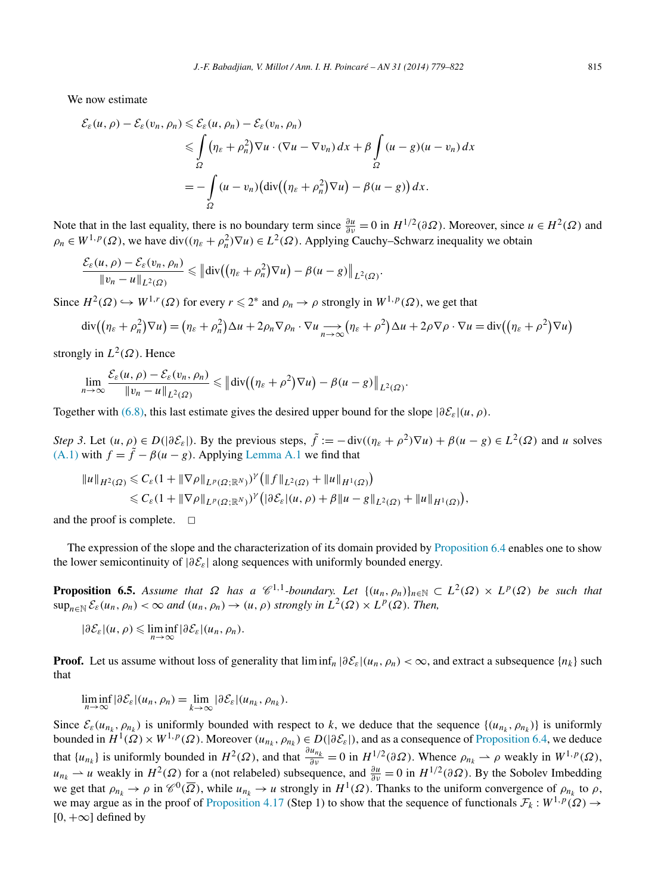We now estimate

$$
\begin{aligned}
\mathcal{E}_\varepsilon(u,\rho) - \mathcal{E}_\varepsilon(v_n,\rho_n) &\leqslant \mathcal{E}_\varepsilon(u,\rho_n) - \mathcal{E}_\varepsilon(v_n,\rho_n) \\
&\leqslant \int_\Omega \big(\eta_\varepsilon + \rho_n^2\big)\nabla u \cdot (\nabla u - \nabla v_n)\,dx + \beta \int_\Omega (u-g)(u-v_n)\,dx \\
&= -\int_\Omega (u - v_n)\big(\operatorname{div}\big(\big(\eta_\varepsilon + \rho_n^2\big)\nabla u\big) - \beta(u-g)\big)\,dx.
\end{aligned}
$$

Note that in the last equality, there is no boundary term since $\frac{\partial u}{\partial \nu} = 0$ in $H^{1/2}(\partial\Omega)$. Moreover, since $u \in H^2(\Omega)$ and $\rho_n \in W^{1,p}(\Omega)$, we have $\operatorname{div}((\eta_\varepsilon + \rho_n^2)\nabla u) \in L^2(\Omega)$. Applying Cauchy–Schwarz inequality we obtain

$$
\frac{\mathcal{E}_\varepsilon(u,\rho) - \mathcal{E}_\varepsilon(v_n,\rho_n)}{\|v_n - u\|_{L^2(\Omega)}} \leqslant \big\|\operatorname{div}\big(\big(\eta_\varepsilon + \rho_n^2\big)\nabla u\big) - \beta(u-g)\big\|_{L^2(\Omega)}.
$$

Since $H^2(\Omega) \hookrightarrow W^{1,r}(\Omega)$ for every $r \leqslant 2^*$ and $\rho_n \to \rho$ strongly in $W^{1,p}(\Omega)$, we get that

$$
\operatorname{div}\big(\big(\eta_\varepsilon + \rho_n^2\big)\nabla u\big) = \big(\eta_\varepsilon + \rho_n^2\big)\Delta u + 2\rho_n \nabla\rho_n \cdot \nabla u \underset{n\to\infty}{\longrightarrow} \big(\eta_\varepsilon + \rho^2\big)\Delta u + 2\rho\nabla\rho \cdot \nabla u = \operatorname{div}\big(\big(\eta_\varepsilon + \rho^2\big)\nabla u\big)
$$

strongly in $L^2(\Omega)$. Hence

$$
\lim_{n\to\infty} \frac{\mathcal{E}_\varepsilon(u,\rho) - \mathcal{E}_\varepsilon(v_n,\rho_n)}{\|v_n - u\|_{L^2(\Omega)}} \leqslant \big\|\operatorname{div}\big(\big(\eta_\varepsilon + \rho^2\big)\nabla u\big) - \beta(u-g)\big\|_{L^2(\Omega)}.
$$

Together with (6.8), this last estimate gives the desired upper bound for the slope $|\partial\mathcal{E}_\varepsilon|(u,\rho)$.

*Step 3.* Let $(u,\rho) \in D(|\partial\mathcal{E}_\varepsilon|)$. By the previous steps, $\tilde{f} := -\operatorname{div}((\eta_\varepsilon + \rho^2)\nabla u) + \beta(u-g) \in L^2(\Omega)$ and $u$ solves (A.1) with $f = \tilde{f} - \beta(u-g)$. Applying Lemma A.1 we find that

$$
\begin{aligned}
\|u\|_{H^2(\Omega)} &\leqslant C_\varepsilon\big(1 + \|\nabla\rho\|_{L^p(\Omega;\mathbb{R}^N)}\big)^\gamma \big(\|f\|_{L^2(\Omega)} + \|u\|_{H^1(\Omega)}\big) \\
&\leqslant C_\varepsilon\big(1 + \|\nabla\rho\|_{L^p(\Omega;\mathbb{R}^N)}\big)^\gamma \big(|\partial\mathcal{E}_\varepsilon|(u,\rho) + \beta\|u - g\|_{L^2(\Omega)} + \|u\|_{H^1(\Omega)}\big),
\end{aligned}
$$

and the proof is complete. $\square$

The expression of the slope and the characterization of its domain provided by Proposition 6.4 enables one to show the lower semicontinuity of $|\partial\mathcal{E}_\varepsilon|$ along sequences with uniformly bounded energy.

**Proposition 6.5.** *Assume that $\Omega$ has a $\mathscr{C}^{1,1}$-boundary. Let $\{(u_n,\rho_n)\}_{n\in\mathbb{N}} \subset L^2(\Omega) \times L^p(\Omega)$ be such that $\sup_{n\in\mathbb{N}} \mathcal{E}_\varepsilon(u_n,\rho_n) < \infty$ and $(u_n,\rho_n) \to (u,\rho)$ strongly in $L^2(\Omega) \times L^p(\Omega)$. Then,*

$$
|\partial\mathcal{E}_\varepsilon|(u,\rho) \leqslant \liminf_{n\to\infty} |\partial\mathcal{E}_\varepsilon|(u_n,\rho_n).
$$

**Proof.** Let us assume without loss of generality that $\liminf_n |\partial\mathcal{E}_\varepsilon|(u_n,\rho_n) < \infty$, and extract a subsequence $\{n_k\}$ such that

$$
\liminf_{n\to\infty} |\partial\mathcal{E}_\varepsilon|(u_n,\rho_n) = \lim_{k\to\infty} |\partial\mathcal{E}_\varepsilon|(u_{n_k},\rho_{n_k}).
$$

Since $\mathcal{E}_\varepsilon(u_{n_k},\rho_{n_k})$ is uniformly bounded with respect to $k$, we deduce that the sequence $\{(u_{n_k},\rho_{n_k})\}$ is uniformly bounded in $H^1(\Omega) \times W^{1,p}(\Omega)$. Moreover $(u_{n_k},\rho_{n_k}) \in D(|\partial\mathcal{E}_\varepsilon|)$, and as a consequence of Proposition 6.4, we deduce that $\{u_{n_k}\}$ is uniformly bounded in $H^2(\Omega)$, and that $\frac{\partial u_{n_k}}{\partial \nu} = 0$ in $H^{1/2}(\partial\Omega)$. Whence $\rho_{n_k} \rightharpoonup \rho$ weakly in $W^{1,p}(\Omega)$, $u_{n_k} \rightharpoonup u$ weakly in $H^2(\Omega)$ for a (not relabeled) subsequence, and $\frac{\partial u}{\partial \nu} = 0$ in $H^{1/2}(\partial\Omega)$. By the Sobolev Imbedding we get that $\rho_{n_k} \to \rho$ in $\mathscr{C}^0(\overline{\Omega})$, while $u_{n_k} \to u$ strongly in $H^1(\Omega)$. Thanks to the uniform convergence of $\rho_{n_k}$ to $\rho$, we may argue as in the proof of Proposition 4.17 (Step 1) to show that the sequence of functionals $\mathcal{F}_k : W^{1,p}(\Omega) \to [0,+\infty]$ defined by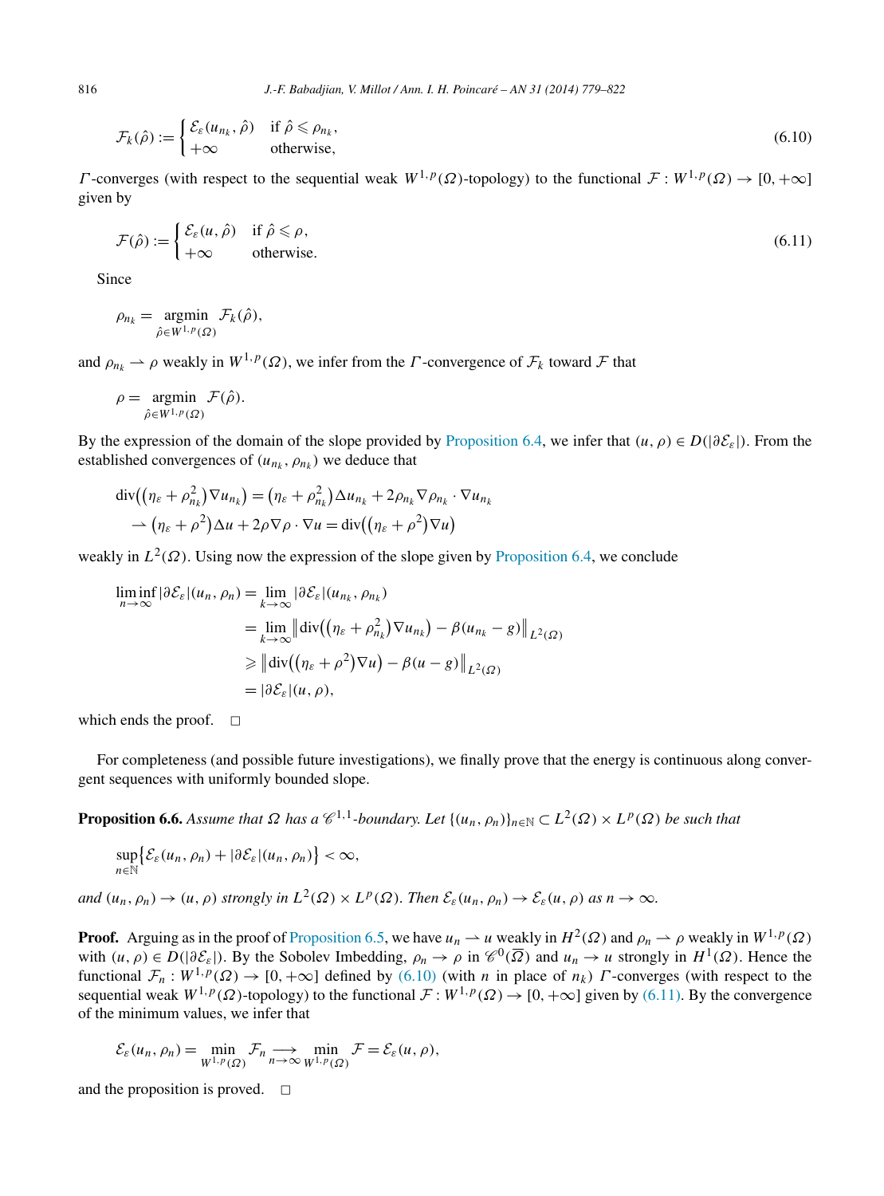$$
\mathcal{F}_k(\hat\rho) := \begin{cases} \mathcal{E}_\varepsilon(u_{n_k}, \hat\rho) & \text{if } \hat\rho \leqslant \rho_{n_k}, \\ +\infty & \text{otherwise,} \end{cases} \tag{6.10}
$$

$\Gamma$-converges (with respect to the sequential weak $W^{1,p}(\Omega)$-topology) to the functional $\mathcal{F} : W^{1,p}(\Omega) \to [0, +\infty]$ given by

$$
\mathcal{F}(\hat\rho) := \begin{cases} \mathcal{E}_\varepsilon(u, \hat\rho) & \text{if } \hat\rho \leqslant \rho, \\ +\infty & \text{otherwise.} \end{cases} \tag{6.11}
$$

Since

$$
\rho_{n_k} = \underset{\hat\rho \in W^{1,p}(\Omega)}{\operatorname{argmin}} \ \mathcal{F}_k(\hat\rho),
$$

and $\rho_{n_k} \rightharpoonup \rho$ weakly in $W^{1,p}(\Omega)$, we infer from the $\Gamma$-convergence of $\mathcal{F}_k$ toward $\mathcal{F}$ that

$$
\rho = \underset{\hat\rho \in W^{1,p}(\Omega)}{\operatorname{argmin}} \ \mathcal{F}(\hat\rho).
$$

By the expression of the domain of the slope provided by Proposition 6.4, we infer that $(u, \rho) \in D(|\partial \mathcal{E}_\varepsilon|)$. From the established convergences of $(u_{n_k}, \rho_{n_k})$ we deduce that

$$
\begin{aligned}
\operatorname{div}\big(\big(\eta_\varepsilon + \rho_{n_k}^2\big)\nabla u_{n_k}\big) &= \big(\eta_\varepsilon + \rho_{n_k}^2\big)\Delta u_{n_k} + 2\rho_{n_k}\nabla\rho_{n_k}\cdot\nabla u_{n_k} \\
&\rightharpoonup \big(\eta_\varepsilon + \rho^2\big)\Delta u + 2\rho\nabla\rho\cdot\nabla u = \operatorname{div}\big(\big(\eta_\varepsilon + \rho^2\big)\nabla u\big)
\end{aligned}
$$

weakly in $L^2(\Omega)$. Using now the expression of the slope given by Proposition 6.4, we conclude

$$
\begin{aligned}
\liminf_{n\to\infty} |\partial\mathcal{E}_\varepsilon|(u_n, \rho_n) &= \lim_{k\to\infty} |\partial\mathcal{E}_\varepsilon|(u_{n_k}, \rho_{n_k}) \\
&= \lim_{k\to\infty} \big\| \operatorname{div}\big(\big(\eta_\varepsilon + \rho_{n_k}^2\big)\nabla u_{n_k}\big) - \beta(u_{n_k} - g)\big\|_{L^2(\Omega)} \\
&\geqslant \big\| \operatorname{div}\big(\big(\eta_\varepsilon + \rho^2\big)\nabla u\big) - \beta(u - g)\big\|_{L^2(\Omega)} \\
&= |\partial\mathcal{E}_\varepsilon|(u, \rho),
\end{aligned}
$$

which ends the proof. $\square$

For completeness (and possible future investigations), we finally prove that the energy is continuous along convergent sequences with uniformly bounded slope.

**Proposition 6.6.** *Assume that $\Omega$ has a $\mathscr{C}^{1,1}$-boundary. Let $\{(u_n, \rho_n)\}_{n\in\mathbb{N}} \subset L^2(\Omega) \times L^p(\Omega)$ be such that*

$$
\sup_{n\in\mathbb{N}} \big\{ \mathcal{E}_\varepsilon(u_n, \rho_n) + |\partial\mathcal{E}_\varepsilon|(u_n, \rho_n) \big\} < \infty,
$$

*and $(u_n, \rho_n) \to (u, \rho)$ strongly in $L^2(\Omega) \times L^p(\Omega)$. Then $\mathcal{E}_\varepsilon(u_n, \rho_n) \to \mathcal{E}_\varepsilon(u, \rho)$ as $n \to \infty$.*

**Proof.** Arguing as in the proof of Proposition 6.5, we have $u_n \rightharpoonup u$ weakly in $H^2(\Omega)$ and $\rho_n \rightharpoonup \rho$ weakly in $W^{1,p}(\Omega)$ with $(u, \rho) \in D(|\partial\mathcal{E}_\varepsilon|)$. By the Sobolev Imbedding, $\rho_n \to \rho$ in $\mathscr{C}^0(\overline{\Omega})$ and $u_n \to u$ strongly in $H^1(\Omega)$. Hence the functional $\mathcal{F}_n : W^{1,p}(\Omega) \to [0, +\infty]$ defined by (6.10) (with $n$ in place of $n_k$) $\Gamma$-converges (with respect to the sequential weak $W^{1,p}(\Omega)$-topology) to the functional $\mathcal{F} : W^{1,p}(\Omega) \to [0, +\infty]$ given by (6.11). By the convergence of the minimum values, we infer that

$$
\mathcal{E}_\varepsilon(u_n, \rho_n) = \min_{W^{1,p}(\Omega)} \mathcal{F}_n \underset{n\to\infty}{\longrightarrow} \min_{W^{1,p}(\Omega)} \mathcal{F} = \mathcal{E}_\varepsilon(u, \rho),
$$

and the proposition is proved. $\square$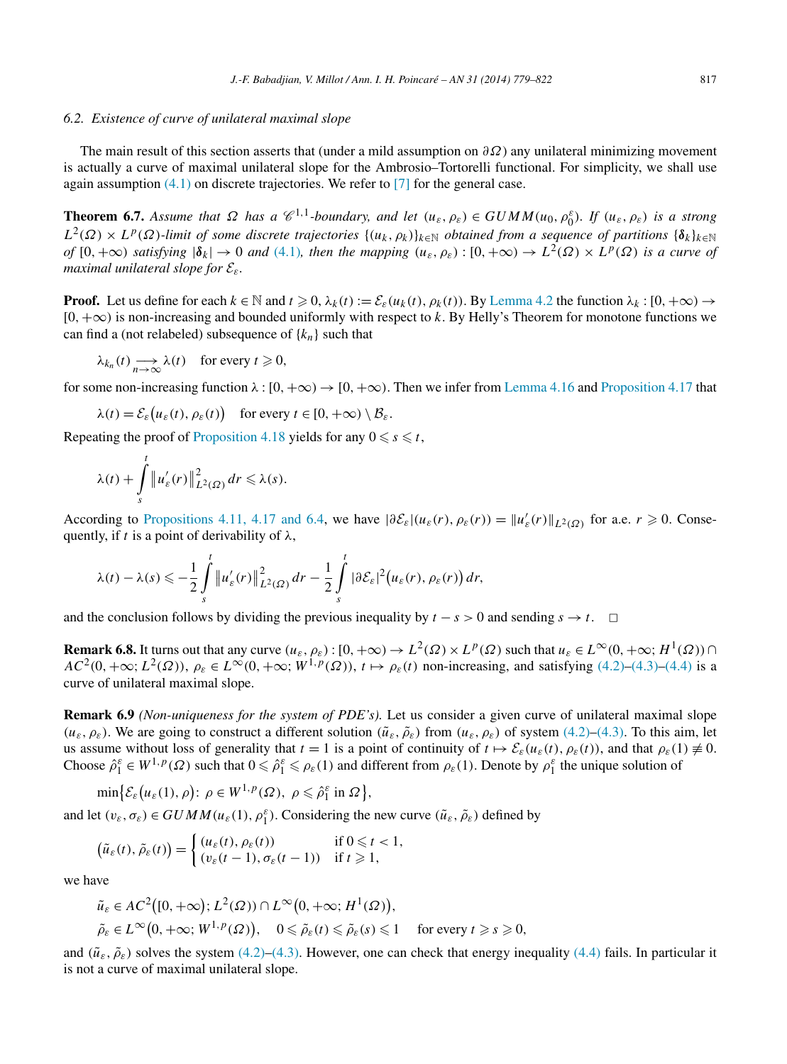### 6.2. Existence of curve of unilateral maximal slope

The main result of this section asserts that (under a mild assumption on $\partial\Omega$) any unilateral minimizing movement is actually a curve of maximal unilateral slope for the Ambrosio–Tortorelli functional. For simplicity, we shall use again assumption (4.1) on discrete trajectories. We refer to [7] for the general case.

**Theorem 6.7.** *Assume that $\Omega$ has a $\mathscr{C}^{1,1}$-boundary, and let $(u_\varepsilon, \rho_\varepsilon) \in GUMM(u_0, \rho_0^\varepsilon)$. If $(u_\varepsilon, \rho_\varepsilon)$ is a strong $L^2(\Omega) \times L^p(\Omega)$-limit of some discrete trajectories $\{(u_k, \rho_k)\}_{k\in\mathbb{N}}$ obtained from a sequence of partitions $\{\boldsymbol{\delta}_k\}_{k\in\mathbb{N}}$ of $[0, +\infty)$ satisfying $|\boldsymbol{\delta}_k| \to 0$ and (4.1), then the mapping $(u_\varepsilon, \rho_\varepsilon) : [0, +\infty) \to L^2(\Omega) \times L^p(\Omega)$ is a curve of maximal unilateral slope for $\mathcal{E}_\varepsilon$.*

**Proof.** Let us define for each $k \in \mathbb{N}$ and $t \geqslant 0$, $\lambda_k(t) := \mathcal{E}_\varepsilon(u_k(t), \rho_k(t))$. By Lemma 4.2 the function $\lambda_k : [0, +\infty) \to [0, +\infty)$ is non-increasing and bounded uniformly with respect to $k$. By Helly's Theorem for monotone functions we can find a (not relabeled) subsequence of $\{k_n\}$ such that

$$\lambda_{k_n}(t) \underset{n\to\infty}{\longrightarrow} \lambda(t) \quad \text{for every } t \geqslant 0,$$

for some non-increasing function $\lambda : [0, +\infty) \to [0, +\infty)$. Then we infer from Lemma 4.16 and Proposition 4.17 that

$$\lambda(t) = \mathcal{E}_\varepsilon\big(u_\varepsilon(t), \rho_\varepsilon(t)\big) \quad \text{for every } t \in [0, +\infty) \setminus \mathcal{B}_\varepsilon.$$

Repeating the proof of Proposition 4.18 yields for any $0 \leqslant s \leqslant t$,

$$\lambda(t) + \int_s^t \big\|u_\varepsilon'(r)\big\|^2_{L^2(\Omega)}\, dr \leqslant \lambda(s).$$

According to Propositions 4.11, 4.17 and 6.4, we have $|\partial\mathcal{E}_\varepsilon|(u_\varepsilon(r), \rho_\varepsilon(r)) = \|u_\varepsilon'(r)\|_{L^2(\Omega)}$ for a.e. $r \geqslant 0$. Consequently, if $t$ is a point of derivability of $\lambda$,

$$\lambda(t) - \lambda(s) \leqslant -\frac{1}{2}\int_s^t \big\|u_\varepsilon'(r)\big\|^2_{L^2(\Omega)}\, dr - \frac{1}{2}\int_s^t |\partial\mathcal{E}_\varepsilon|^2\big(u_\varepsilon(r), \rho_\varepsilon(r)\big)\, dr,$$

and the conclusion follows by dividing the previous inequality by $t - s > 0$ and sending $s \to t$. $\square$

**Remark 6.8.** It turns out that any curve $(u_\varepsilon, \rho_\varepsilon) : [0, +\infty) \to L^2(\Omega) \times L^p(\Omega)$ such that $u_\varepsilon \in L^\infty(0, +\infty; H^1(\Omega)) \cap AC^2(0, +\infty; L^2(\Omega))$, $\rho_\varepsilon \in L^\infty(0, +\infty; W^{1,p}(\Omega))$, $t \mapsto \rho_\varepsilon(t)$ non-increasing, and satisfying (4.2)–(4.3)–(4.4) is a curve of unilateral maximal slope.

**Remark 6.9** *(Non-uniqueness for the system of PDE's).* Let us consider a given curve of unilateral maximal slope $(u_\varepsilon, \rho_\varepsilon)$. We are going to construct a different solution $(\tilde{u}_\varepsilon, \tilde{\rho}_\varepsilon)$ from $(u_\varepsilon, \rho_\varepsilon)$ of system (4.2)–(4.3). To this aim, let us assume without loss of generality that $t = 1$ is a point of continuity of $t \mapsto \mathcal{E}_\varepsilon(u_\varepsilon(t), \rho_\varepsilon(t))$, and that $\rho_\varepsilon(1) \not\equiv 0$. Choose $\hat{\rho}_1^\varepsilon \in W^{1,p}(\Omega)$ such that $0 \leqslant \hat{\rho}_1^\varepsilon \leqslant \rho_\varepsilon(1)$ and different from $\rho_\varepsilon(1)$. Denote by $\rho_1^\varepsilon$ the unique solution of

$$\min\big\{\mathcal{E}_\varepsilon\big(u_\varepsilon(1), \rho\big) :\ \rho \in W^{1,p}(\Omega),\ \rho \leqslant \hat{\rho}_1^\varepsilon \text{ in } \Omega\big\},$$

and let $(v_\varepsilon, \sigma_\varepsilon) \in GUMM(u_\varepsilon(1), \rho_1^\varepsilon)$. Considering the new curve $(\tilde{u}_\varepsilon, \tilde{\rho}_\varepsilon)$ defined by

$$\big(\tilde{u}_\varepsilon(t), \tilde{\rho}_\varepsilon(t)\big) = \begin{cases} (u_\varepsilon(t), \rho_\varepsilon(t)) & \text{if } 0 \leqslant t < 1, \\ (v_\varepsilon(t-1), \sigma_\varepsilon(t-1)) & \text{if } t \geqslant 1, \end{cases}$$

we have

$$\tilde{u}_\varepsilon \in AC^2\big([0, +\infty); L^2(\Omega)\big) \cap L^\infty\big(0, +\infty; H^1(\Omega)\big),$$

$$\tilde{\rho}_\varepsilon \in L^\infty\big(0, +\infty; W^{1,p}(\Omega)\big), \quad 0 \leqslant \tilde{\rho}_\varepsilon(t) \leqslant \tilde{\rho}_\varepsilon(s) \leqslant 1 \quad \text{for every } t \geqslant s \geqslant 0,$$

and $(\tilde{u}_\varepsilon, \tilde{\rho}_\varepsilon)$ solves the system (4.2)–(4.3). However, one can check that energy inequality (4.4) fails. In particular it is not a curve of maximal unilateral slope.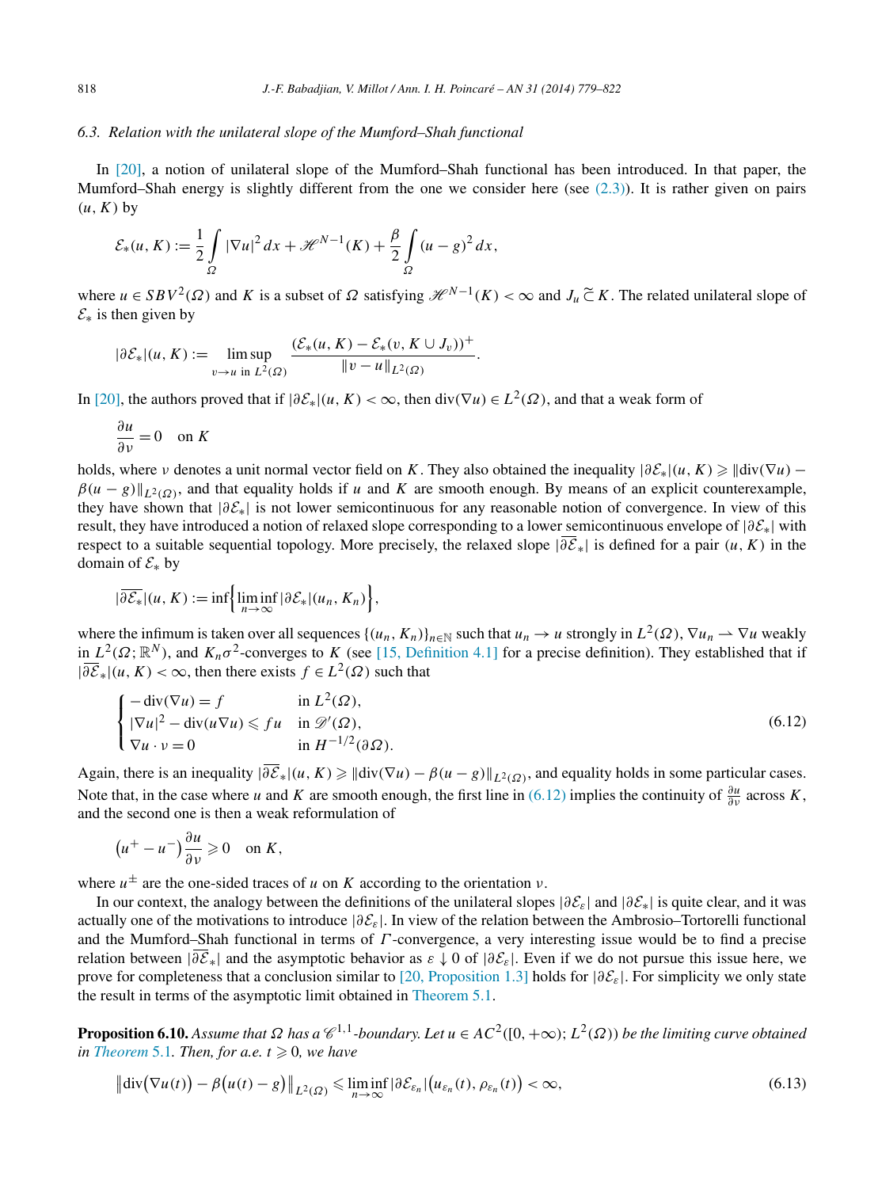### 6.3. Relation with the unilateral slope of the Mumford–Shah functional

In [20], a notion of unilateral slope of the Mumford–Shah functional has been introduced. In that paper, the Mumford–Shah energy is slightly different from the one we consider here (see (2.3)). It is rather given on pairs $(u, K)$ by

$$\mathcal{E}_*(u, K) := \frac{1}{2}\int_\Omega |\nabla u|^2 \, dx + \mathscr{H}^{N-1}(K) + \frac{\beta}{2}\int_\Omega (u-g)^2 \, dx,$$

where $u \in SBV^2(\Omega)$ and $K$ is a subset of $\Omega$ satisfying $\mathscr{H}^{N-1}(K) < \infty$ and $J_u \tilde{\subset} K$. The related unilateral slope of $\mathcal{E}_*$ is then given by

$$|\partial \mathcal{E}_*|(u, K) := \limsup_{v \to u \text{ in } L^2(\Omega)} \frac{(\mathcal{E}_*(u, K) - \mathcal{E}_*(v, K \cup J_v))^+}{\|v-u\|_{L^2(\Omega)}}.$$

In [20], the authors proved that if $|\partial \mathcal{E}_*|(u, K) < \infty$, then $\operatorname{div}(\nabla u) \in L^2(\Omega)$, and that a weak form of

$$\frac{\partial u}{\partial \nu} = 0 \quad \text{on } K$$

holds, where $\nu$ denotes a unit normal vector field on $K$. They also obtained the inequality $|\partial \mathcal{E}_*|(u, K) \geqslant \|\operatorname{div}(\nabla u) - \beta(u-g)\|_{L^2(\Omega)}$, and that equality holds if $u$ and $K$ are smooth enough. By means of an explicit counterexample, they have shown that $|\partial \mathcal{E}_*|$ is not lower semicontinuous for any reasonable notion of convergence. In view of this result, they have introduced a notion of relaxed slope corresponding to a lower semicontinuous envelope of $|\partial \mathcal{E}_*|$ with respect to a suitable sequential topology. More precisely, the relaxed slope $|\overline{\partial \mathcal{E}_*}|$ is defined for a pair $(u, K)$ in the domain of $\mathcal{E}_*$ by

$$|\overline{\partial \mathcal{E}_*}|(u, K) := \inf\Big\{\liminf_{n \to \infty} |\partial \mathcal{E}_*|(u_n, K_n)\Big\},$$

where the infimum is taken over all sequences $\{(u_n, K_n)\}_{n \in \mathbb{N}}$ such that $u_n \to u$ strongly in $L^2(\Omega)$, $\nabla u_n \rightharpoonup \nabla u$ weakly in $L^2(\Omega; \mathbb{R}^N)$, and $K_n \sigma^2$-converges to $K$ (see [15, Definition 4.1] for a precise definition). They established that if $|\overline{\partial \mathcal{E}_*}|(u, K) < \infty$, then there exists $f \in L^2(\Omega)$ such that

$$\begin{cases} -\operatorname{div}(\nabla u) = f & \text{in } L^2(\Omega), \\ |\nabla u|^2 - \operatorname{div}(u \nabla u) \leqslant f u & \text{in } \mathscr{D}'(\Omega), \\ \nabla u \cdot \nu = 0 & \text{in } H^{-1/2}(\partial \Omega). \end{cases} \tag{6.12}$$

Again, there is an inequality $|\overline{\partial \mathcal{E}_*}|(u, K) \geqslant \|\operatorname{div}(\nabla u) - \beta(u-g)\|_{L^2(\Omega)}$, and equality holds in some particular cases. Note that, in the case where $u$ and $K$ are smooth enough, the first line in (6.12) implies the continuity of $\frac{\partial u}{\partial \nu}$ across $K$, and the second one is then a weak reformulation of

$$\left(u^+ - u^-\right)\frac{\partial u}{\partial \nu} \geqslant 0 \quad \text{on } K,$$

where $u^\pm$ are the one-sided traces of $u$ on $K$ according to the orientation $\nu$.

In our context, the analogy between the definitions of the unilateral slopes $|\partial \mathcal{E}_\varepsilon|$ and $|\partial \mathcal{E}_*|$ is quite clear, and it was actually one of the motivations to introduce $|\partial \mathcal{E}_\varepsilon|$. In view of the relation between the Ambrosio–Tortorelli functional and the Mumford–Shah functional in terms of $\Gamma$-convergence, a very interesting issue would be to find a precise relation between $|\overline{\partial \mathcal{E}_*}|$ and the asymptotic behavior as $\varepsilon \downarrow 0$ of $|\partial \mathcal{E}_\varepsilon|$. Even if we do not pursue this issue here, we prove for completeness that a conclusion similar to [20, Proposition 1.3] holds for $|\partial \mathcal{E}_\varepsilon|$. For simplicity we only state the result in terms of the asymptotic limit obtained in Theorem 5.1.

**Proposition 6.10.** *Assume that $\Omega$ has a $\mathscr{C}^{1,1}$-boundary. Let $u \in AC^2([0, +\infty); L^2(\Omega))$ be the limiting curve obtained in Theorem 5.1. Then, for a.e. $t \geqslant 0$, we have*

$$\big\|\operatorname{div}\big(\nabla u(t)\big) - \beta\big(u(t) - g\big)\big\|_{L^2(\Omega)} \leqslant \liminf_{n \to \infty} |\partial \mathcal{E}_{\varepsilon_n}|\big(u_{\varepsilon_n}(t), \rho_{\varepsilon_n}(t)\big) < \infty, \tag{6.13}$$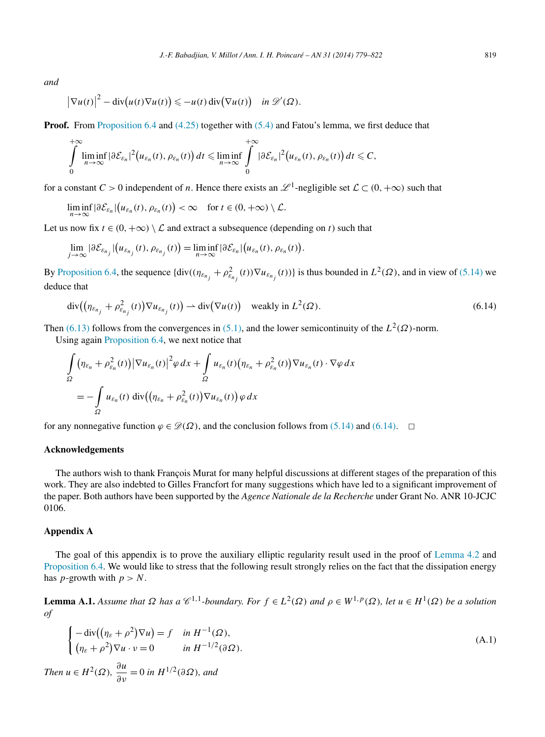*and*

$$\left|\nabla u(t)\right|^2 - \operatorname{div}\big(u(t)\nabla u(t)\big) \leqslant -u(t)\operatorname{div}\big(\nabla u(t)\big) \quad \text{in } \mathscr{D}'(\Omega).$$

**Proof.** From Proposition 6.4 and (4.25) together with (5.4) and Fatou's lemma, we first deduce that

$$\int_0^{+\infty} \liminf_{n\to\infty} |\partial \mathcal{E}_{\varepsilon_n}|^2\big(u_{\varepsilon_n}(t), \rho_{\varepsilon_n}(t)\big)\,dt \leqslant \liminf_{n\to\infty} \int_0^{+\infty} |\partial \mathcal{E}_{\varepsilon_n}|^2\big(u_{\varepsilon_n}(t), \rho_{\varepsilon_n}(t)\big)\,dt \leqslant C,$$

for a constant $C > 0$ independent of $n$. Hence there exists an $\mathscr{L}^1$-negligible set $\mathcal{L} \subset (0, +\infty)$ such that

$$\liminf_{n\to\infty} |\partial \mathcal{E}_{\varepsilon_n}|\big(u_{\varepsilon_n}(t), \rho_{\varepsilon_n}(t)\big) < \infty \quad \text{for } t \in (0, +\infty) \setminus \mathcal{L}.$$

Let us now fix $t \in (0, +\infty) \setminus \mathcal{L}$ and extract a subsequence (depending on $t$) such that

$$\lim_{j\to\infty} |\partial \mathcal{E}_{\varepsilon_{n_j}}|\big(u_{\varepsilon_{n_j}}(t), \rho_{\varepsilon_{n_j}}(t)\big) = \liminf_{n\to\infty} |\partial \mathcal{E}_{\varepsilon_n}|\big(u_{\varepsilon_n}(t), \rho_{\varepsilon_n}(t)\big).$$

By Proposition 6.4, the sequence $\{\operatorname{div}((\eta_{\varepsilon_{n_j}} + \rho^2_{\varepsilon_{n_j}}(t))\nabla u_{\varepsilon_{n_j}}(t))\}$ is thus bounded in $L^2(\Omega)$, and in view of (5.14) we deduce that

$$\operatorname{div}\big(\big(\eta_{\varepsilon_{n_j}} + \rho^2_{\varepsilon_{n_j}}(t)\big)\nabla u_{\varepsilon_{n_j}}(t)\big) \rightharpoonup \operatorname{div}\big(\nabla u(t)\big) \quad \text{weakly in } L^2(\Omega). \tag{6.14}$$

Then (6.13) follows from the convergences in (5.1), and the lower semicontinuity of the $L^2(\Omega)$-norm.

Using again Proposition 6.4, we next notice that

$$\int_\Omega \big(\eta_{\varepsilon_n} + \rho^2_{\varepsilon_n}(t)\big)\left|\nabla u_{\varepsilon_n}(t)\right|^2 \varphi\,dx + \int_\Omega u_{\varepsilon_n}(t)\big(\eta_{\varepsilon_n} + \rho^2_{\varepsilon_n}(t)\big)\nabla u_{\varepsilon_n}(t)\cdot\nabla\varphi\,dx$$
$$= -\int_\Omega u_{\varepsilon_n}(t)\,\operatorname{div}\big(\big(\eta_{\varepsilon_n} + \rho^2_{\varepsilon_n}(t)\big)\nabla u_{\varepsilon_n}(t)\big)\,\varphi\,dx$$

for any nonnegative function $\varphi \in \mathscr{D}(\Omega)$, and the conclusion follows from (5.14) and (6.14). $\square$

## Acknowledgements

The authors wish to thank François Murat for many helpful discussions at different stages of the preparation of this work. They are also indebted to Gilles Francfort for many suggestions which have led to a significant improvement of the paper. Both authors have been supported by the *Agence Nationale de la Recherche* under Grant No. ANR 10-JCJC 0106.

## Appendix A

The goal of this appendix is to prove the auxiliary elliptic regularity result used in the proof of Lemma 4.2 and Proposition 6.4. We would like to stress that the following result strongly relies on the fact that the dissipation energy has $p$-growth with $p > N$.

**Lemma A.1.** *Assume that $\Omega$ has a $\mathscr{C}^{1,1}$-boundary. For $f \in L^2(\Omega)$ and $\rho \in W^{1,p}(\Omega)$, let $u \in H^1(\Omega)$ be a solution of*

$$\begin{cases} -\operatorname{div}\big(\big(\eta_\varepsilon + \rho^2\big)\nabla u\big) = f & \text{in } H^{-1}(\Omega), \\ \big(\eta_\varepsilon + \rho^2\big)\nabla u \cdot \nu = 0 & \text{in } H^{-1/2}(\partial\Omega). \end{cases} \tag{A.1}$$

*Then $u \in H^2(\Omega)$, $\dfrac{\partial u}{\partial \nu} = 0$ in $H^{1/2}(\partial\Omega)$, and*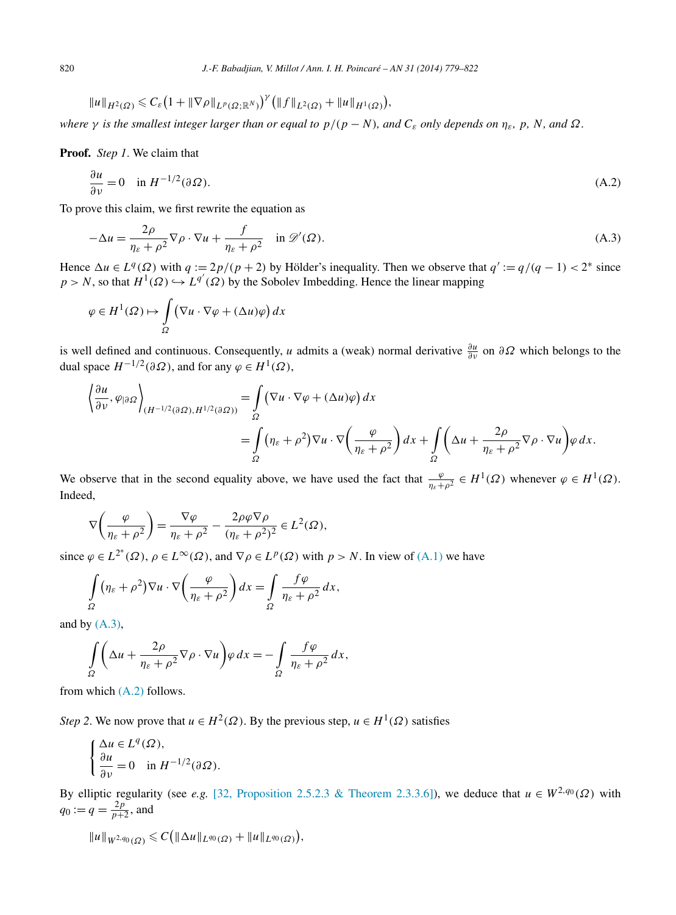$$\|u\|_{H^2(\Omega)} \leqslant C_\varepsilon \big(1 + \|\nabla\rho\|_{L^p(\Omega;\mathbb{R}^N)}\big)^\gamma \big(\|f\|_{L^2(\Omega)} + \|u\|_{H^1(\Omega)}\big),$$

*where $\gamma$ is the smallest integer larger than or equal to $p/(p-N)$, and $C_\varepsilon$ only depends on $\eta_\varepsilon$, $p$, $N$, and $\Omega$.*

**Proof.** *Step 1*. We claim that

$$\frac{\partial u}{\partial \nu} = 0 \quad \text{in } H^{-1/2}(\partial\Omega). \tag{A.2}$$

To prove this claim, we first rewrite the equation as

$$-\Delta u = \frac{2\rho}{\eta_\varepsilon + \rho^2}\nabla\rho \cdot \nabla u + \frac{f}{\eta_\varepsilon + \rho^2} \quad \text{in } \mathscr{D}'(\Omega). \tag{A.3}$$

Hence $\Delta u \in L^q(\Omega)$ with $q := 2p/(p+2)$ by Hölder's inequality. Then we observe that $q' := q/(q-1) < 2^*$ since $p > N$, so that $H^1(\Omega) \hookrightarrow L^{q'}(\Omega)$ by the Sobolev Imbedding. Hence the linear mapping

$$\varphi \in H^1(\Omega) \mapsto \int_\Omega \big(\nabla u \cdot \nabla\varphi + (\Delta u)\varphi\big)\,dx$$

is well defined and continuous. Consequently, $u$ admits a (weak) normal derivative $\frac{\partial u}{\partial \nu}$ on $\partial\Omega$ which belongs to the dual space $H^{-1/2}(\partial\Omega)$, and for any $\varphi \in H^1(\Omega)$,

$$\begin{aligned}
\left\langle \frac{\partial u}{\partial \nu}, \varphi_{|\partial\Omega} \right\rangle_{(H^{-1/2}(\partial\Omega), H^{1/2}(\partial\Omega))} &= \int_\Omega \big(\nabla u \cdot \nabla\varphi + (\Delta u)\varphi\big)\,dx \\
&= \int_\Omega \big(\eta_\varepsilon + \rho^2\big)\nabla u \cdot \nabla\left(\frac{\varphi}{\eta_\varepsilon + \rho^2}\right)dx + \int_\Omega \left(\Delta u + \frac{2\rho}{\eta_\varepsilon + \rho^2}\nabla\rho \cdot \nabla u\right)\varphi\,dx.
\end{aligned}$$

We observe that in the second equality above, we have used the fact that $\frac{\varphi}{\eta_\varepsilon + \rho^2} \in H^1(\Omega)$ whenever $\varphi \in H^1(\Omega)$. Indeed,

$$\nabla\left(\frac{\varphi}{\eta_\varepsilon + \rho^2}\right) = \frac{\nabla\varphi}{\eta_\varepsilon + \rho^2} - \frac{2\rho\varphi\nabla\rho}{(\eta_\varepsilon + \rho^2)^2} \in L^2(\Omega),$$

since $\varphi \in L^{2^*}(\Omega)$, $\rho \in L^\infty(\Omega)$, and $\nabla\rho \in L^p(\Omega)$ with $p > N$. In view of (A.1) we have

$$\int_\Omega \big(\eta_\varepsilon + \rho^2\big)\nabla u \cdot \nabla\left(\frac{\varphi}{\eta_\varepsilon + \rho^2}\right)dx = \int_\Omega \frac{f\varphi}{\eta_\varepsilon + \rho^2}\,dx,$$

and by (A.3),

$$\int_\Omega \left(\Delta u + \frac{2\rho}{\eta_\varepsilon + \rho^2}\nabla\rho \cdot \nabla u\right)\varphi\,dx = -\int_\Omega \frac{f\varphi}{\eta_\varepsilon + \rho^2}\,dx,$$

from which (A.2) follows.

*Step 2*. We now prove that $u \in H^2(\Omega)$. By the previous step, $u \in H^1(\Omega)$ satisfies

$$\begin{cases} \Delta u \in L^q(\Omega), \\ \dfrac{\partial u}{\partial \nu} = 0 \quad \text{in } H^{-1/2}(\partial\Omega). \end{cases}$$

By elliptic regularity (see *e.g.* [32, Proposition 2.5.2.3 & Theorem 2.3.3.6]), we deduce that $u \in W^{2,q_0}(\Omega)$ with $q_0 := q = \frac{2p}{p+2}$, and

$$\|u\|_{W^{2,q_0}(\Omega)} \leqslant C\big(\|\Delta u\|_{L^{q_0}(\Omega)} + \|u\|_{L^{q_0}(\Omega)}\big),$$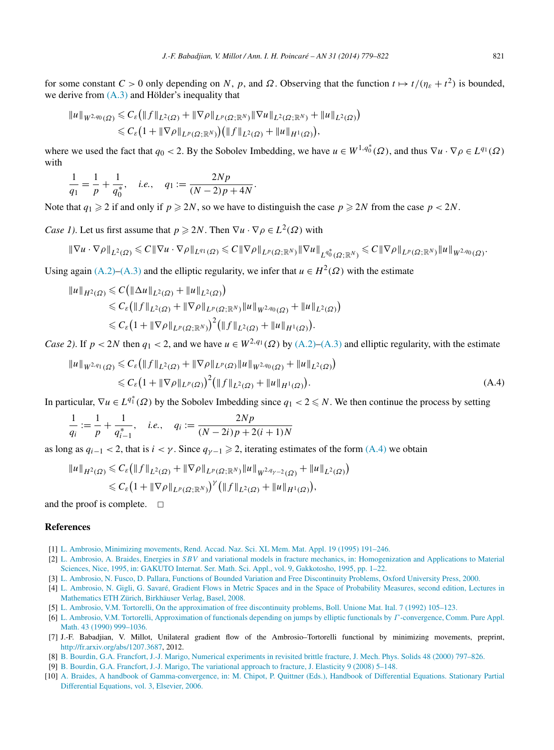for some constant $C > 0$ only depending on $N$, $p$, and $\Omega$. Observing that the function $t \mapsto t/(\eta_\varepsilon + t^2)$ is bounded, we derive from (A.3) and Hölder's inequality that

$$
\begin{aligned}
\|u\|_{W^{2,q_0}(\Omega)} &\leqslant C_\varepsilon\big(\|f\|_{L^2(\Omega)} + \|\nabla\rho\|_{L^p(\Omega;\mathbb{R}^N)}\|\nabla u\|_{L^2(\Omega;\mathbb{R}^N)} + \|u\|_{L^2(\Omega)}\big) \\
&\leqslant C_\varepsilon\big(1 + \|\nabla\rho\|_{L^p(\Omega;\mathbb{R}^N)}\big)\big(\|f\|_{L^2(\Omega)} + \|u\|_{H^1(\Omega)}\big),
\end{aligned}
$$

where we used the fact that $q_0 < 2$. By the Sobolev Imbedding, we have $u \in W^{1,q_0^*}(\Omega)$, and thus $\nabla u \cdot \nabla\rho \in L^{q_1}(\Omega)$ with

$$
\frac{1}{q_1} = \frac{1}{p} + \frac{1}{q_0^*}, \quad \textit{i.e.}, \quad q_1 := \frac{2Np}{(N-2)p + 4N}.
$$

Note that $q_1 \geqslant 2$ if and only if $p \geqslant 2N$, so we have to distinguish the case $p \geqslant 2N$ from the case $p < 2N$.

*Case 1).* Let us first assume that $p \geqslant 2N$. Then $\nabla u \cdot \nabla\rho \in L^2(\Omega)$ with

$$
\|\nabla u \cdot \nabla\rho\|_{L^2(\Omega)} \leqslant C\|\nabla u \cdot \nabla\rho\|_{L^{q_1}(\Omega)} \leqslant C\|\nabla\rho\|_{L^p(\Omega;\mathbb{R}^N)}\|\nabla u\|_{L^{q_0^*}(\Omega;\mathbb{R}^N)} \leqslant C\|\nabla\rho\|_{L^p(\Omega;\mathbb{R}^N)}\|u\|_{W^{2,q_0}(\Omega)}.
$$

Using again (A.2)–(A.3) and the elliptic regularity, we infer that $u \in H^2(\Omega)$ with the estimate

$$
\begin{aligned}
\|u\|_{H^2(\Omega)} &\leqslant C\big(\|\Delta u\|_{L^2(\Omega)} + \|u\|_{L^2(\Omega)}\big) \\
&\leqslant C_\varepsilon\big(\|f\|_{L^2(\Omega)} + \|\nabla\rho\|_{L^p(\Omega;\mathbb{R}^N)}\|u\|_{W^{2,q_0}(\Omega)} + \|u\|_{L^2(\Omega)}\big) \\
&\leqslant C_\varepsilon\big(1 + \|\nabla\rho\|_{L^p(\Omega;\mathbb{R}^N)}\big)^2\big(\|f\|_{L^2(\Omega)} + \|u\|_{H^1(\Omega)}\big).
\end{aligned}
$$

*Case 2).* If $p < 2N$ then $q_1 < 2$, and we have $u \in W^{2,q_1}(\Omega)$ by (A.2)–(A.3) and elliptic regularity, with the estimate

$$
\begin{aligned}
\|u\|_{W^{2,q_1}(\Omega)} &\leqslant C_\varepsilon\big(\|f\|_{L^2(\Omega)} + \|\nabla\rho\|_{L^p(\Omega)}\|u\|_{W^{2,q_0}(\Omega)} + \|u\|_{L^2(\Omega)}\big) \\
&\leqslant C_\varepsilon\big(1 + \|\nabla\rho\|_{L^p(\Omega)}\big)^2\big(\|f\|_{L^2(\Omega)} + \|u\|_{H^1(\Omega)}\big).
\end{aligned}
\tag{A.4}
$$

In particular, $\nabla u \in L^{q_1^*}(\Omega)$ by the Sobolev Imbedding since $q_1 < 2 \leqslant N$. We then continue the process by setting

$$
\frac{1}{q_i} := \frac{1}{p} + \frac{1}{q_{i-1}^*}, \quad \textit{i.e.}, \quad q_i := \frac{2Np}{(N-2i)p + 2(i+1)N}
$$

as long as $q_{i-1} < 2$, that is $i < \gamma$. Since $q_{\gamma-1} \geqslant 2$, iterating estimates of the form (A.4) we obtain

$$
\begin{aligned}
\|u\|_{H^2(\Omega)} &\leqslant C_\varepsilon\big(\|f\|_{L^2(\Omega)} + \|\nabla\rho\|_{L^p(\Omega;\mathbb{R}^N)}\|u\|_{W^{2,q_{\gamma-2}}(\Omega)} + \|u\|_{L^2(\Omega)}\big) \\
&\leqslant C_\varepsilon\big(1 + \|\nabla\rho\|_{L^p(\Omega;\mathbb{R}^N)}\big)^\gamma\big(\|f\|_{L^2(\Omega)} + \|u\|_{H^1(\Omega)}\big),
\end{aligned}
$$

and the proof is complete. $\square$

## References

[1] L. Ambrosio, Minimizing movements, Rend. Accad. Naz. Sci. XL Mem. Mat. Appl. 19 (1995) 191–246.

[2] L. Ambrosio, A. Braides, Energies in *SBV* and variational models in fracture mechanics, in: Homogenization and Applications to Material Sciences, Nice, 1995, in: GAKUTO Internat. Ser. Math. Sci. Appl., vol. 9, Gakkotosho, 1995, pp. 1–22.

[3] L. Ambrosio, N. Fusco, D. Pallara, Functions of Bounded Variation and Free Discontinuity Problems, Oxford University Press, 2000.

[4] L. Ambrosio, N. Gigli, G. Savaré, Gradient Flows in Metric Spaces and in the Space of Probability Measures, second edition, Lectures in Mathematics ETH Zürich, Birkhäuser Verlag, Basel, 2008.

[5] L. Ambrosio, V.M. Tortorelli, On the approximation of free discontinuity problems, Boll. Unione Mat. Ital. 7 (1992) 105–123.

[6] L. Ambrosio, V.M. Tortorelli, Approximation of functionals depending on jumps by elliptic functionals by $\Gamma$-convergence, Comm. Pure Appl. Math. 43 (1990) 999–1036.

[7] J.-F. Babadjian, V. Millot, Unilateral gradient flow of the Ambrosio–Tortorelli functional by minimizing movements, preprint, http://fr.arxiv.org/abs/1207.3687, 2012.

[8] B. Bourdin, G.A. Francfort, J.-J. Marigo, Numerical experiments in revisited brittle fracture, J. Mech. Phys. Solids 48 (2000) 797–826.

[9] B. Bourdin, G.A. Francfort, J.-J. Marigo, The variational approach to fracture, J. Elasticity 9 (2008) 5–148.

[10] A. Braides, A handbook of Gamma-convergence, in: M. Chipot, P. Quittner (Eds.), Handbook of Differential Equations. Stationary Partial Differential Equations, vol. 3, Elsevier, 2006.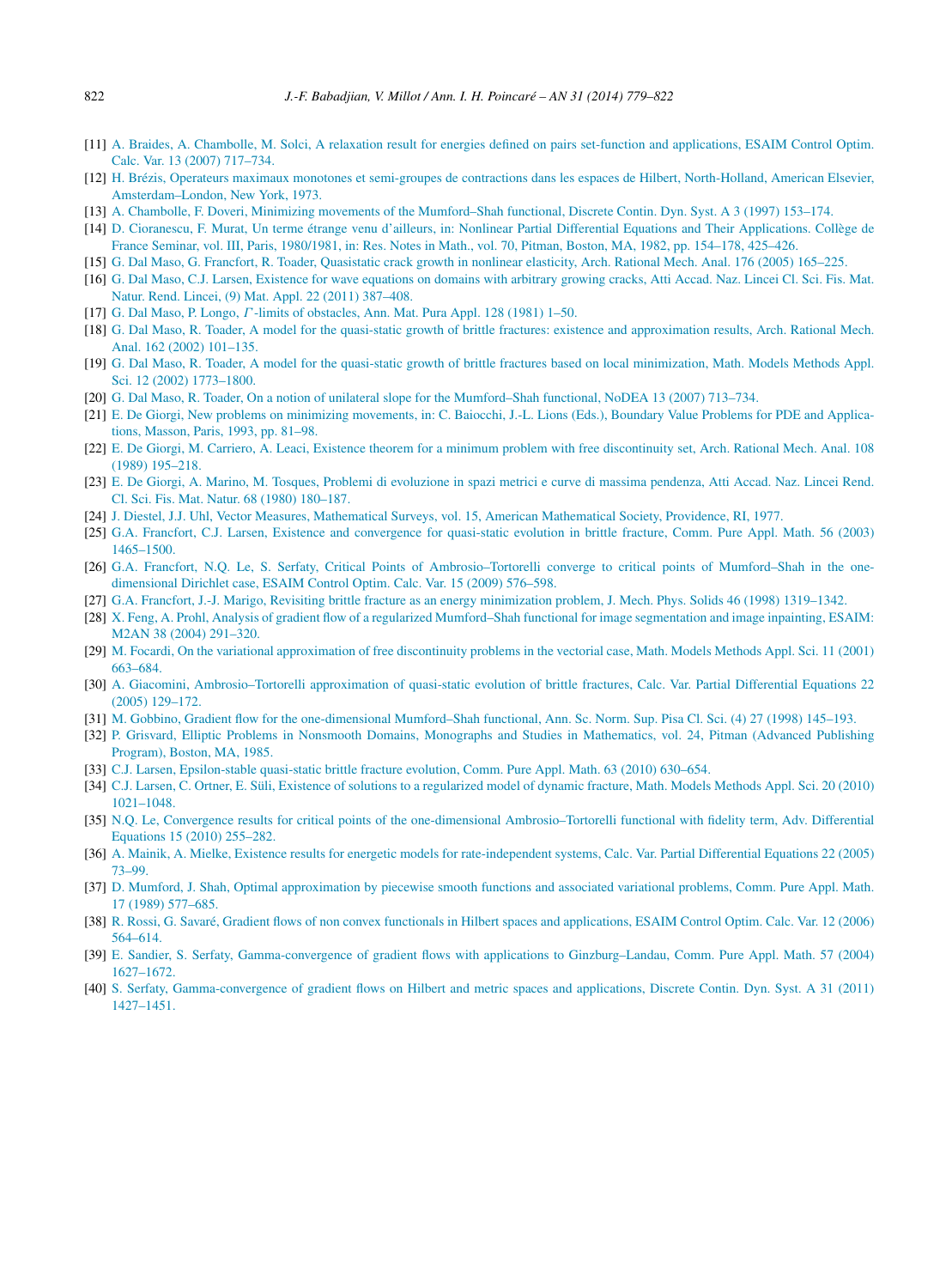[11] A. Braides, A. Chambolle, M. Solci, A relaxation result for energies defined on pairs set-function and applications, ESAIM Control Optim. Calc. Var. 13 (2007) 717–734.

[12] H. Brézis, Operateurs maximaux monotones et semi-groupes de contractions dans les espaces de Hilbert, North-Holland, American Elsevier, Amsterdam–London, New York, 1973.

[13] A. Chambolle, F. Doveri, Minimizing movements of the Mumford–Shah functional, Discrete Contin. Dyn. Syst. A 3 (1997) 153–174.

[14] D. Cioranescu, F. Murat, Un terme étrange venu d'ailleurs, in: Nonlinear Partial Differential Equations and Their Applications. Collège de France Seminar, vol. III, Paris, 1980/1981, in: Res. Notes in Math., vol. 70, Pitman, Boston, MA, 1982, pp. 154–178, 425–426.

[15] G. Dal Maso, G. Francfort, R. Toader, Quasistatic crack growth in nonlinear elasticity, Arch. Rational Mech. Anal. 176 (2005) 165–225.

[16] G. Dal Maso, C.J. Larsen, Existence for wave equations on domains with arbitrary growing cracks, Atti Accad. Naz. Lincei Cl. Sci. Fis. Mat. Natur. Rend. Lincei, (9) Mat. Appl. 22 (2011) 387–408.

[17] G. Dal Maso, P. Longo, $\Gamma$-limits of obstacles, Ann. Mat. Pura Appl. 128 (1981) 1–50.

[18] G. Dal Maso, R. Toader, A model for the quasi-static growth of brittle fractures: existence and approximation results, Arch. Rational Mech. Anal. 162 (2002) 101–135.

[19] G. Dal Maso, R. Toader, A model for the quasi-static growth of brittle fractures based on local minimization, Math. Models Methods Appl. Sci. 12 (2002) 1773–1800.

[20] G. Dal Maso, R. Toader, On a notion of unilateral slope for the Mumford–Shah functional, NoDEA 13 (2007) 713–734.

[21] E. De Giorgi, New problems on minimizing movements, in: C. Baiocchi, J.-L. Lions (Eds.), Boundary Value Problems for PDE and Applications, Masson, Paris, 1993, pp. 81–98.

[22] E. De Giorgi, M. Carriero, A. Leaci, Existence theorem for a minimum problem with free discontinuity set, Arch. Rational Mech. Anal. 108 (1989) 195–218.

[23] E. De Giorgi, A. Marino, M. Tosques, Problemi di evoluzione in spazi metrici e curve di massima pendenza, Atti Accad. Naz. Lincei Rend. Cl. Sci. Fis. Mat. Natur. 68 (1980) 180–187.

[24] J. Diestel, J.J. Uhl, Vector Measures, Mathematical Surveys, vol. 15, American Mathematical Society, Providence, RI, 1977.

[25] G.A. Francfort, C.J. Larsen, Existence and convergence for quasi-static evolution in brittle fracture, Comm. Pure Appl. Math. 56 (2003) 1465–1500.

[26] G.A. Francfort, N.Q. Le, S. Serfaty, Critical Points of Ambrosio–Tortorelli converge to critical points of Mumford–Shah in the one-dimensional Dirichlet case, ESAIM Control Optim. Calc. Var. 15 (2009) 576–598.

[27] G.A. Francfort, J.-J. Marigo, Revisiting brittle fracture as an energy minimization problem, J. Mech. Phys. Solids 46 (1998) 1319–1342.

[28] X. Feng, A. Prohl, Analysis of gradient flow of a regularized Mumford–Shah functional for image segmentation and image inpainting, ESAIM: M2AN 38 (2004) 291–320.

[29] M. Focardi, On the variational approximation of free discontinuity problems in the vectorial case, Math. Models Methods Appl. Sci. 11 (2001) 663–684.

[30] A. Giacomini, Ambrosio–Tortorelli approximation of quasi-static evolution of brittle fractures, Calc. Var. Partial Differential Equations 22 (2005) 129–172.

[31] M. Gobbino, Gradient flow for the one-dimensional Mumford–Shah functional, Ann. Sc. Norm. Sup. Pisa Cl. Sci. (4) 27 (1998) 145–193.

[32] P. Grisvard, Elliptic Problems in Nonsmooth Domains, Monographs and Studies in Mathematics, vol. 24, Pitman (Advanced Publishing Program), Boston, MA, 1985.

[33] C.J. Larsen, Epsilon-stable quasi-static brittle fracture evolution, Comm. Pure Appl. Math. 63 (2010) 630–654.

[34] C.J. Larsen, C. Ortner, E. Süli, Existence of solutions to a regularized model of dynamic fracture, Math. Models Methods Appl. Sci. 20 (2010) 1021–1048.

[35] N.Q. Le, Convergence results for critical points of the one-dimensional Ambrosio–Tortorelli functional with fidelity term, Adv. Differential Equations 15 (2010) 255–282.

[36] A. Mainik, A. Mielke, Existence results for energetic models for rate-independent systems, Calc. Var. Partial Differential Equations 22 (2005) 73–99.

[37] D. Mumford, J. Shah, Optimal approximation by piecewise smooth functions and associated variational problems, Comm. Pure Appl. Math. 17 (1989) 577–685.

[38] R. Rossi, G. Savaré, Gradient flows of non convex functionals in Hilbert spaces and applications, ESAIM Control Optim. Calc. Var. 12 (2006) 564–614.

[39] E. Sandier, S. Serfaty, Gamma-convergence of gradient flows with applications to Ginzburg–Landau, Comm. Pure Appl. Math. 57 (2004) 1627–1672.

[40] S. Serfaty, Gamma-convergence of gradient flows on Hilbert and metric spaces and applications, Discrete Contin. Dyn. Syst. A 31 (2011) 1427–1451.